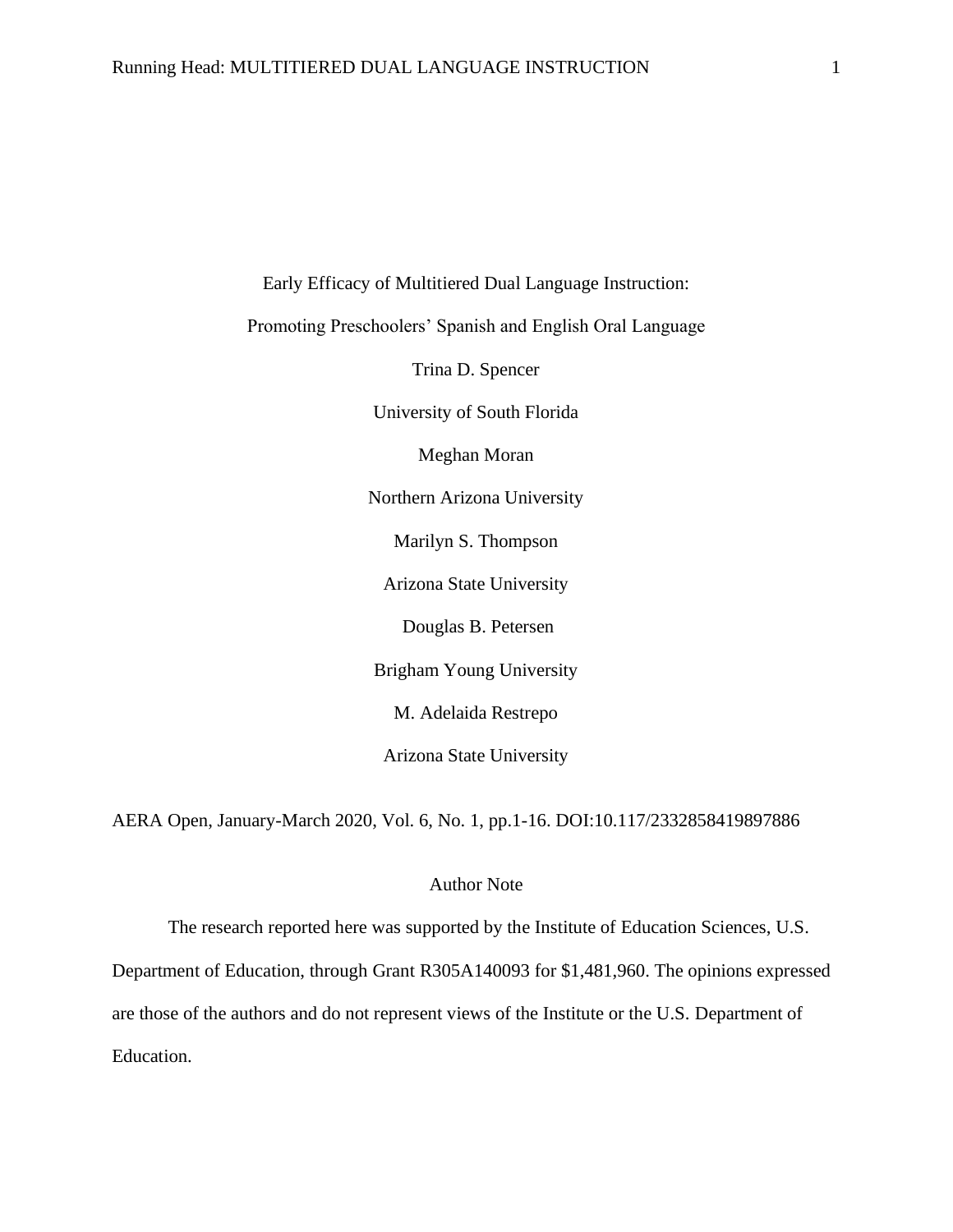# Early Efficacy of Multitiered Dual Language Instruction:

# Promoting Preschoolers' Spanish and English Oral Language

Trina D. Spencer

University of South Florida

Meghan Moran

Northern Arizona University

Marilyn S. Thompson

Arizona State University

Douglas B. Petersen

Brigham Young University

M. Adelaida Restrepo

Arizona State University

AERA Open, January-March 2020, Vol. 6, No. 1, pp.1-16. DOI:10.117/2332858419897886

## Author Note

The research reported here was supported by the Institute of Education Sciences, U.S. Department of Education, through Grant R305A140093 for $1,481,960. The opinions expressed are those of the authors and do not represent views of the Institute or the U.S. Department of Education.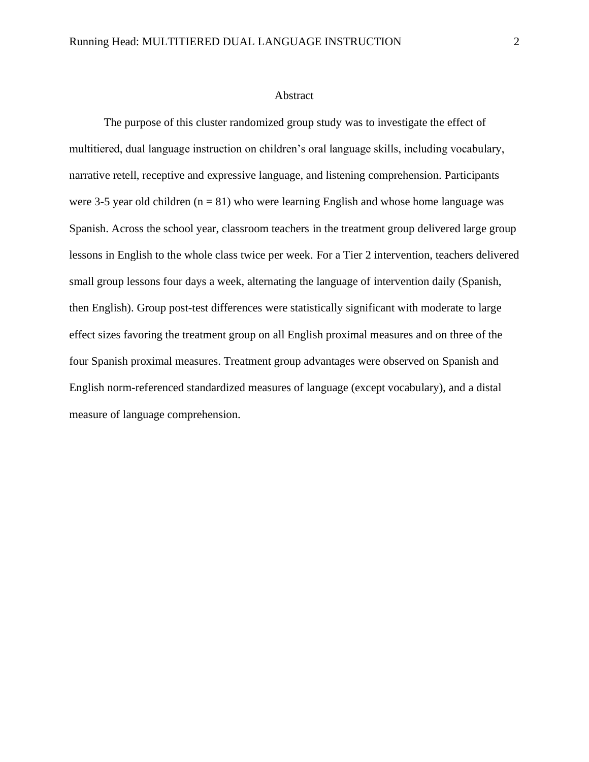## Abstract

The purpose of this cluster randomized group study was to investigate the effect of multitiered, dual language instruction on children's oral language skills, including vocabulary, narrative retell, receptive and expressive language, and listening comprehension. Participants were 3-5 year old children ($n = 81$) who were learning English and whose home language was Spanish. Across the school year, classroom teachers in the treatment group delivered large group lessons in English to the whole class twice per week. For a Tier 2 intervention, teachers delivered small group lessons four days a week, alternating the language of intervention daily (Spanish, then English). Group post-test differences were statistically significant with moderate to large effect sizes favoring the treatment group on all English proximal measures and on three of the four Spanish proximal measures. Treatment group advantages were observed on Spanish and English norm-referenced standardized measures of language (except vocabulary), and a distal measure of language comprehension.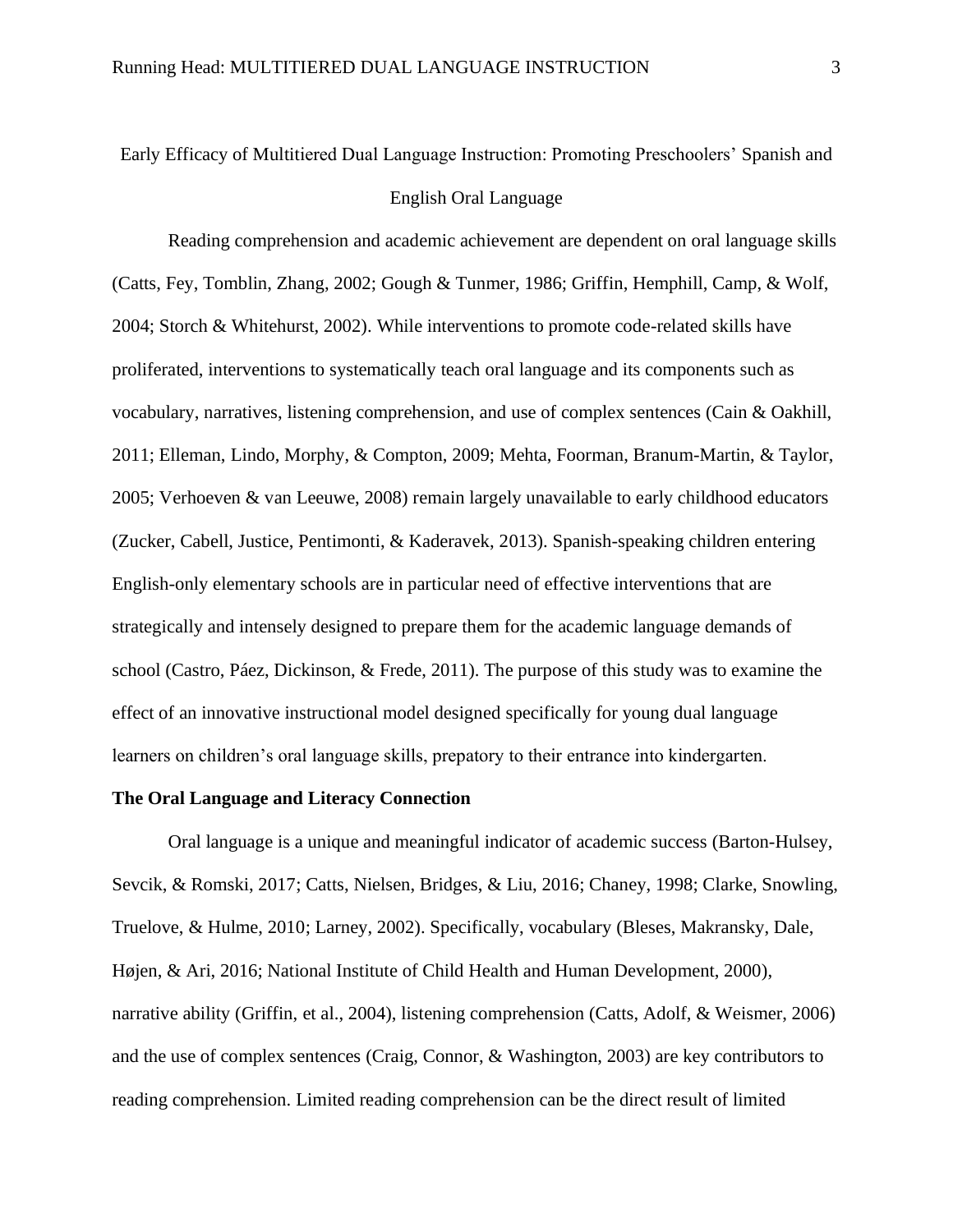# Early Efficacy of Multitiered Dual Language Instruction: Promoting Preschoolers' Spanish and English Oral Language

Reading comprehension and academic achievement are dependent on oral language skills (Catts, Fey, Tomblin, Zhang, 2002; Gough & Tunmer, 1986; Griffin, Hemphill, Camp, & Wolf, 2004; Storch & Whitehurst, 2002). While interventions to promote code-related skills have proliferated, interventions to systematically teach oral language and its components such as vocabulary, narratives, listening comprehension, and use of complex sentences (Cain & Oakhill, 2011; Elleman, Lindo, Morphy, & Compton, 2009; Mehta, Foorman, Branum-Martin, & Taylor, 2005; Verhoeven & van Leeuwe, 2008) remain largely unavailable to early childhood educators (Zucker, Cabell, Justice, Pentimonti, & Kaderavek, 2013). Spanish-speaking children entering English-only elementary schools are in particular need of effective interventions that are strategically and intensely designed to prepare them for the academic language demands of school (Castro, Páez, Dickinson, & Frede, 2011). The purpose of this study was to examine the effect of an innovative instructional model designed specifically for young dual language learners on children's oral language skills, prepatory to their entrance into kindergarten.

## The Oral Language and Literacy Connection

Oral language is a unique and meaningful indicator of academic success (Barton-Hulsey, Sevcik, & Romski, 2017; Catts, Nielsen, Bridges, & Liu, 2016; Chaney, 1998; Clarke, Snowling, Truelove, & Hulme, 2010; Larney, 2002). Specifically, vocabulary (Bleses, Makransky, Dale, Højen, & Ari, 2016; National Institute of Child Health and Human Development, 2000), narrative ability (Griffin, et al., 2004), listening comprehension (Catts, Adolf, & Weismer, 2006) and the use of complex sentences (Craig, Connor, & Washington, 2003) are key contributors to reading comprehension. Limited reading comprehension can be the direct result of limited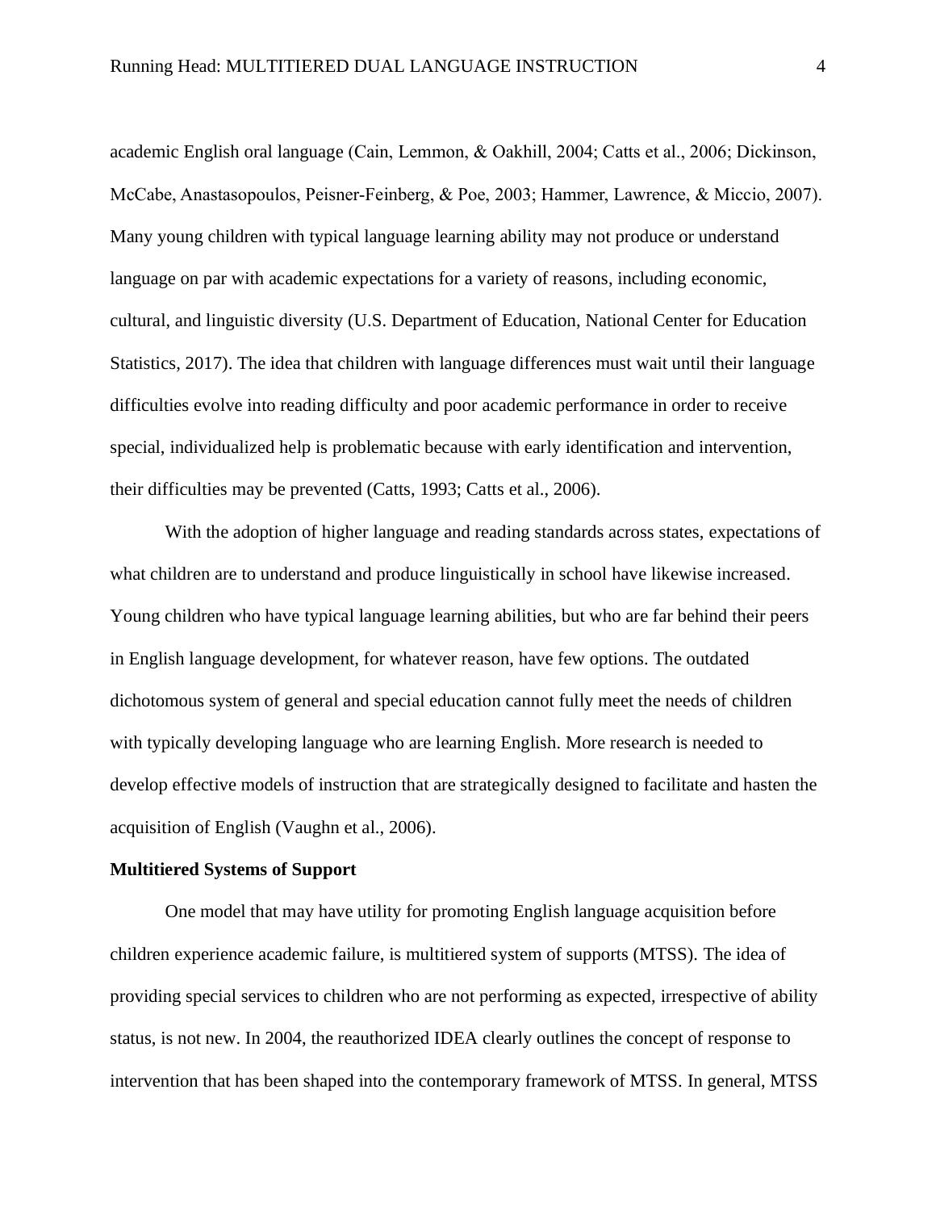academic English oral language (Cain, Lemmon, & Oakhill, 2004; Catts et al., 2006; Dickinson, McCabe, Anastasopoulos, Peisner-Feinberg, & Poe, 2003; Hammer, Lawrence, & Miccio, 2007). Many young children with typical language learning ability may not produce or understand language on par with academic expectations for a variety of reasons, including economic, cultural, and linguistic diversity (U.S. Department of Education, National Center for Education Statistics, 2017). The idea that children with language differences must wait until their language difficulties evolve into reading difficulty and poor academic performance in order to receive special, individualized help is problematic because with early identification and intervention, their difficulties may be prevented (Catts, 1993; Catts et al., 2006).

With the adoption of higher language and reading standards across states, expectations of what children are to understand and produce linguistically in school have likewise increased. Young children who have typical language learning abilities, but who are far behind their peers in English language development, for whatever reason, have few options. The outdated dichotomous system of general and special education cannot fully meet the needs of children with typically developing language who are learning English. More research is needed to develop effective models of instruction that are strategically designed to facilitate and hasten the acquisition of English (Vaughn et al., 2006).

**Multitiered Systems of Support**

One model that may have utility for promoting English language acquisition before children experience academic failure, is multitiered system of supports (MTSS). The idea of providing special services to children who are not performing as expected, irrespective of ability status, is not new. In 2004, the reauthorized IDEA clearly outlines the concept of response to intervention that has been shaped into the contemporary framework of MTSS. In general, MTSS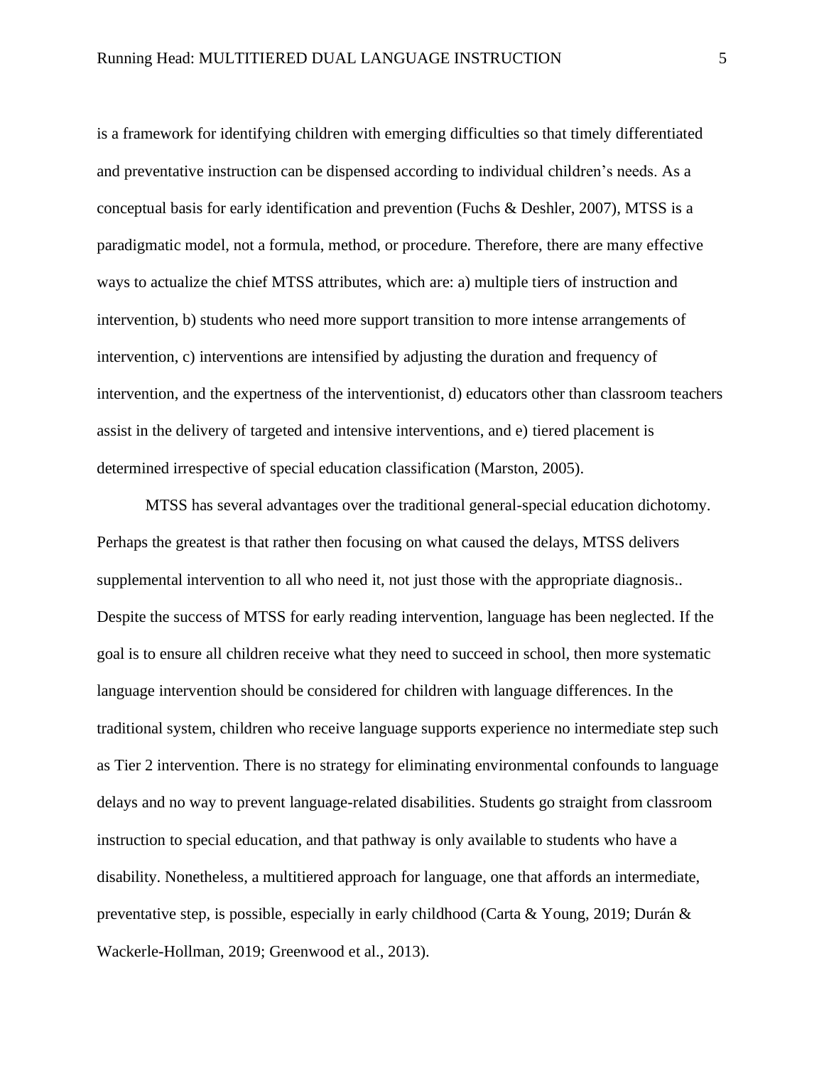is a framework for identifying children with emerging difficulties so that timely differentiated and preventative instruction can be dispensed according to individual children's needs. As a conceptual basis for early identification and prevention (Fuchs & Deshler, 2007), MTSS is a paradigmatic model, not a formula, method, or procedure. Therefore, there are many effective ways to actualize the chief MTSS attributes, which are: a) multiple tiers of instruction and intervention, b) students who need more support transition to more intense arrangements of intervention, c) interventions are intensified by adjusting the duration and frequency of intervention, and the expertness of the interventionist, d) educators other than classroom teachers assist in the delivery of targeted and intensive interventions, and e) tiered placement is determined irrespective of special education classification (Marston, 2005).

MTSS has several advantages over the traditional general-special education dichotomy. Perhaps the greatest is that rather then focusing on what caused the delays, MTSS delivers supplemental intervention to all who need it, not just those with the appropriate diagnosis.. Despite the success of MTSS for early reading intervention, language has been neglected. If the goal is to ensure all children receive what they need to succeed in school, then more systematic language intervention should be considered for children with language differences. In the traditional system, children who receive language supports experience no intermediate step such as Tier 2 intervention. There is no strategy for eliminating environmental confounds to language delays and no way to prevent language-related disabilities. Students go straight from classroom instruction to special education, and that pathway is only available to students who have a disability. Nonetheless, a multitiered approach for language, one that affords an intermediate, preventative step, is possible, especially in early childhood (Carta & Young, 2019; Durán & Wackerle-Hollman, 2019; Greenwood et al., 2013).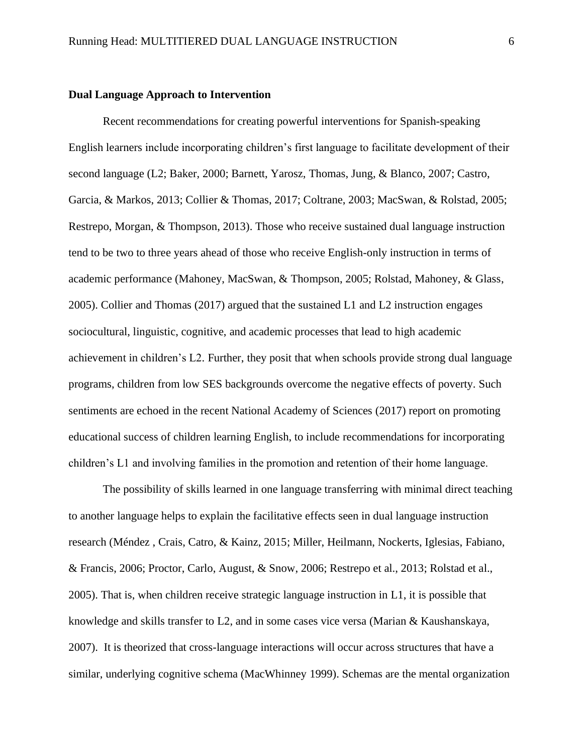**Dual Language Approach to Intervention**

Recent recommendations for creating powerful interventions for Spanish-speaking English learners include incorporating children's first language to facilitate development of their second language (L2; Baker, 2000; Barnett, Yarosz, Thomas, Jung, & Blanco, 2007; Castro, Garcia, & Markos, 2013; Collier & Thomas, 2017; Coltrane, 2003; MacSwan, & Rolstad, 2005; Restrepo, Morgan, & Thompson, 2013). Those who receive sustained dual language instruction tend to be two to three years ahead of those who receive English-only instruction in terms of academic performance (Mahoney, MacSwan, & Thompson, 2005; Rolstad, Mahoney, & Glass, 2005). Collier and Thomas (2017) argued that the sustained L1 and L2 instruction engages sociocultural, linguistic, cognitive, and academic processes that lead to high academic achievement in children's L2. Further, they posit that when schools provide strong dual language programs, children from low SES backgrounds overcome the negative effects of poverty. Such sentiments are echoed in the recent National Academy of Sciences (2017) report on promoting educational success of children learning English, to include recommendations for incorporating children's L1 and involving families in the promotion and retention of their home language.

The possibility of skills learned in one language transferring with minimal direct teaching to another language helps to explain the facilitative effects seen in dual language instruction research (Méndez , Crais, Catro, & Kainz, 2015; Miller, Heilmann, Nockerts, Iglesias, Fabiano, & Francis, 2006; Proctor, Carlo, August, & Snow, 2006; Restrepo et al., 2013; Rolstad et al., 2005). That is, when children receive strategic language instruction in L1, it is possible that knowledge and skills transfer to L2, and in some cases vice versa (Marian & Kaushanskaya, 2007). It is theorized that cross-language interactions will occur across structures that have a similar, underlying cognitive schema (MacWhinney 1999). Schemas are the mental organization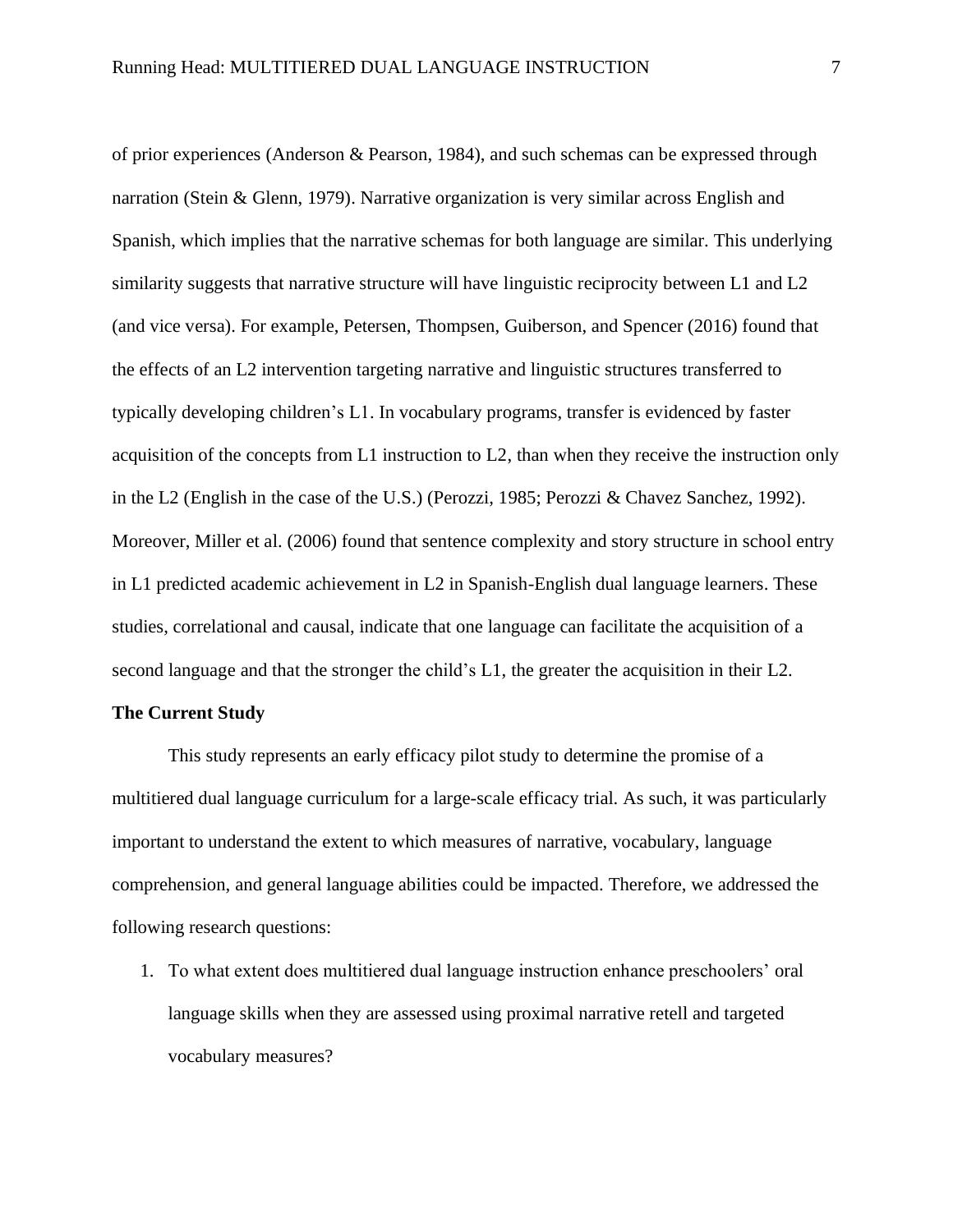of prior experiences (Anderson & Pearson, 1984), and such schemas can be expressed through narration (Stein & Glenn, 1979). Narrative organization is very similar across English and Spanish, which implies that the narrative schemas for both language are similar. This underlying similarity suggests that narrative structure will have linguistic reciprocity between L1 and L2 (and vice versa). For example, Petersen, Thompsen, Guiberson, and Spencer (2016) found that the effects of an L2 intervention targeting narrative and linguistic structures transferred to typically developing children's L1. In vocabulary programs, transfer is evidenced by faster acquisition of the concepts from L1 instruction to L2, than when they receive the instruction only in the L2 (English in the case of the U.S.) (Perozzi, 1985; Perozzi & Chavez Sanchez, 1992). Moreover, Miller et al. (2006) found that sentence complexity and story structure in school entry in L1 predicted academic achievement in L2 in Spanish-English dual language learners. These studies, correlational and causal, indicate that one language can facilitate the acquisition of a second language and that the stronger the child's L1, the greater the acquisition in their L2.

**The Current Study**

This study represents an early efficacy pilot study to determine the promise of a multitiered dual language curriculum for a large-scale efficacy trial. As such, it was particularly important to understand the extent to which measures of narrative, vocabulary, language comprehension, and general language abilities could be impacted. Therefore, we addressed the following research questions:

1. To what extent does multitiered dual language instruction enhance preschoolers' oral language skills when they are assessed using proximal narrative retell and targeted vocabulary measures?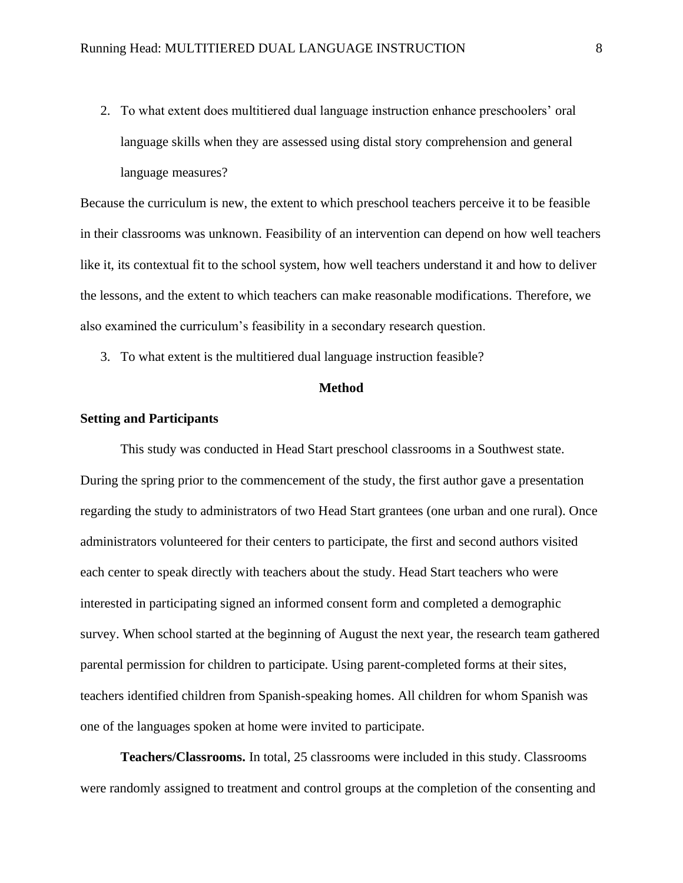2. To what extent does multitiered dual language instruction enhance preschoolers' oral language skills when they are assessed using distal story comprehension and general language measures?

Because the curriculum is new, the extent to which preschool teachers perceive it to be feasible in their classrooms was unknown. Feasibility of an intervention can depend on how well teachers like it, its contextual fit to the school system, how well teachers understand it and how to deliver the lessons, and the extent to which teachers can make reasonable modifications. Therefore, we also examined the curriculum's feasibility in a secondary research question.

3. To what extent is the multitiered dual language instruction feasible?

## Method

### Setting and Participants

This study was conducted in Head Start preschool classrooms in a Southwest state. During the spring prior to the commencement of the study, the first author gave a presentation regarding the study to administrators of two Head Start grantees (one urban and one rural). Once administrators volunteered for their centers to participate, the first and second authors visited each center to speak directly with teachers about the study. Head Start teachers who were interested in participating signed an informed consent form and completed a demographic survey. When school started at the beginning of August the next year, the research team gathered parental permission for children to participate. Using parent-completed forms at their sites, teachers identified children from Spanish-speaking homes. All children for whom Spanish was one of the languages spoken at home were invited to participate.

**Teachers/Classrooms.** In total, 25 classrooms were included in this study. Classrooms were randomly assigned to treatment and control groups at the completion of the consenting and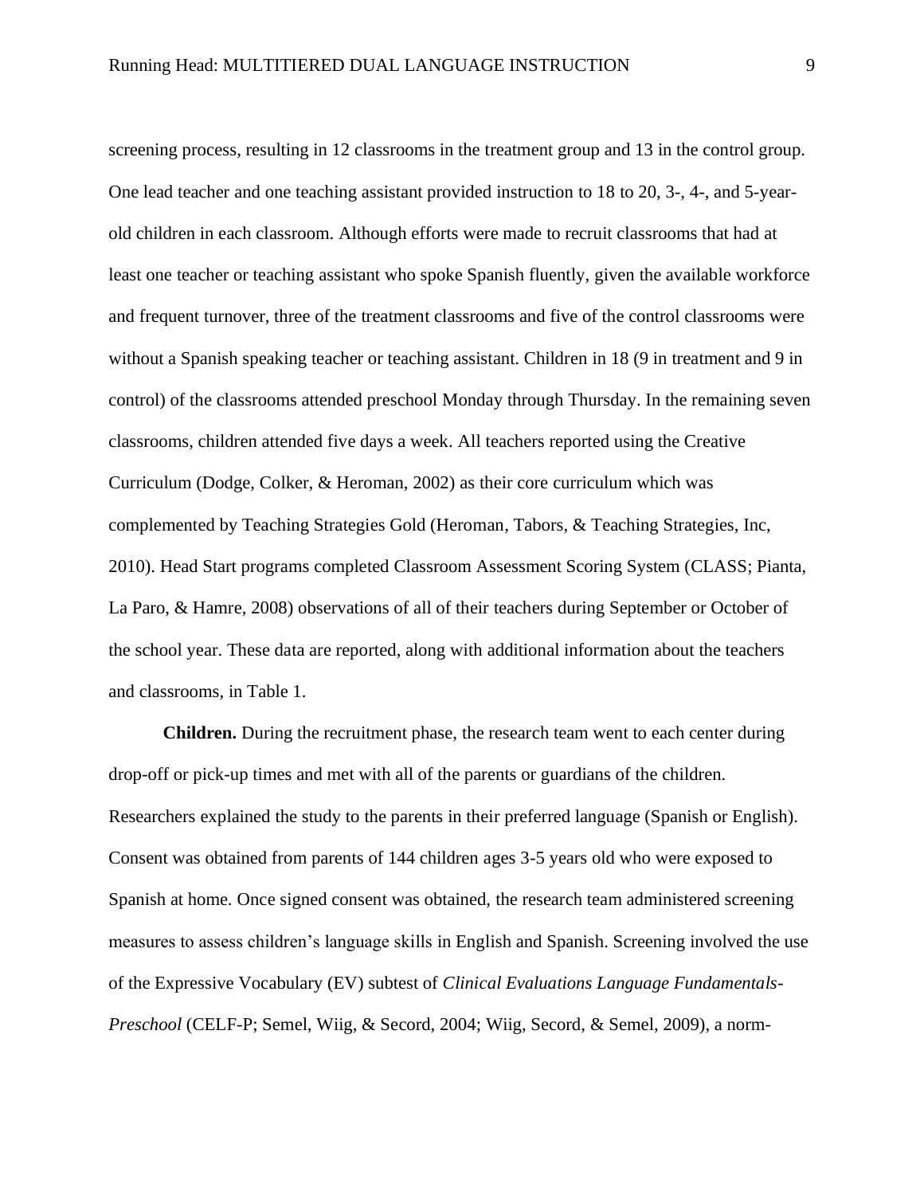screening process, resulting in 12 classrooms in the treatment group and 13 in the control group. One lead teacher and one teaching assistant provided instruction to 18 to 20, 3-, 4-, and 5-year-old children in each classroom. Although efforts were made to recruit classrooms that had at least one teacher or teaching assistant who spoke Spanish fluently, given the available workforce and frequent turnover, three of the treatment classrooms and five of the control classrooms were without a Spanish speaking teacher or teaching assistant. Children in 18 (9 in treatment and 9 in control) of the classrooms attended preschool Monday through Thursday. In the remaining seven classrooms, children attended five days a week. All teachers reported using the Creative Curriculum (Dodge, Colker, & Heroman, 2002) as their core curriculum which was complemented by Teaching Strategies Gold (Heroman, Tabors, & Teaching Strategies, Inc, 2010). Head Start programs completed Classroom Assessment Scoring System (CLASS; Pianta, La Paro, & Hamre, 2008) observations of all of their teachers during September or October of the school year. These data are reported, along with additional information about the teachers and classrooms, in Table 1.

**Children.** During the recruitment phase, the research team went to each center during drop-off or pick-up times and met with all of the parents or guardians of the children. Researchers explained the study to the parents in their preferred language (Spanish or English). Consent was obtained from parents of 144 children ages 3-5 years old who were exposed to Spanish at home. Once signed consent was obtained, the research team administered screening measures to assess children's language skills in English and Spanish. Screening involved the use of the Expressive Vocabulary (EV) subtest of *Clinical Evaluations Language Fundamentals-Preschool* (CELF-P; Semel, Wiig, & Secord, 2004; Wiig, Secord, & Semel, 2009), a norm-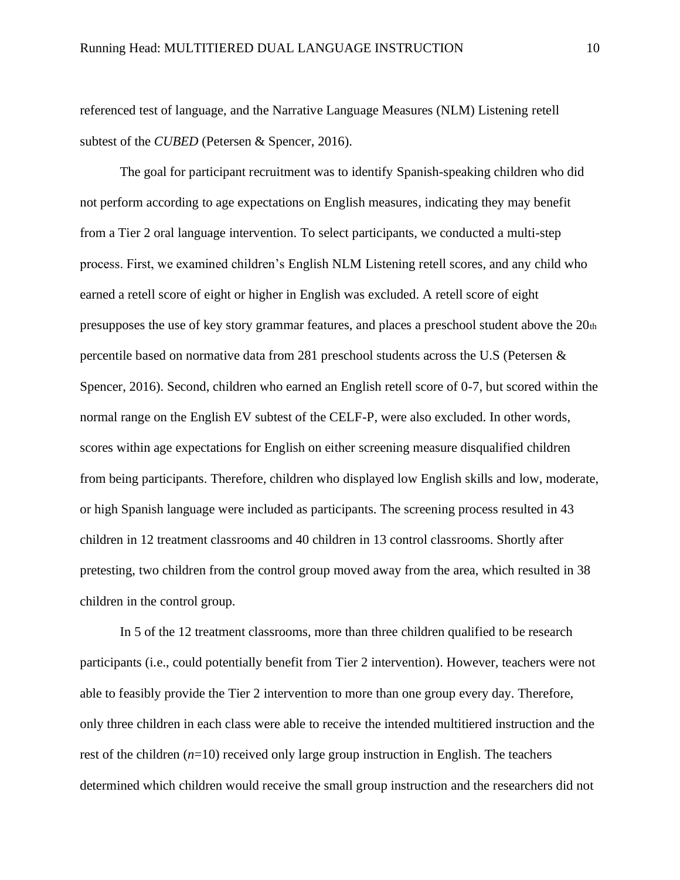referenced test of language, and the Narrative Language Measures (NLM) Listening retell subtest of the *CUBED* (Petersen & Spencer, 2016).

The goal for participant recruitment was to identify Spanish-speaking children who did not perform according to age expectations on English measures, indicating they may benefit from a Tier 2 oral language intervention. To select participants, we conducted a multi-step process. First, we examined children's English NLM Listening retell scores, and any child who earned a retell score of eight or higher in English was excluded. A retell score of eight presupposes the use of key story grammar features, and places a preschool student above the 20th percentile based on normative data from 281 preschool students across the U.S (Petersen & Spencer, 2016). Second, children who earned an English retell score of 0-7, but scored within the normal range on the English EV subtest of the CELF-P, were also excluded. In other words, scores within age expectations for English on either screening measure disqualified children from being participants. Therefore, children who displayed low English skills and low, moderate, or high Spanish language were included as participants. The screening process resulted in 43 children in 12 treatment classrooms and 40 children in 13 control classrooms. Shortly after pretesting, two children from the control group moved away from the area, which resulted in 38 children in the control group.

In 5 of the 12 treatment classrooms, more than three children qualified to be research participants (i.e., could potentially benefit from Tier 2 intervention). However, teachers were not able to feasibly provide the Tier 2 intervention to more than one group every day. Therefore, only three children in each class were able to receive the intended multitiered instruction and the rest of the children (*n*=10) received only large group instruction in English. The teachers determined which children would receive the small group instruction and the researchers did not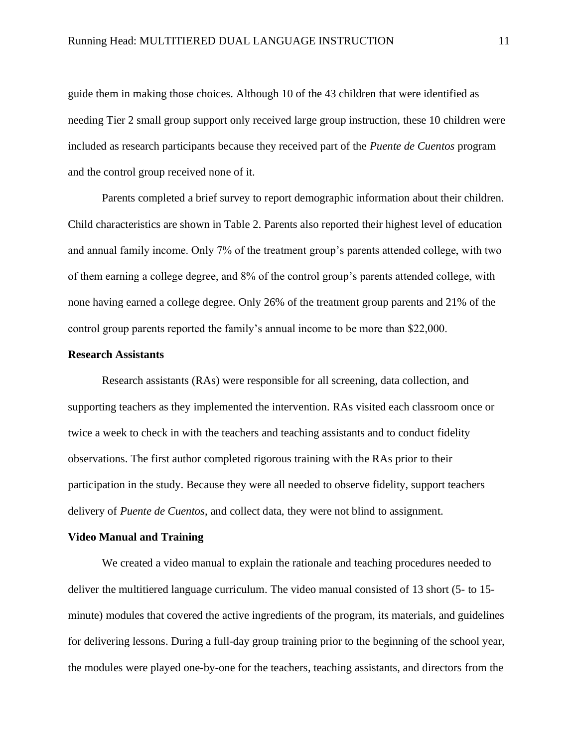guide them in making those choices. Although 10 of the 43 children that were identified as needing Tier 2 small group support only received large group instruction, these 10 children were included as research participants because they received part of the *Puente de Cuentos* program and the control group received none of it.

Parents completed a brief survey to report demographic information about their children. Child characteristics are shown in Table 2. Parents also reported their highest level of education and annual family income. Only 7% of the treatment group's parents attended college, with two of them earning a college degree, and 8% of the control group's parents attended college, with none having earned a college degree. Only 26% of the treatment group parents and 21% of the control group parents reported the family's annual income to be more than $22,000.

**Research Assistants**

Research assistants (RAs) were responsible for all screening, data collection, and supporting teachers as they implemented the intervention. RAs visited each classroom once or twice a week to check in with the teachers and teaching assistants and to conduct fidelity observations. The first author completed rigorous training with the RAs prior to their participation in the study. Because they were all needed to observe fidelity, support teachers delivery of *Puente de Cuentos*, and collect data, they were not blind to assignment.

**Video Manual and Training**

We created a video manual to explain the rationale and teaching procedures needed to deliver the multitiered language curriculum. The video manual consisted of 13 short (5- to 15-minute) modules that covered the active ingredients of the program, its materials, and guidelines for delivering lessons. During a full-day group training prior to the beginning of the school year, the modules were played one-by-one for the teachers, teaching assistants, and directors from the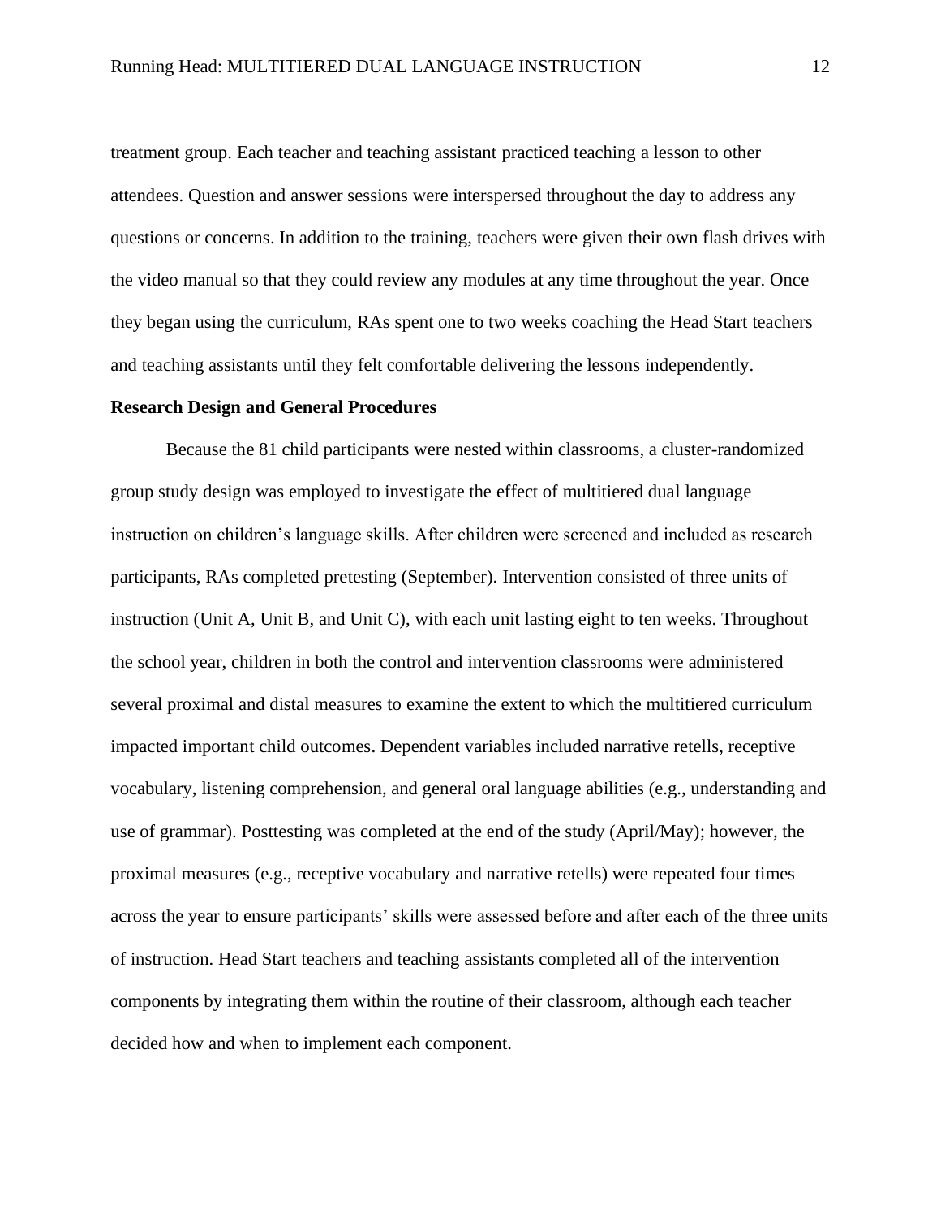treatment group. Each teacher and teaching assistant practiced teaching a lesson to other attendees. Question and answer sessions were interspersed throughout the day to address any questions or concerns. In addition to the training, teachers were given their own flash drives with the video manual so that they could review any modules at any time throughout the year. Once they began using the curriculum, RAs spent one to two weeks coaching the Head Start teachers and teaching assistants until they felt comfortable delivering the lessons independently.

**Research Design and General Procedures**

Because the 81 child participants were nested within classrooms, a cluster-randomized group study design was employed to investigate the effect of multitiered dual language instruction on children's language skills. After children were screened and included as research participants, RAs completed pretesting (September). Intervention consisted of three units of instruction (Unit A, Unit B, and Unit C), with each unit lasting eight to ten weeks. Throughout the school year, children in both the control and intervention classrooms were administered several proximal and distal measures to examine the extent to which the multitiered curriculum impacted important child outcomes. Dependent variables included narrative retells, receptive vocabulary, listening comprehension, and general oral language abilities (e.g., understanding and use of grammar). Posttesting was completed at the end of the study (April/May); however, the proximal measures (e.g., receptive vocabulary and narrative retells) were repeated four times across the year to ensure participants' skills were assessed before and after each of the three units of instruction. Head Start teachers and teaching assistants completed all of the intervention components by integrating them within the routine of their classroom, although each teacher decided how and when to implement each component.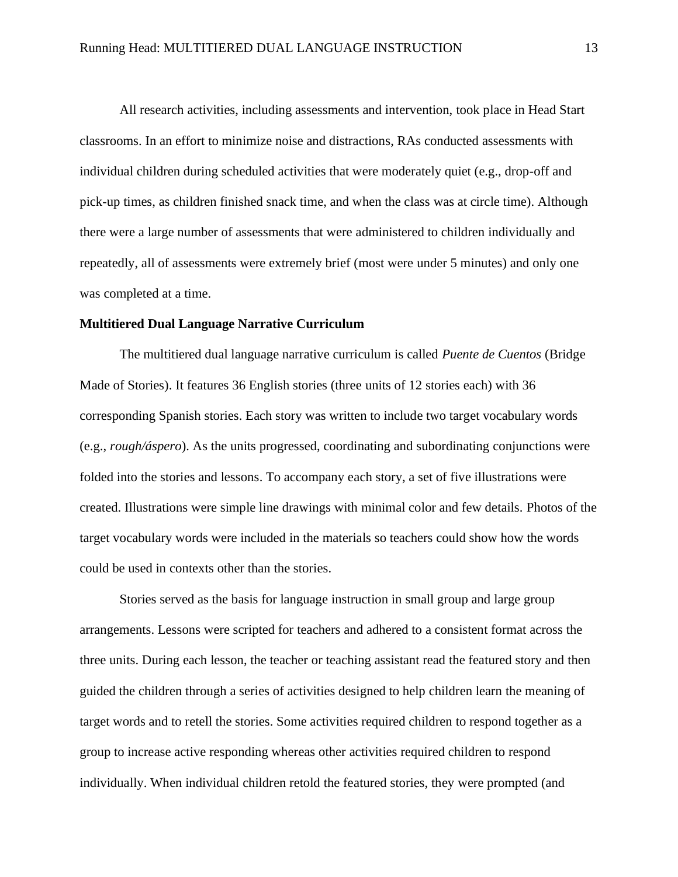All research activities, including assessments and intervention, took place in Head Start classrooms. In an effort to minimize noise and distractions, RAs conducted assessments with individual children during scheduled activities that were moderately quiet (e.g., drop-off and pick-up times, as children finished snack time, and when the class was at circle time). Although there were a large number of assessments that were administered to children individually and repeatedly, all of assessments were extremely brief (most were under 5 minutes) and only one was completed at a time.

**Multitiered Dual Language Narrative Curriculum**

The multitiered dual language narrative curriculum is called *Puente de Cuentos* (Bridge Made of Stories). It features 36 English stories (three units of 12 stories each) with 36 corresponding Spanish stories. Each story was written to include two target vocabulary words (e.g., *rough/áspero*). As the units progressed, coordinating and subordinating conjunctions were folded into the stories and lessons. To accompany each story, a set of five illustrations were created. Illustrations were simple line drawings with minimal color and few details. Photos of the target vocabulary words were included in the materials so teachers could show how the words could be used in contexts other than the stories.

Stories served as the basis for language instruction in small group and large group arrangements. Lessons were scripted for teachers and adhered to a consistent format across the three units. During each lesson, the teacher or teaching assistant read the featured story and then guided the children through a series of activities designed to help children learn the meaning of target words and to retell the stories. Some activities required children to respond together as a group to increase active responding whereas other activities required children to respond individually. When individual children retold the featured stories, they were prompted (and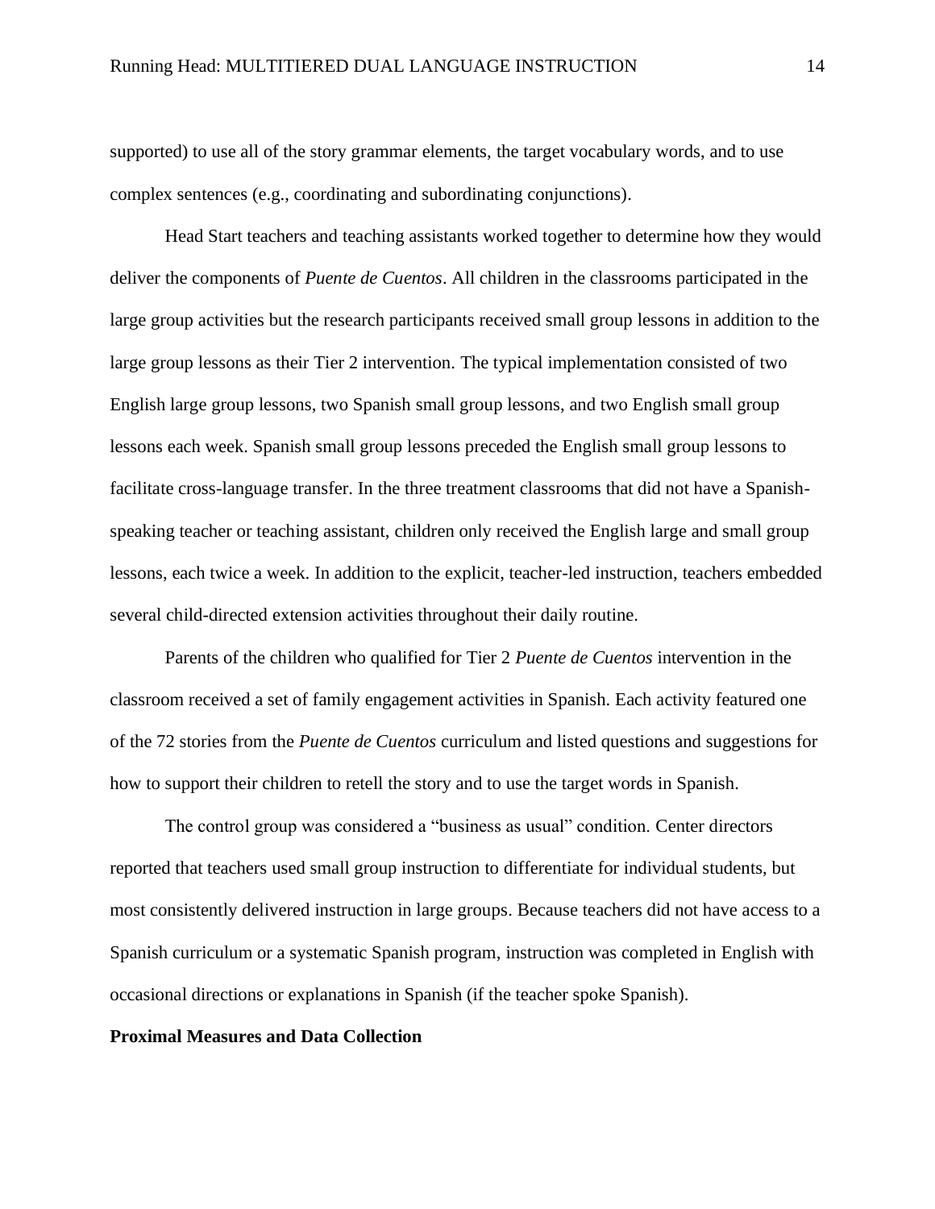supported) to use all of the story grammar elements, the target vocabulary words, and to use complex sentences (e.g., coordinating and subordinating conjunctions).

Head Start teachers and teaching assistants worked together to determine how they would deliver the components of *Puente de Cuentos*. All children in the classrooms participated in the large group activities but the research participants received small group lessons in addition to the large group lessons as their Tier 2 intervention. The typical implementation consisted of two English large group lessons, two Spanish small group lessons, and two English small group lessons each week. Spanish small group lessons preceded the English small group lessons to facilitate cross-language transfer. In the three treatment classrooms that did not have a Spanish-speaking teacher or teaching assistant, children only received the English large and small group lessons, each twice a week. In addition to the explicit, teacher-led instruction, teachers embedded several child-directed extension activities throughout their daily routine.

Parents of the children who qualified for Tier 2 *Puente de Cuentos* intervention in the classroom received a set of family engagement activities in Spanish. Each activity featured one of the 72 stories from the *Puente de Cuentos* curriculum and listed questions and suggestions for how to support their children to retell the story and to use the target words in Spanish.

The control group was considered a "business as usual" condition. Center directors reported that teachers used small group instruction to differentiate for individual students, but most consistently delivered instruction in large groups. Because teachers did not have access to a Spanish curriculum or a systematic Spanish program, instruction was completed in English with occasional directions or explanations in Spanish (if the teacher spoke Spanish).

**Proximal Measures and Data Collection**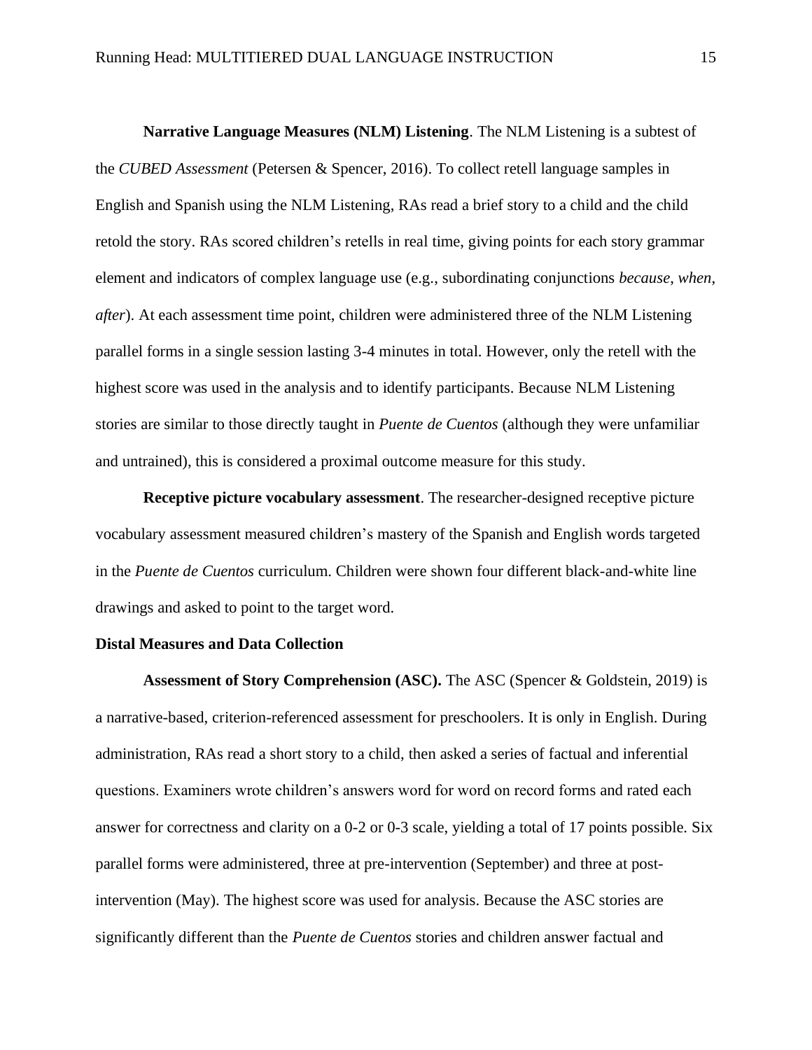**Narrative Language Measures (NLM) Listening**. The NLM Listening is a subtest of the *CUBED Assessment* (Petersen & Spencer, 2016). To collect retell language samples in English and Spanish using the NLM Listening, RAs read a brief story to a child and the child retold the story. RAs scored children's retells in real time, giving points for each story grammar element and indicators of complex language use (e.g., subordinating conjunctions *because*, *when*, *after*). At each assessment time point, children were administered three of the NLM Listening parallel forms in a single session lasting 3-4 minutes in total. However, only the retell with the highest score was used in the analysis and to identify participants. Because NLM Listening stories are similar to those directly taught in *Puente de Cuentos* (although they were unfamiliar and untrained), this is considered a proximal outcome measure for this study.

**Receptive picture vocabulary assessment**. The researcher-designed receptive picture vocabulary assessment measured children's mastery of the Spanish and English words targeted in the *Puente de Cuentos* curriculum. Children were shown four different black-and-white line drawings and asked to point to the target word.

## Distal Measures and Data Collection

**Assessment of Story Comprehension (ASC).** The ASC (Spencer & Goldstein, 2019) is a narrative-based, criterion-referenced assessment for preschoolers. It is only in English. During administration, RAs read a short story to a child, then asked a series of factual and inferential questions. Examiners wrote children's answers word for word on record forms and rated each answer for correctness and clarity on a 0-2 or 0-3 scale, yielding a total of 17 points possible. Six parallel forms were administered, three at pre-intervention (September) and three at post-intervention (May). The highest score was used for analysis. Because the ASC stories are significantly different than the *Puente de Cuentos* stories and children answer factual and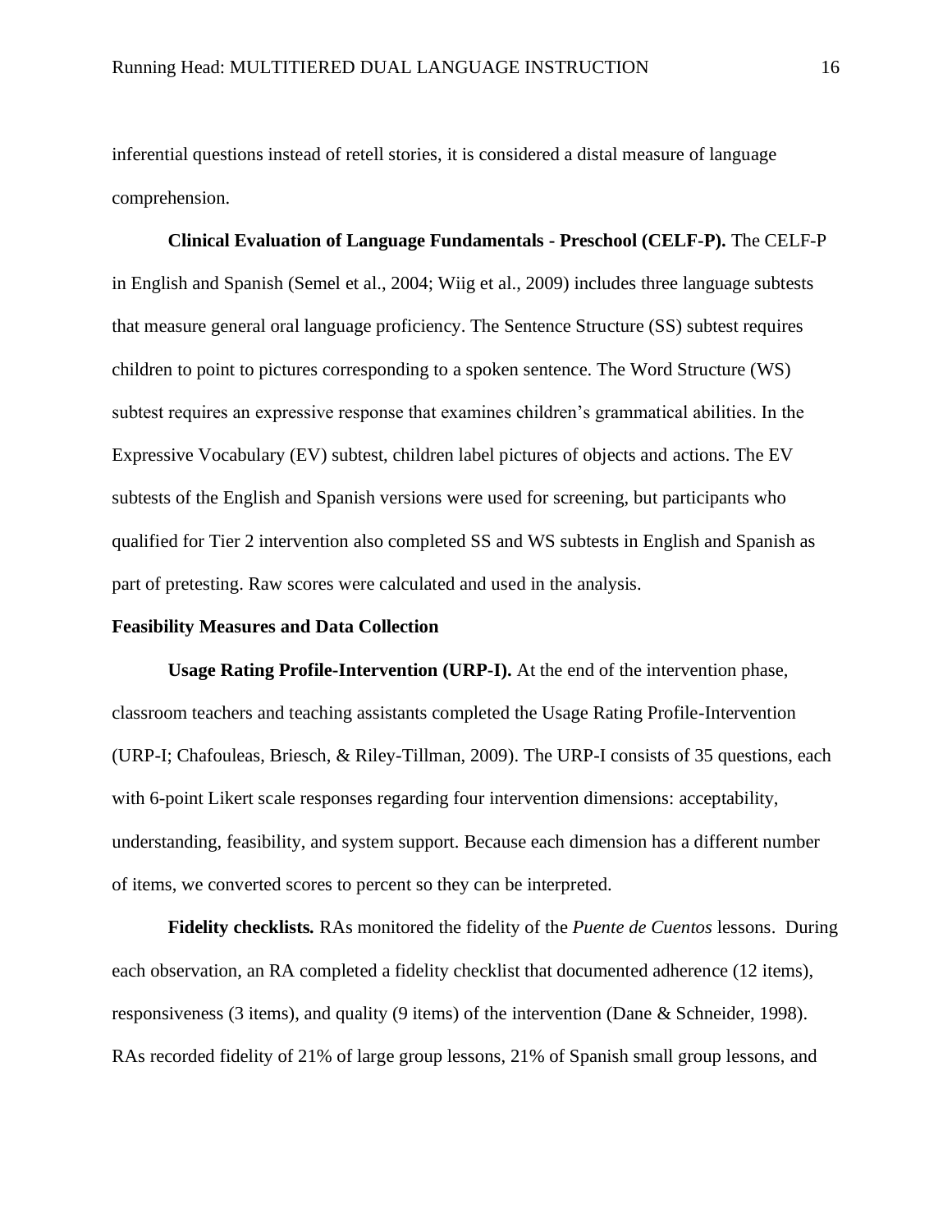inferential questions instead of retell stories, it is considered a distal measure of language comprehension.

**Clinical Evaluation of Language Fundamentals - Preschool (CELF-P).** The CELF-P in English and Spanish (Semel et al., 2004; Wiig et al., 2009) includes three language subtests that measure general oral language proficiency. The Sentence Structure (SS) subtest requires children to point to pictures corresponding to a spoken sentence. The Word Structure (WS) subtest requires an expressive response that examines children's grammatical abilities. In the Expressive Vocabulary (EV) subtest, children label pictures of objects and actions. The EV subtests of the English and Spanish versions were used for screening, but participants who qualified for Tier 2 intervention also completed SS and WS subtests in English and Spanish as part of pretesting. Raw scores were calculated and used in the analysis.

**Feasibility Measures and Data Collection**

**Usage Rating Profile-Intervention (URP-I).** At the end of the intervention phase, classroom teachers and teaching assistants completed the Usage Rating Profile-Intervention (URP-I; Chafouleas, Briesch, & Riley-Tillman, 2009). The URP-I consists of 35 questions, each with 6-point Likert scale responses regarding four intervention dimensions: acceptability, understanding, feasibility, and system support. Because each dimension has a different number of items, we converted scores to percent so they can be interpreted.

**Fidelity checklists.** RAs monitored the fidelity of the *Puente de Cuentos* lessons. During each observation, an RA completed a fidelity checklist that documented adherence (12 items), responsiveness (3 items), and quality (9 items) of the intervention (Dane & Schneider, 1998). RAs recorded fidelity of 21% of large group lessons, 21% of Spanish small group lessons, and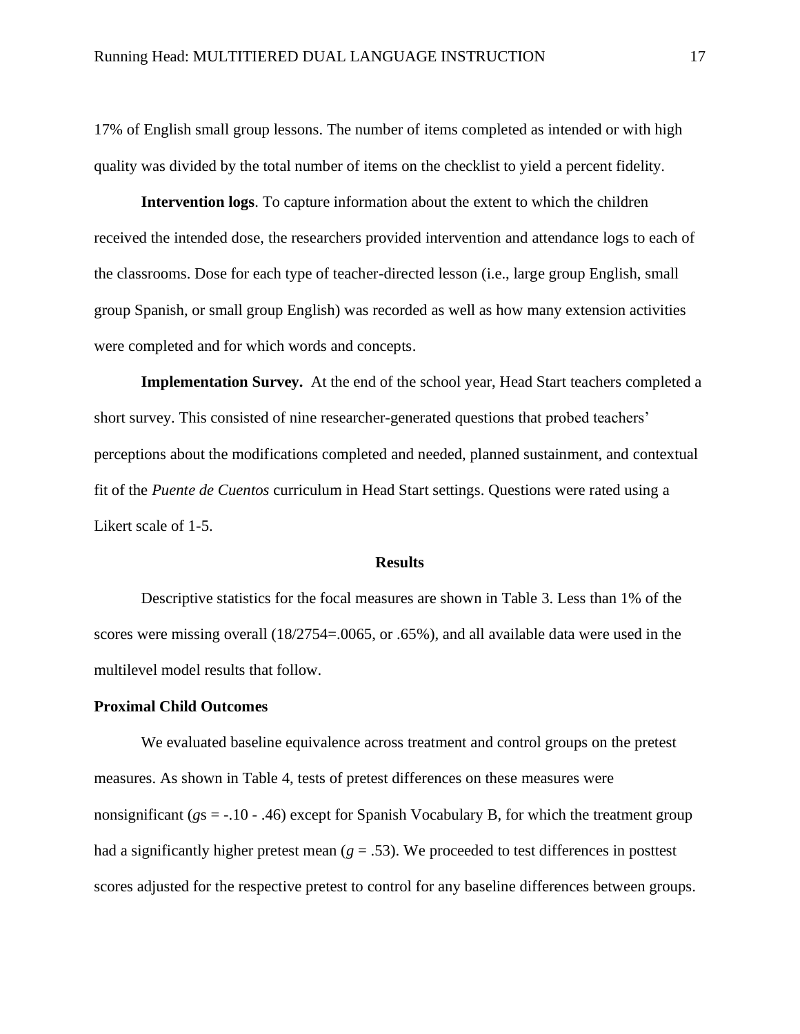17% of English small group lessons. The number of items completed as intended or with high quality was divided by the total number of items on the checklist to yield a percent fidelity.

**Intervention logs**. To capture information about the extent to which the children received the intended dose, the researchers provided intervention and attendance logs to each of the classrooms. Dose for each type of teacher-directed lesson (i.e., large group English, small group Spanish, or small group English) was recorded as well as how many extension activities were completed and for which words and concepts.

**Implementation Survey.** At the end of the school year, Head Start teachers completed a short survey. This consisted of nine researcher-generated questions that probed teachers' perceptions about the modifications completed and needed, planned sustainment, and contextual fit of the *Puente de Cuentos* curriculum in Head Start settings. Questions were rated using a Likert scale of 1-5.

## Results

Descriptive statistics for the focal measures are shown in Table 3. Less than 1% of the scores were missing overall (18/2754=.0065, or .65%), and all available data were used in the multilevel model results that follow.

### Proximal Child Outcomes

We evaluated baseline equivalence across treatment and control groups on the pretest measures. As shown in Table 4, tests of pretest differences on these measures were nonsignificant ($g$s = -.10 - .46) except for Spanish Vocabulary B, for which the treatment group had a significantly higher pretest mean ($g$ = .53). We proceeded to test differences in posttest scores adjusted for the respective pretest to control for any baseline differences between groups.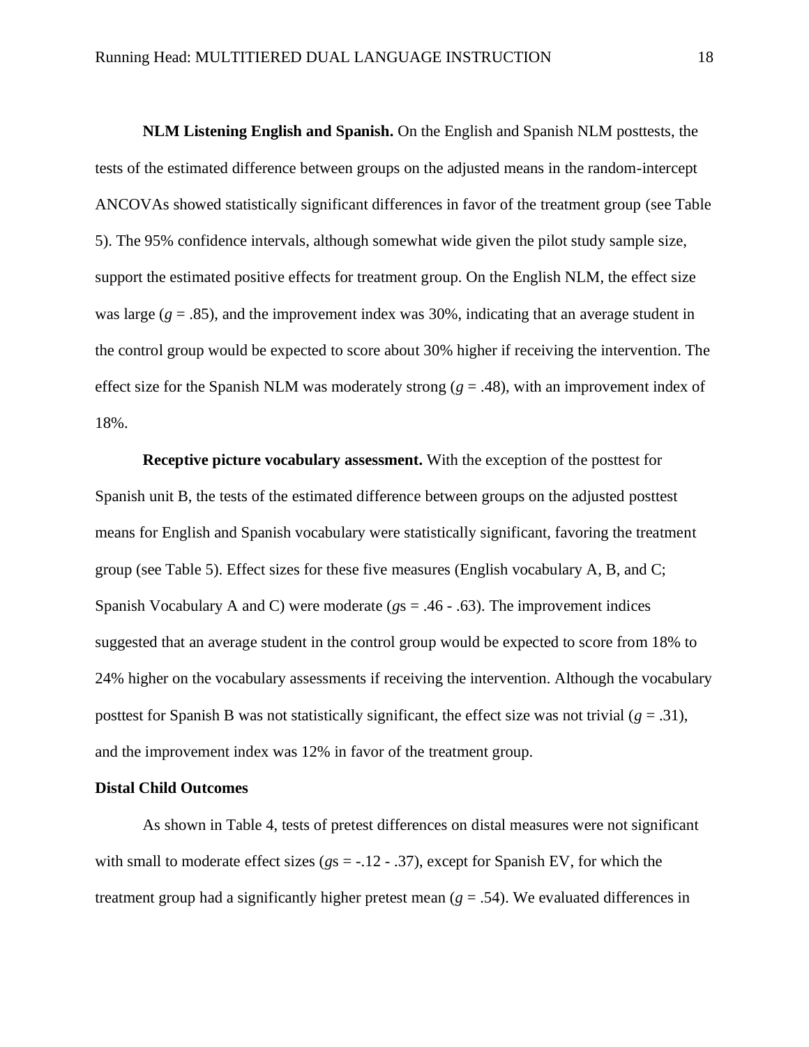**NLM Listening English and Spanish.** On the English and Spanish NLM posttests, the tests of the estimated difference between groups on the adjusted means in the random-intercept ANCOVAs showed statistically significant differences in favor of the treatment group (see Table 5). The 95% confidence intervals, although somewhat wide given the pilot study sample size, support the estimated positive effects for treatment group. On the English NLM, the effect size was large ($g$ = .85), and the improvement index was 30%, indicating that an average student in the control group would be expected to score about 30% higher if receiving the intervention. The effect size for the Spanish NLM was moderately strong ($g$ = .48), with an improvement index of 18%.

**Receptive picture vocabulary assessment.** With the exception of the posttest for Spanish unit B, the tests of the estimated difference between groups on the adjusted posttest means for English and Spanish vocabulary were statistically significant, favoring the treatment group (see Table 5). Effect sizes for these five measures (English vocabulary A, B, and C; Spanish Vocabulary A and C) were moderate ($g$s = .46 - .63). The improvement indices suggested that an average student in the control group would be expected to score from 18% to 24% higher on the vocabulary assessments if receiving the intervention. Although the vocabulary posttest for Spanish B was not statistically significant, the effect size was not trivial ($g$ = .31), and the improvement index was 12% in favor of the treatment group.

### Distal Child Outcomes

As shown in Table 4, tests of pretest differences on distal measures were not significant with small to moderate effect sizes ($g$s = -.12 - .37), except for Spanish EV, for which the treatment group had a significantly higher pretest mean ($g$ = .54). We evaluated differences in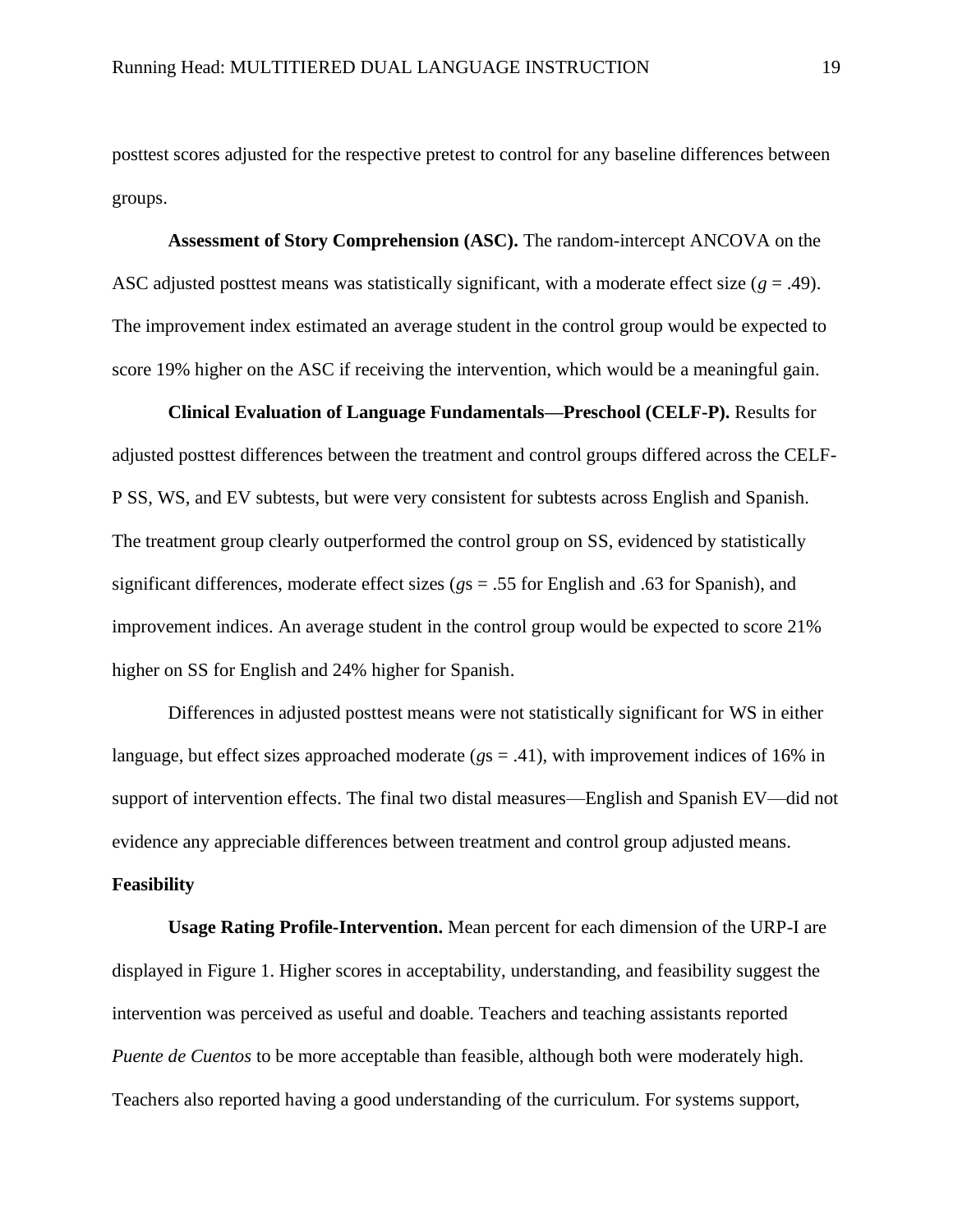posttest scores adjusted for the respective pretest to control for any baseline differences between groups.

**Assessment of Story Comprehension (ASC).** The random-intercept ANCOVA on the ASC adjusted posttest means was statistically significant, with a moderate effect size ($g$ = .49). The improvement index estimated an average student in the control group would be expected to score 19% higher on the ASC if receiving the intervention, which would be a meaningful gain.

**Clinical Evaluation of Language Fundamentals—Preschool (CELF-P).** Results for adjusted posttest differences between the treatment and control groups differed across the CELF-P SS, WS, and EV subtests, but were very consistent for subtests across English and Spanish. The treatment group clearly outperformed the control group on SS, evidenced by statistically significant differences, moderate effect sizes ($g$s = .55 for English and .63 for Spanish), and improvement indices. An average student in the control group would be expected to score 21% higher on SS for English and 24% higher for Spanish.

Differences in adjusted posttest means were not statistically significant for WS in either language, but effect sizes approached moderate ($g$s = .41), with improvement indices of 16% in support of intervention effects. The final two distal measures—English and Spanish EV—did not evidence any appreciable differences between treatment and control group adjusted means.

## Feasibility

**Usage Rating Profile-Intervention.** Mean percent for each dimension of the URP-I are displayed in Figure 1. Higher scores in acceptability, understanding, and feasibility suggest the intervention was perceived as useful and doable. Teachers and teaching assistants reported *Puente de Cuentos* to be more acceptable than feasible, although both were moderately high. Teachers also reported having a good understanding of the curriculum. For systems support,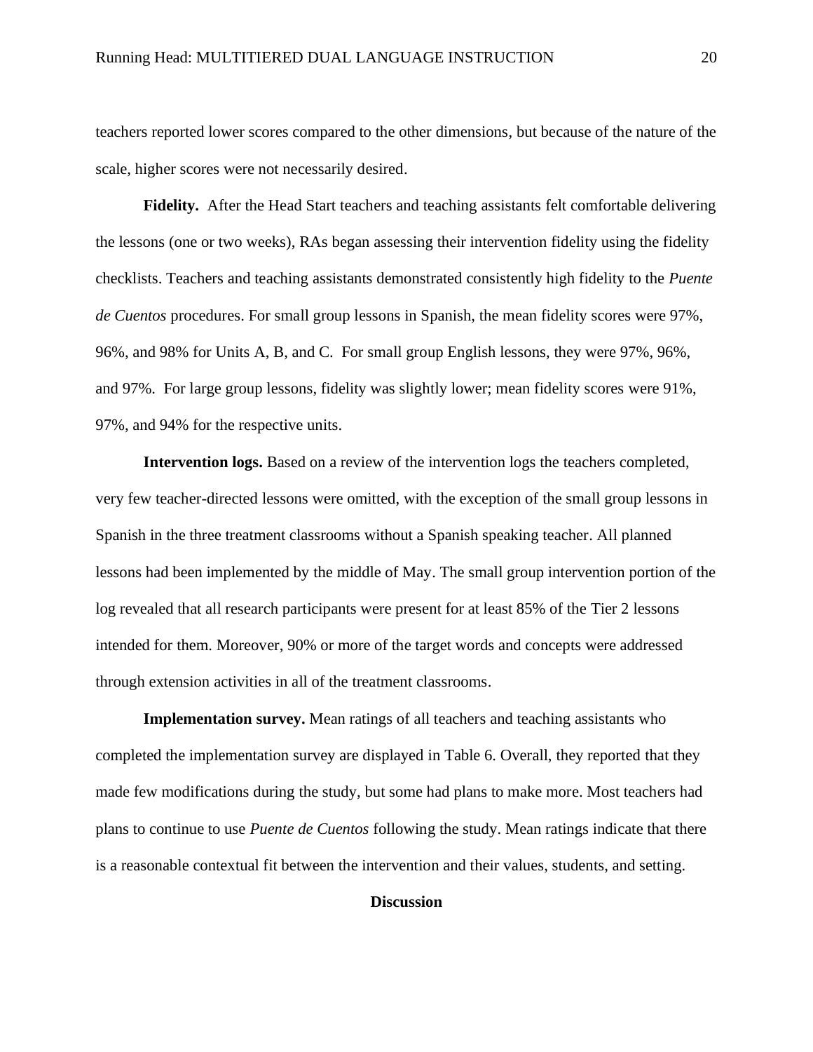teachers reported lower scores compared to the other dimensions, but because of the nature of the scale, higher scores were not necessarily desired.

**Fidelity.** After the Head Start teachers and teaching assistants felt comfortable delivering the lessons (one or two weeks), RAs began assessing their intervention fidelity using the fidelity checklists. Teachers and teaching assistants demonstrated consistently high fidelity to the *Puente de Cuentos* procedures. For small group lessons in Spanish, the mean fidelity scores were 97%, 96%, and 98% for Units A, B, and C. For small group English lessons, they were 97%, 96%, and 97%. For large group lessons, fidelity was slightly lower; mean fidelity scores were 91%, 97%, and 94% for the respective units.

**Intervention logs.** Based on a review of the intervention logs the teachers completed, very few teacher-directed lessons were omitted, with the exception of the small group lessons in Spanish in the three treatment classrooms without a Spanish speaking teacher. All planned lessons had been implemented by the middle of May. The small group intervention portion of the log revealed that all research participants were present for at least 85% of the Tier 2 lessons intended for them. Moreover, 90% or more of the target words and concepts were addressed through extension activities in all of the treatment classrooms.

**Implementation survey.** Mean ratings of all teachers and teaching assistants who completed the implementation survey are displayed in Table 6. Overall, they reported that they made few modifications during the study, but some had plans to make more. Most teachers had plans to continue to use *Puente de Cuentos* following the study. Mean ratings indicate that there is a reasonable contextual fit between the intervention and their values, students, and setting.

## Discussion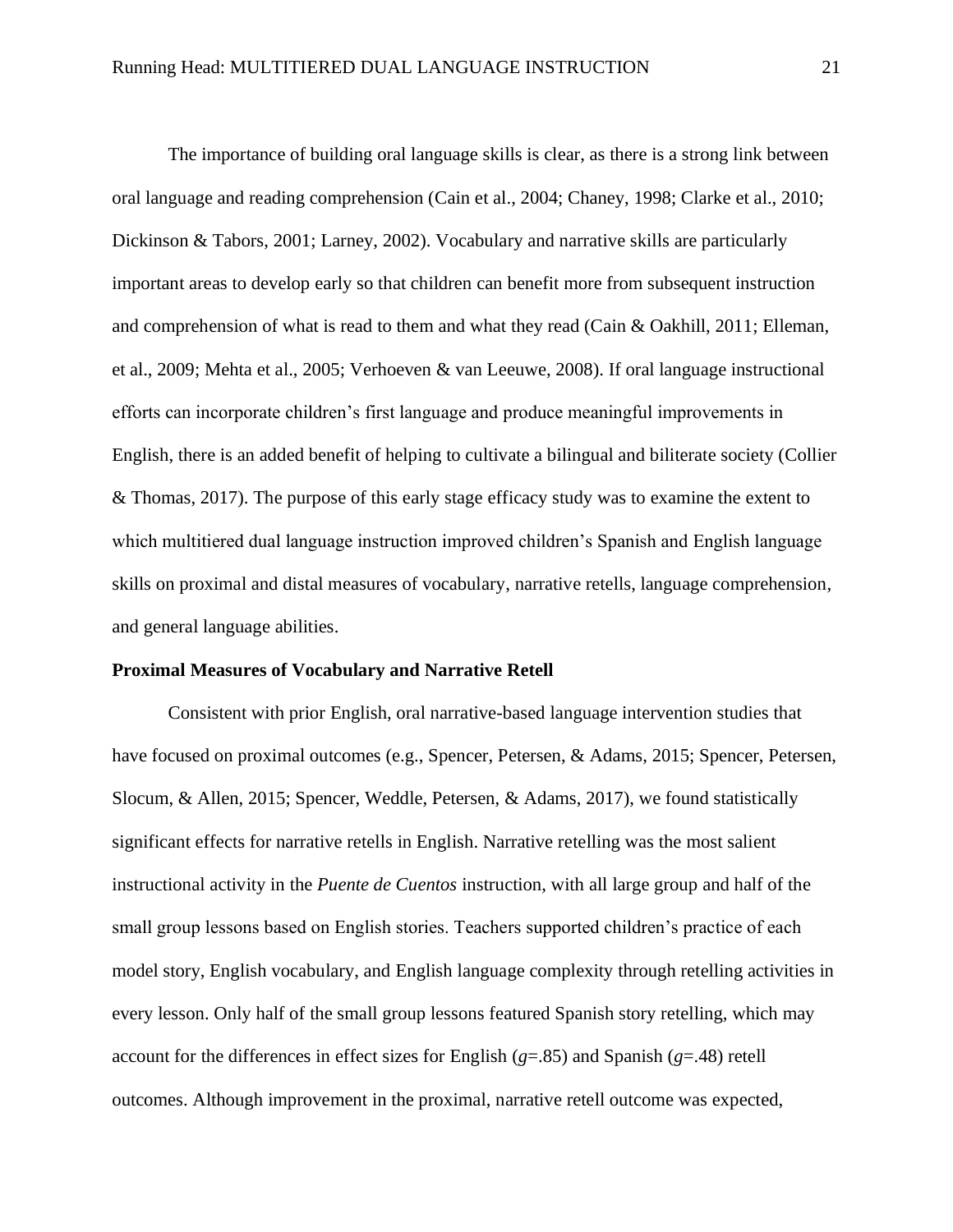The importance of building oral language skills is clear, as there is a strong link between oral language and reading comprehension (Cain et al., 2004; Chaney, 1998; Clarke et al., 2010; Dickinson & Tabors, 2001; Larney, 2002). Vocabulary and narrative skills are particularly important areas to develop early so that children can benefit more from subsequent instruction and comprehension of what is read to them and what they read (Cain & Oakhill, 2011; Elleman, et al., 2009; Mehta et al., 2005; Verhoeven & van Leeuwe, 2008). If oral language instructional efforts can incorporate children's first language and produce meaningful improvements in English, there is an added benefit of helping to cultivate a bilingual and biliterate society (Collier & Thomas, 2017). The purpose of this early stage efficacy study was to examine the extent to which multitiered dual language instruction improved children's Spanish and English language skills on proximal and distal measures of vocabulary, narrative retells, language comprehension, and general language abilities.

**Proximal Measures of Vocabulary and Narrative Retell**

Consistent with prior English, oral narrative-based language intervention studies that have focused on proximal outcomes (e.g., Spencer, Petersen, & Adams, 2015; Spencer, Petersen, Slocum, & Allen, 2015; Spencer, Weddle, Petersen, & Adams, 2017), we found statistically significant effects for narrative retells in English. Narrative retelling was the most salient instructional activity in the *Puente de Cuentos* instruction, with all large group and half of the small group lessons based on English stories. Teachers supported children's practice of each model story, English vocabulary, and English language complexity through retelling activities in every lesson. Only half of the small group lessons featured Spanish story retelling, which may account for the differences in effect sizes for English ($g$=.85) and Spanish ($g$=.48) retell outcomes. Although improvement in the proximal, narrative retell outcome was expected,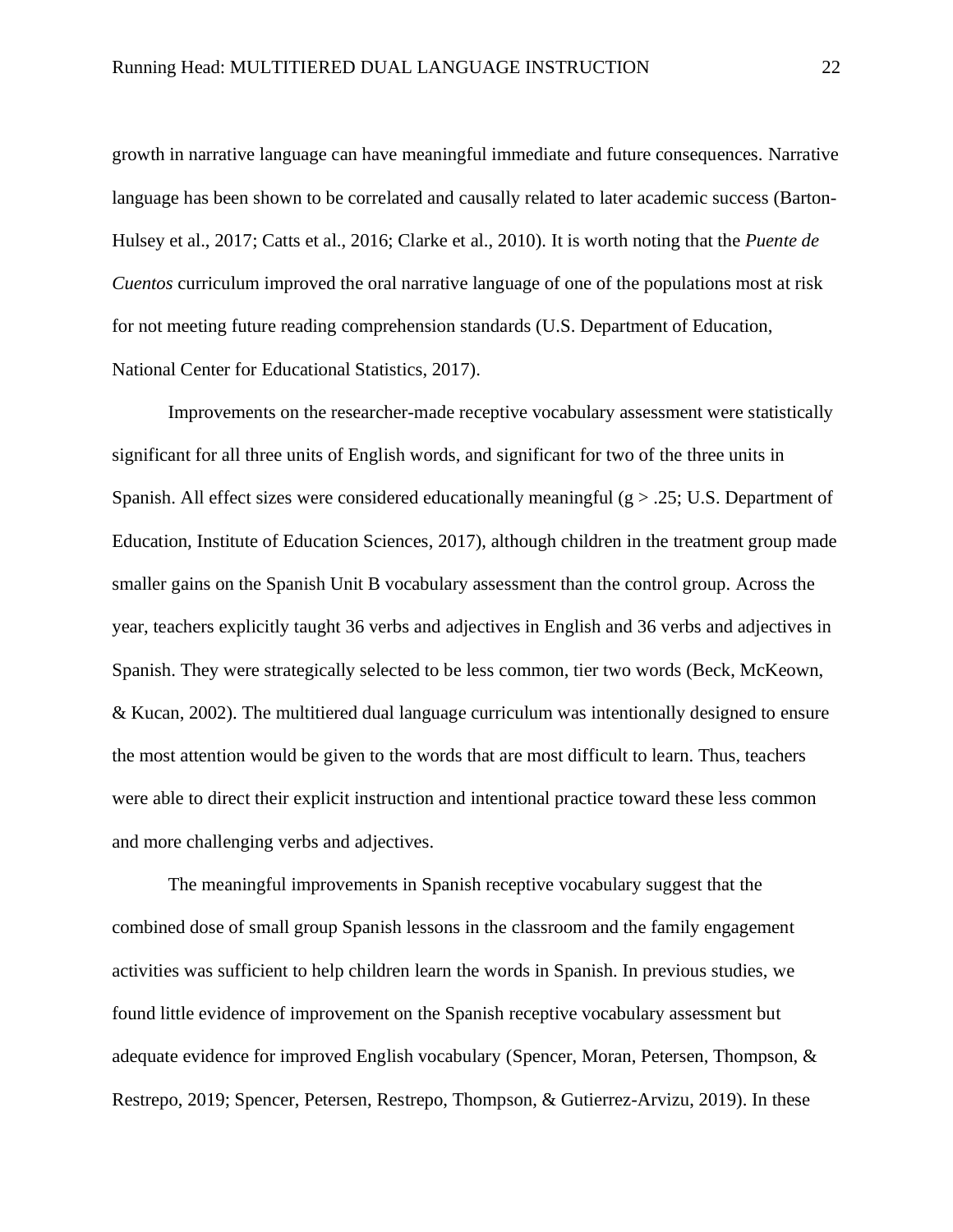growth in narrative language can have meaningful immediate and future consequences. Narrative language has been shown to be correlated and causally related to later academic success (Barton-Hulsey et al., 2017; Catts et al., 2016; Clarke et al., 2010). It is worth noting that the *Puente de Cuentos* curriculum improved the oral narrative language of one of the populations most at risk for not meeting future reading comprehension standards (U.S. Department of Education, National Center for Educational Statistics, 2017).

Improvements on the researcher-made receptive vocabulary assessment were statistically significant for all three units of English words, and significant for two of the three units in Spanish. All effect sizes were considered educationally meaningful ($g > .25$; U.S. Department of Education, Institute of Education Sciences, 2017), although children in the treatment group made smaller gains on the Spanish Unit B vocabulary assessment than the control group. Across the year, teachers explicitly taught 36 verbs and adjectives in English and 36 verbs and adjectives in Spanish. They were strategically selected to be less common, tier two words (Beck, McKeown, & Kucan, 2002). The multitiered dual language curriculum was intentionally designed to ensure the most attention would be given to the words that are most difficult to learn. Thus, teachers were able to direct their explicit instruction and intentional practice toward these less common and more challenging verbs and adjectives.

The meaningful improvements in Spanish receptive vocabulary suggest that the combined dose of small group Spanish lessons in the classroom and the family engagement activities was sufficient to help children learn the words in Spanish. In previous studies, we found little evidence of improvement on the Spanish receptive vocabulary assessment but adequate evidence for improved English vocabulary (Spencer, Moran, Petersen, Thompson, & Restrepo, 2019; Spencer, Petersen, Restrepo, Thompson, & Gutierrez-Arvizu, 2019). In these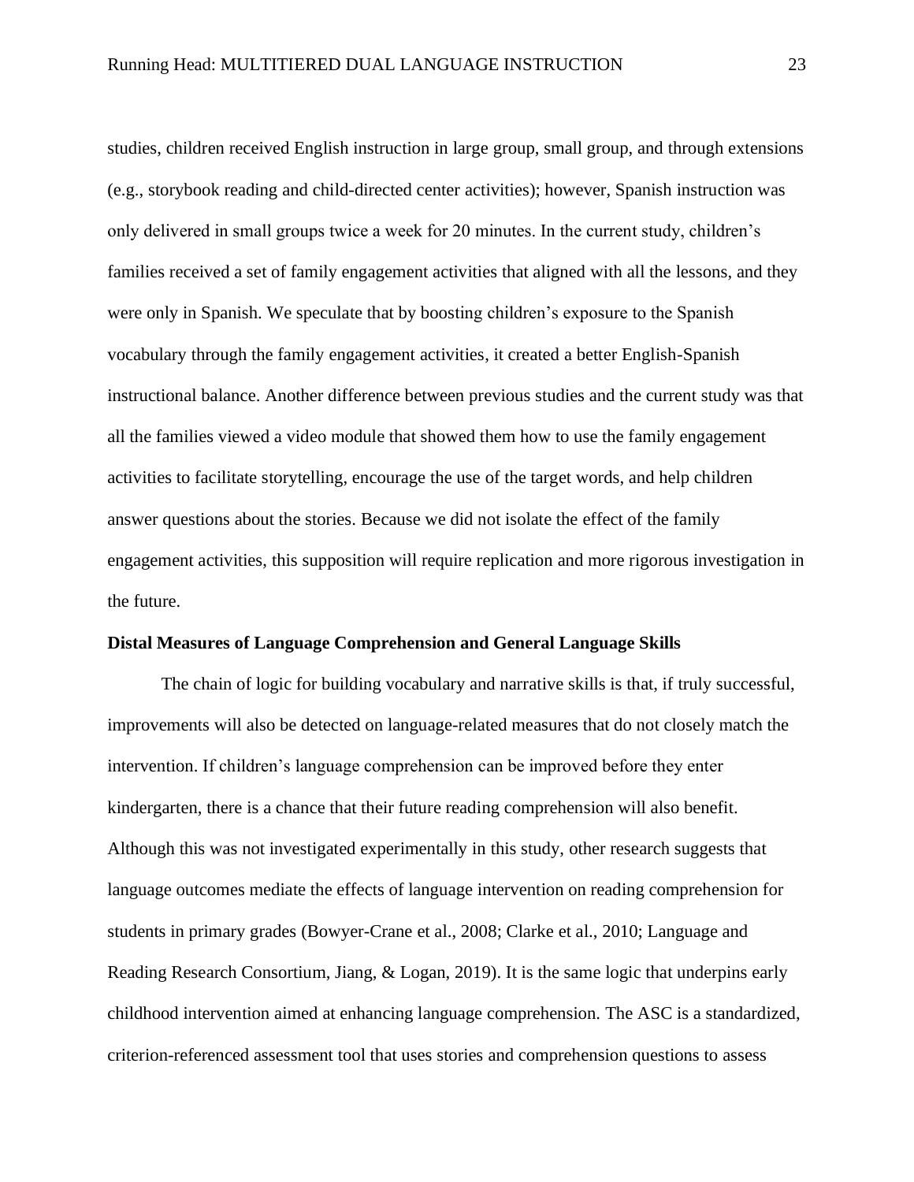studies, children received English instruction in large group, small group, and through extensions (e.g., storybook reading and child-directed center activities); however, Spanish instruction was only delivered in small groups twice a week for 20 minutes. In the current study, children's families received a set of family engagement activities that aligned with all the lessons, and they were only in Spanish. We speculate that by boosting children's exposure to the Spanish vocabulary through the family engagement activities, it created a better English-Spanish instructional balance. Another difference between previous studies and the current study was that all the families viewed a video module that showed them how to use the family engagement activities to facilitate storytelling, encourage the use of the target words, and help children answer questions about the stories. Because we did not isolate the effect of the family engagement activities, this supposition will require replication and more rigorous investigation in the future.

**Distal Measures of Language Comprehension and General Language Skills**

The chain of logic for building vocabulary and narrative skills is that, if truly successful, improvements will also be detected on language-related measures that do not closely match the intervention. If children's language comprehension can be improved before they enter kindergarten, there is a chance that their future reading comprehension will also benefit. Although this was not investigated experimentally in this study, other research suggests that language outcomes mediate the effects of language intervention on reading comprehension for students in primary grades (Bowyer-Crane et al., 2008; Clarke et al., 2010; Language and Reading Research Consortium, Jiang, & Logan, 2019). It is the same logic that underpins early childhood intervention aimed at enhancing language comprehension. The ASC is a standardized, criterion-referenced assessment tool that uses stories and comprehension questions to assess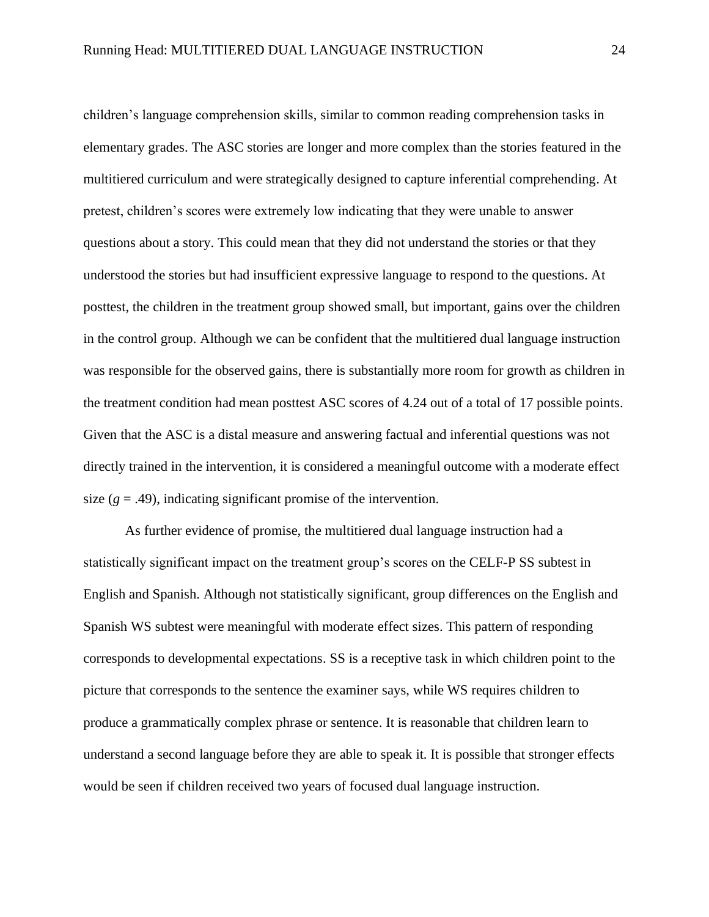children's language comprehension skills, similar to common reading comprehension tasks in elementary grades. The ASC stories are longer and more complex than the stories featured in the multitiered curriculum and were strategically designed to capture inferential comprehending. At pretest, children's scores were extremely low indicating that they were unable to answer questions about a story. This could mean that they did not understand the stories or that they understood the stories but had insufficient expressive language to respond to the questions. At posttest, the children in the treatment group showed small, but important, gains over the children in the control group. Although we can be confident that the multitiered dual language instruction was responsible for the observed gains, there is substantially more room for growth as children in the treatment condition had mean posttest ASC scores of 4.24 out of a total of 17 possible points. Given that the ASC is a distal measure and answering factual and inferential questions was not directly trained in the intervention, it is considered a meaningful outcome with a moderate effect size ($g = .49$), indicating significant promise of the intervention.

As further evidence of promise, the multitiered dual language instruction had a statistically significant impact on the treatment group's scores on the CELF-P SS subtest in English and Spanish. Although not statistically significant, group differences on the English and Spanish WS subtest were meaningful with moderate effect sizes. This pattern of responding corresponds to developmental expectations. SS is a receptive task in which children point to the picture that corresponds to the sentence the examiner says, while WS requires children to produce a grammatically complex phrase or sentence. It is reasonable that children learn to understand a second language before they are able to speak it. It is possible that stronger effects would be seen if children received two years of focused dual language instruction.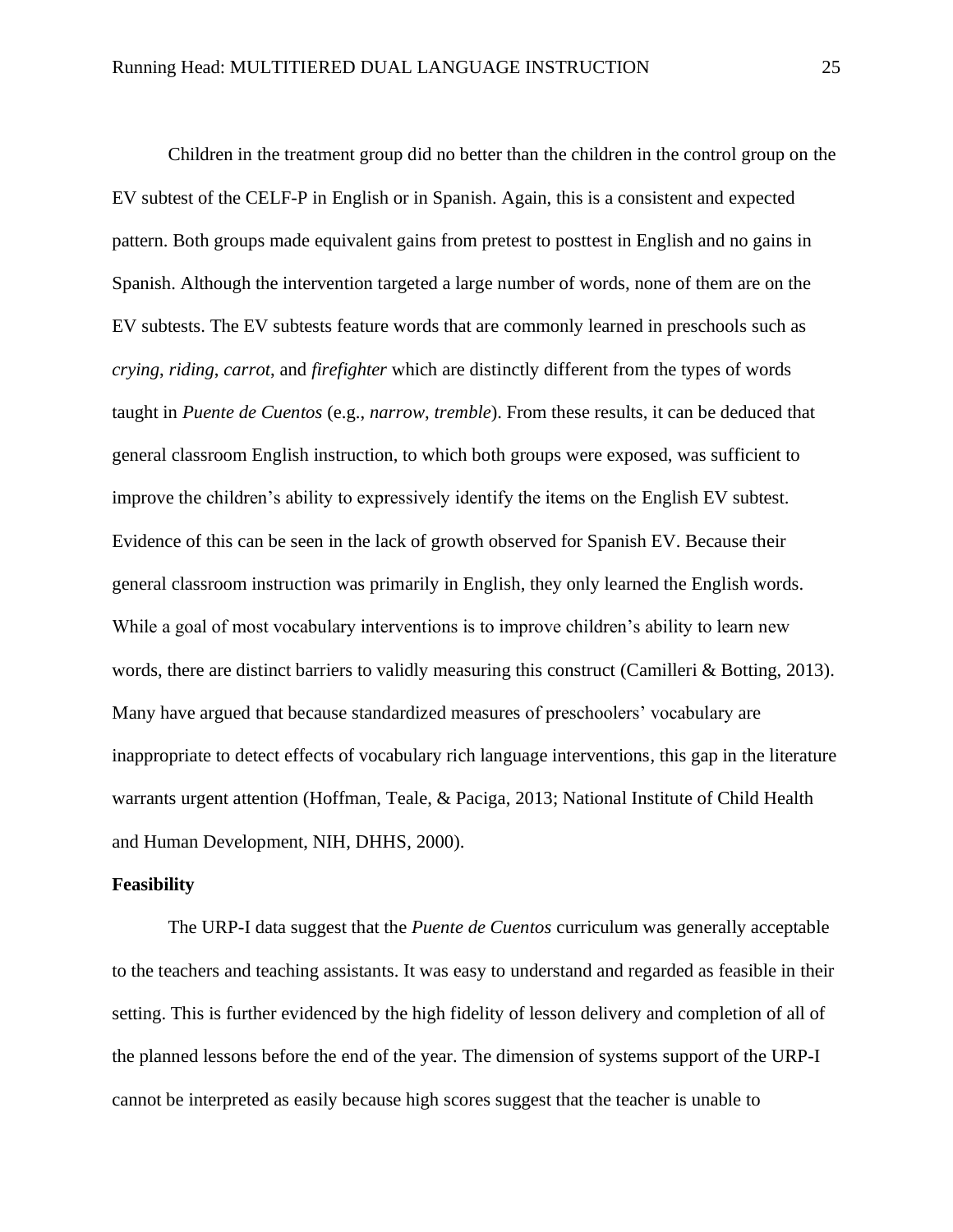Children in the treatment group did no better than the children in the control group on the EV subtest of the CELF-P in English or in Spanish. Again, this is a consistent and expected pattern. Both groups made equivalent gains from pretest to posttest in English and no gains in Spanish. Although the intervention targeted a large number of words, none of them are on the EV subtests. The EV subtests feature words that are commonly learned in preschools such as *crying*, *riding*, *carrot*, and *firefighter* which are distinctly different from the types of words taught in *Puente de Cuentos* (e.g., *narrow*, *tremble*). From these results, it can be deduced that general classroom English instruction, to which both groups were exposed, was sufficient to improve the children's ability to expressively identify the items on the English EV subtest. Evidence of this can be seen in the lack of growth observed for Spanish EV. Because their general classroom instruction was primarily in English, they only learned the English words. While a goal of most vocabulary interventions is to improve children's ability to learn new words, there are distinct barriers to validly measuring this construct (Camilleri & Botting, 2013). Many have argued that because standardized measures of preschoolers' vocabulary are inappropriate to detect effects of vocabulary rich language interventions, this gap in the literature warrants urgent attention (Hoffman, Teale, & Paciga, 2013; National Institute of Child Health and Human Development, NIH, DHHS, 2000).

**Feasibility**

The URP-I data suggest that the *Puente de Cuentos* curriculum was generally acceptable to the teachers and teaching assistants. It was easy to understand and regarded as feasible in their setting. This is further evidenced by the high fidelity of lesson delivery and completion of all of the planned lessons before the end of the year. The dimension of systems support of the URP-I cannot be interpreted as easily because high scores suggest that the teacher is unable to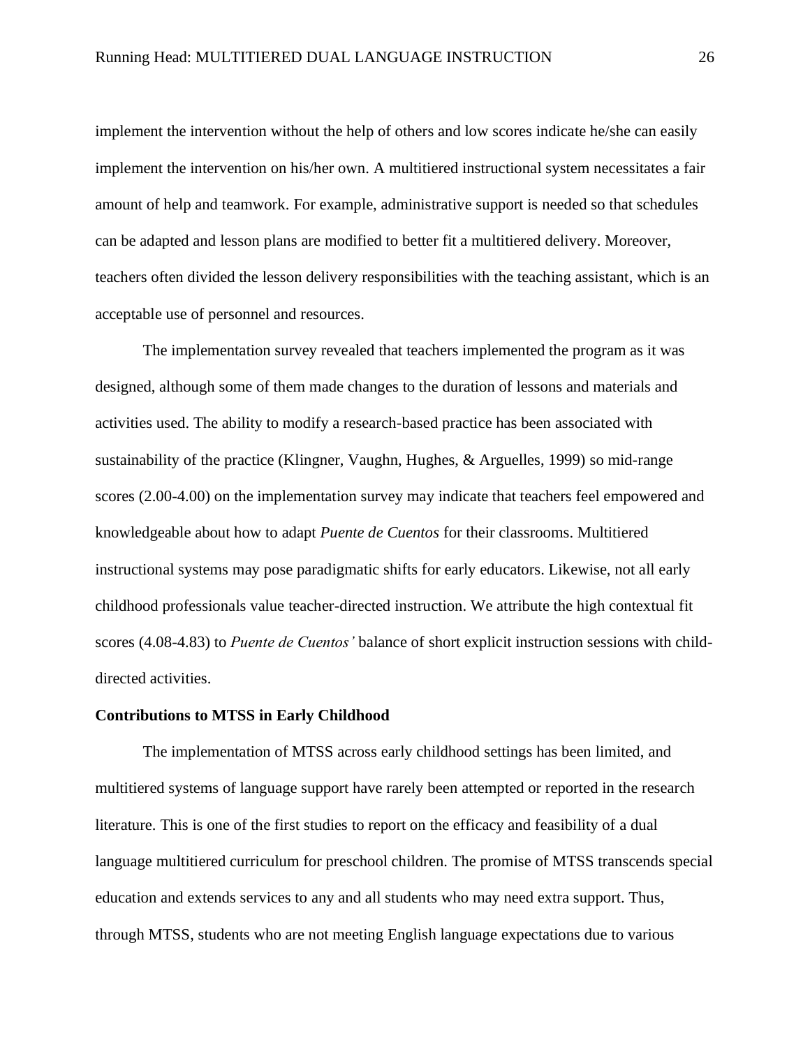implement the intervention without the help of others and low scores indicate he/she can easily implement the intervention on his/her own. A multitiered instructional system necessitates a fair amount of help and teamwork. For example, administrative support is needed so that schedules can be adapted and lesson plans are modified to better fit a multitiered delivery. Moreover, teachers often divided the lesson delivery responsibilities with the teaching assistant, which is an acceptable use of personnel and resources.

The implementation survey revealed that teachers implemented the program as it was designed, although some of them made changes to the duration of lessons and materials and activities used. The ability to modify a research-based practice has been associated with sustainability of the practice (Klingner, Vaughn, Hughes, & Arguelles, 1999) so mid-range scores (2.00-4.00) on the implementation survey may indicate that teachers feel empowered and knowledgeable about how to adapt *Puente de Cuentos* for their classrooms. Multitiered instructional systems may pose paradigmatic shifts for early educators. Likewise, not all early childhood professionals value teacher-directed instruction. We attribute the high contextual fit scores (4.08-4.83) to *Puente de Cuentos'* balance of short explicit instruction sessions with child-directed activities.

**Contributions to MTSS in Early Childhood**

The implementation of MTSS across early childhood settings has been limited, and multitiered systems of language support have rarely been attempted or reported in the research literature. This is one of the first studies to report on the efficacy and feasibility of a dual language multitiered curriculum for preschool children. The promise of MTSS transcends special education and extends services to any and all students who may need extra support. Thus, through MTSS, students who are not meeting English language expectations due to various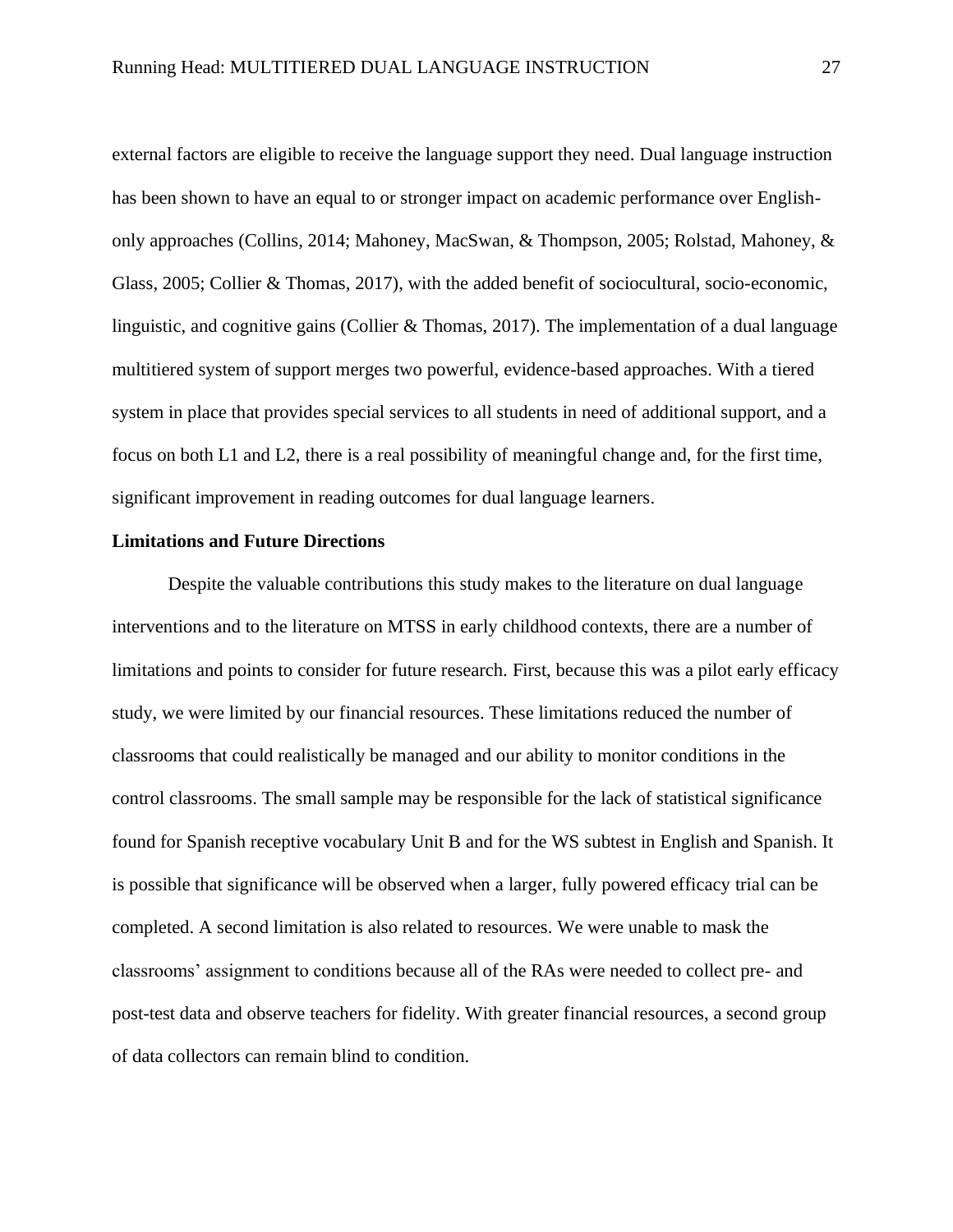external factors are eligible to receive the language support they need. Dual language instruction has been shown to have an equal to or stronger impact on academic performance over English-only approaches (Collins, 2014; Mahoney, MacSwan, & Thompson, 2005; Rolstad, Mahoney, & Glass, 2005; Collier & Thomas, 2017), with the added benefit of sociocultural, socio-economic, linguistic, and cognitive gains (Collier & Thomas, 2017). The implementation of a dual language multitiered system of support merges two powerful, evidence-based approaches. With a tiered system in place that provides special services to all students in need of additional support, and a focus on both L1 and L2, there is a real possibility of meaningful change and, for the first time, significant improvement in reading outcomes for dual language learners.

### Limitations and Future Directions

Despite the valuable contributions this study makes to the literature on dual language interventions and to the literature on MTSS in early childhood contexts, there are a number of limitations and points to consider for future research. First, because this was a pilot early efficacy study, we were limited by our financial resources. These limitations reduced the number of classrooms that could realistically be managed and our ability to monitor conditions in the control classrooms. The small sample may be responsible for the lack of statistical significance found for Spanish receptive vocabulary Unit B and for the WS subtest in English and Spanish. It is possible that significance will be observed when a larger, fully powered efficacy trial can be completed. A second limitation is also related to resources. We were unable to mask the classrooms' assignment to conditions because all of the RAs were needed to collect pre- and post-test data and observe teachers for fidelity. With greater financial resources, a second group of data collectors can remain blind to condition.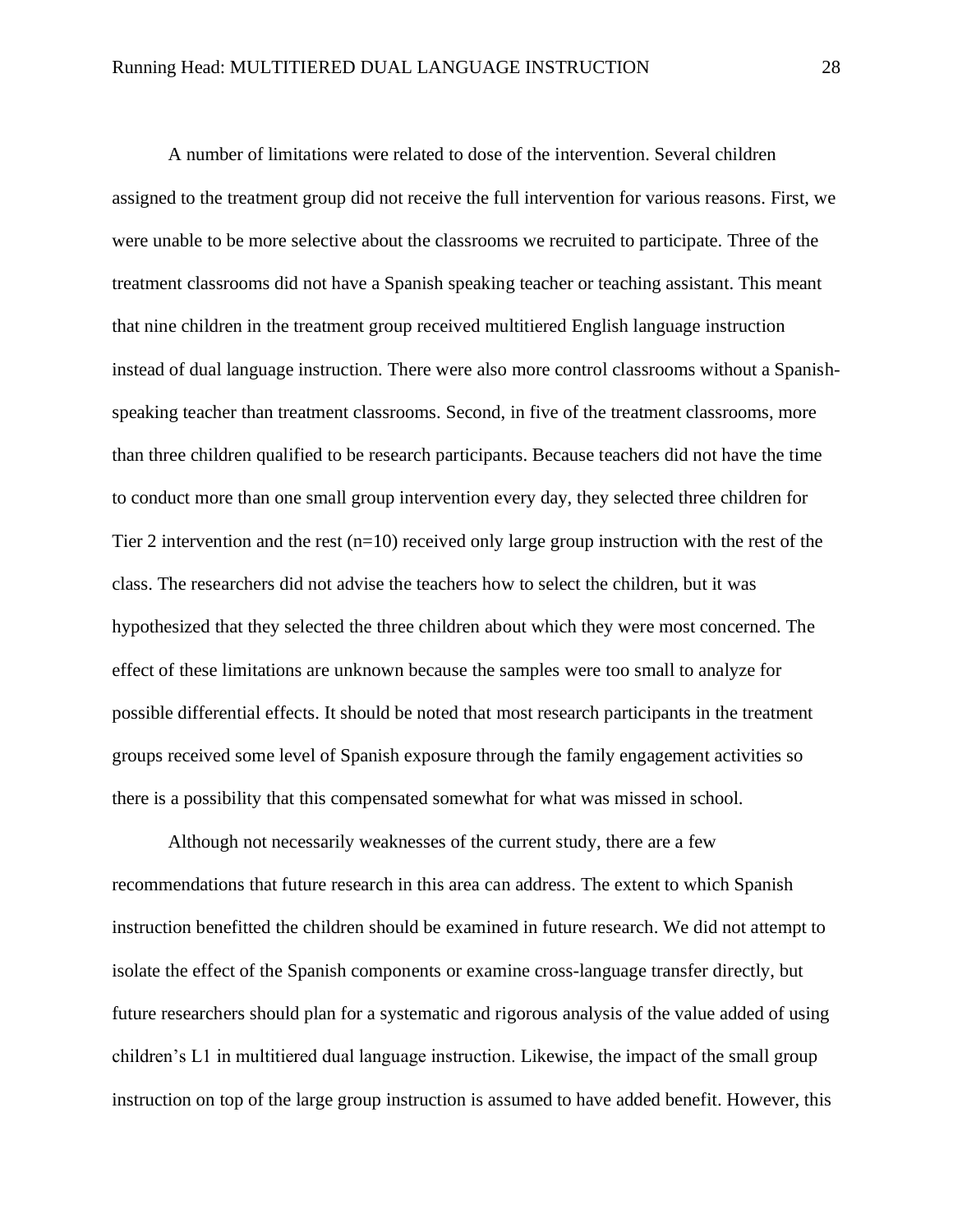A number of limitations were related to dose of the intervention. Several children assigned to the treatment group did not receive the full intervention for various reasons. First, we were unable to be more selective about the classrooms we recruited to participate. Three of the treatment classrooms did not have a Spanish speaking teacher or teaching assistant. This meant that nine children in the treatment group received multitiered English language instruction instead of dual language instruction. There were also more control classrooms without a Spanish-speaking teacher than treatment classrooms. Second, in five of the treatment classrooms, more than three children qualified to be research participants. Because teachers did not have the time to conduct more than one small group intervention every day, they selected three children for Tier 2 intervention and the rest (n=10) received only large group instruction with the rest of the class. The researchers did not advise the teachers how to select the children, but it was hypothesized that they selected the three children about which they were most concerned. The effect of these limitations are unknown because the samples were too small to analyze for possible differential effects. It should be noted that most research participants in the treatment groups received some level of Spanish exposure through the family engagement activities so there is a possibility that this compensated somewhat for what was missed in school.

Although not necessarily weaknesses of the current study, there are a few recommendations that future research in this area can address. The extent to which Spanish instruction benefitted the children should be examined in future research. We did not attempt to isolate the effect of the Spanish components or examine cross-language transfer directly, but future researchers should plan for a systematic and rigorous analysis of the value added of using children's L1 in multitiered dual language instruction. Likewise, the impact of the small group instruction on top of the large group instruction is assumed to have added benefit. However, this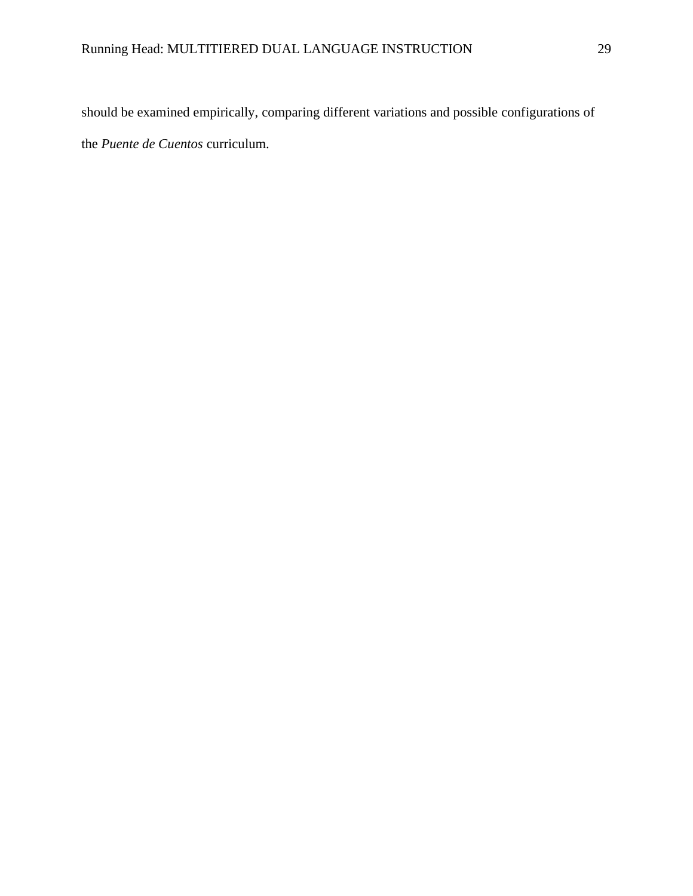should be examined empirically, comparing different variations and possible configurations of the *Puente de Cuentos* curriculum.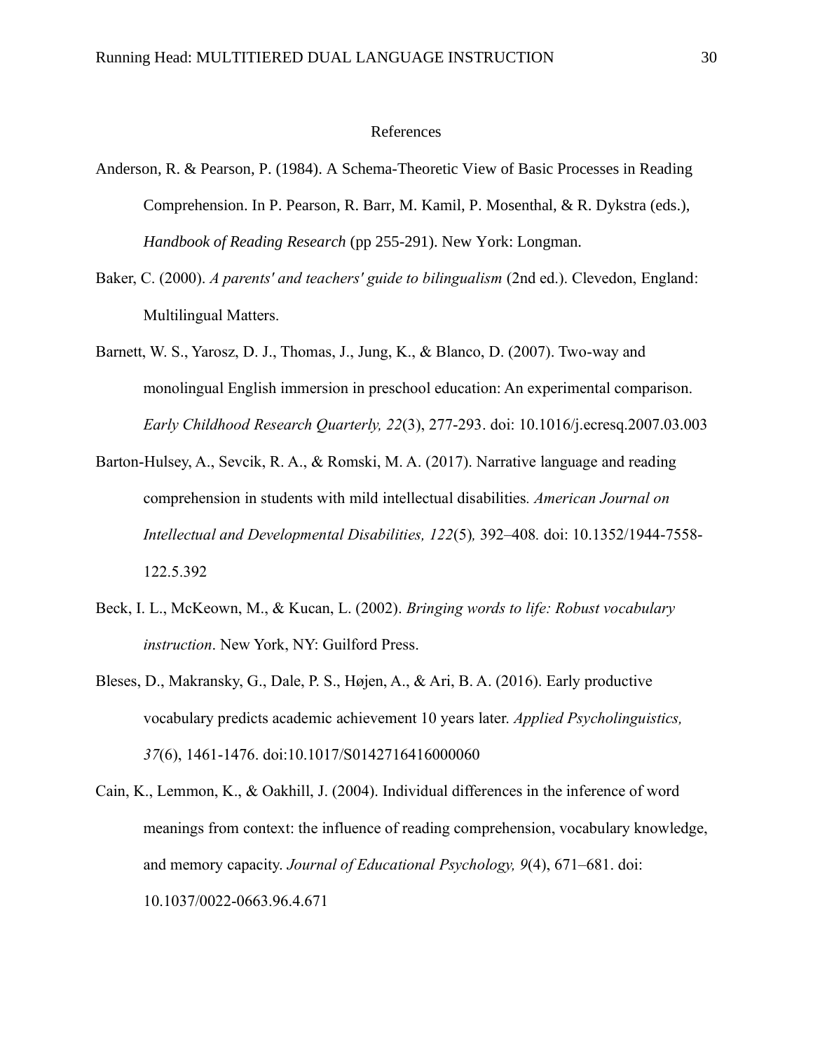References

Anderson, R. & Pearson, P. (1984). A Schema-Theoretic View of Basic Processes in Reading Comprehension. In P. Pearson, R. Barr, M. Kamil, P. Mosenthal, & R. Dykstra (eds.), *Handbook of Reading Research* (pp 255-291). New York: Longman.

Baker, C. (2000). *A parents' and teachers' guide to bilingualism* (2nd ed.). Clevedon, England: Multilingual Matters.

Barnett, W. S., Yarosz, D. J., Thomas, J., Jung, K., & Blanco, D. (2007). Two-way and monolingual English immersion in preschool education: An experimental comparison. *Early Childhood Research Quarterly, 22*(3), 277-293. doi: 10.1016/j.ecresq.2007.03.003

Barton-Hulsey, A., Sevcik, R. A., & Romski, M. A. (2017). Narrative language and reading comprehension in students with mild intellectual disabilities*. American Journal on Intellectual and Developmental Disabilities, 122*(5)*,* 392–408*.* doi: 10.1352/1944-7558-122.5.392

Beck, I. L., McKeown, M., & Kucan, L. (2002). *Bringing words to life: Robust vocabulary instruction*. New York, NY: Guilford Press.

Bleses, D., Makransky, G., Dale, P. S., Højen, A., & Ari, B. A. (2016). Early productive vocabulary predicts academic achievement 10 years later. *Applied Psycholinguistics, 37*(6), 1461-1476. doi:10.1017/S0142716416000060

Cain, K., Lemmon, K., & Oakhill, J. (2004). Individual differences in the inference of word meanings from context: the influence of reading comprehension, vocabulary knowledge, and memory capacity. *Journal of Educational Psychology, 9*(4), 671–681. doi: 10.1037/0022-0663.96.4.671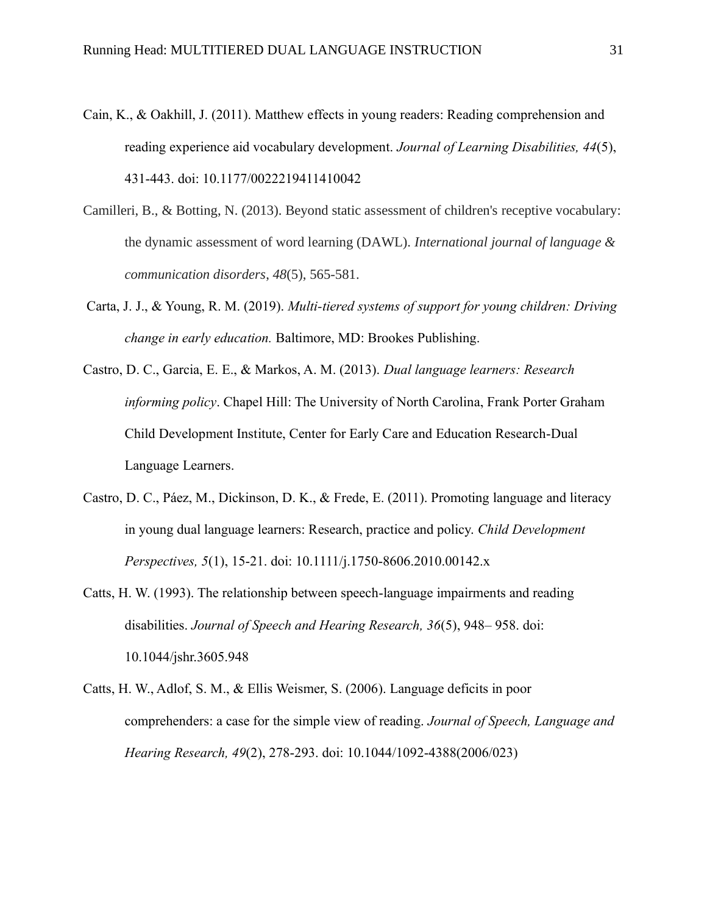Cain, K., & Oakhill, J. (2011). Matthew effects in young readers: Reading comprehension and reading experience aid vocabulary development. *Journal of Learning Disabilities, 44*(5), 431-443. doi: 10.1177/0022219411410042

Camilleri, B., & Botting, N. (2013). Beyond static assessment of children's receptive vocabulary: the dynamic assessment of word learning (DAWL). *International journal of language & communication disorders*, *48*(5), 565-581.

Carta, J. J., & Young, R. M. (2019). *Multi-tiered systems of support for young children: Driving change in early education.* Baltimore, MD: Brookes Publishing.

Castro, D. C., Garcia, E. E., & Markos, A. M. (2013). *Dual language learners: Research informing policy*. Chapel Hill: The University of North Carolina, Frank Porter Graham Child Development Institute, Center for Early Care and Education Research-Dual Language Learners.

Castro, D. C., Páez, M., Dickinson, D. K., & Frede, E. (2011). Promoting language and literacy in young dual language learners: Research, practice and policy. *Child Development Perspectives, 5*(1), 15-21. doi: 10.1111/j.1750-8606.2010.00142.x

Catts, H. W. (1993). The relationship between speech-language impairments and reading disabilities. *Journal of Speech and Hearing Research, 36*(5), 948– 958. doi: 10.1044/jshr.3605.948

Catts, H. W., Adlof, S. M., & Ellis Weismer, S. (2006). Language deficits in poor comprehenders: a case for the simple view of reading. *Journal of Speech, Language and Hearing Research, 49*(2), 278-293. doi: 10.1044/1092-4388(2006/023)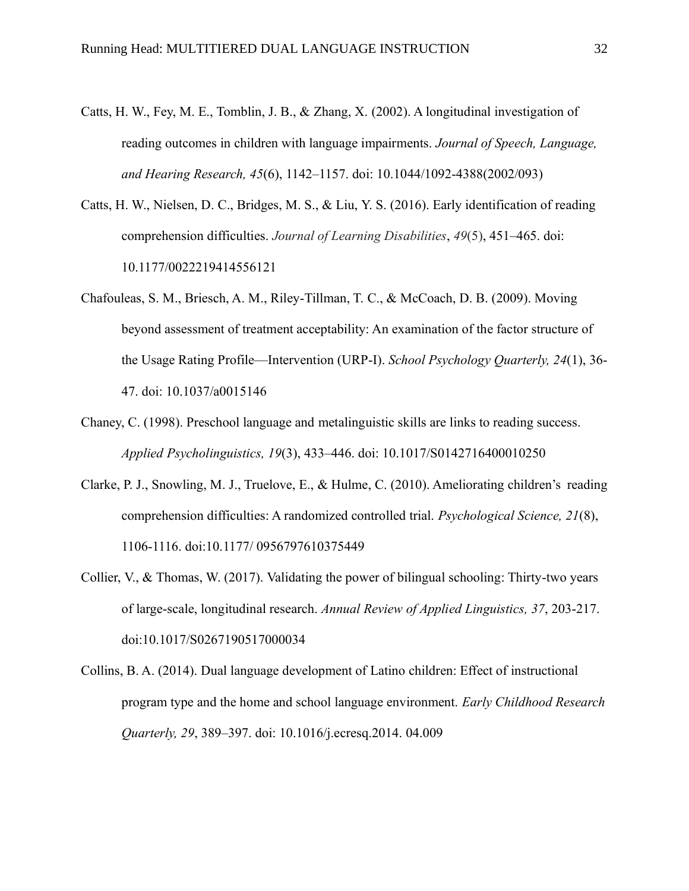Catts, H. W., Fey, M. E., Tomblin, J. B., & Zhang, X. (2002). A longitudinal investigation of reading outcomes in children with language impairments. *Journal of Speech, Language, and Hearing Research, 45*(6), 1142–1157. doi: 10.1044/1092-4388(2002/093)

Catts, H. W., Nielsen, D. C., Bridges, M. S., & Liu, Y. S. (2016). Early identification of reading comprehension difficulties. *Journal of Learning Disabilities*, *49*(5), 451–465. doi: 10.1177/0022219414556121

Chafouleas, S. M., Briesch, A. M., Riley-Tillman, T. C., & McCoach, D. B. (2009). Moving beyond assessment of treatment acceptability: An examination of the factor structure of the Usage Rating Profile—Intervention (URP-I). *School Psychology Quarterly, 24*(1), 36-47. doi: 10.1037/a0015146

Chaney, C. (1998). Preschool language and metalinguistic skills are links to reading success. *Applied Psycholinguistics, 19*(3), 433–446. doi: 10.1017/S0142716400010250

Clarke, P. J., Snowling, M. J., Truelove, E., & Hulme, C. (2010). Ameliorating children's reading comprehension difficulties: A randomized controlled trial. *Psychological Science, 21*(8), 1106-1116. doi:10.1177/ 0956797610375449

Collier, V., & Thomas, W. (2017). Validating the power of bilingual schooling: Thirty-two years of large-scale, longitudinal research. *Annual Review of Applied Linguistics, 37*, 203-217. doi:10.1017/S0267190517000034

Collins, B. A. (2014). Dual language development of Latino children: Effect of instructional program type and the home and school language environment. *Early Childhood Research Quarterly, 29*, 389–397. doi: 10.1016/j.ecresq.2014. 04.009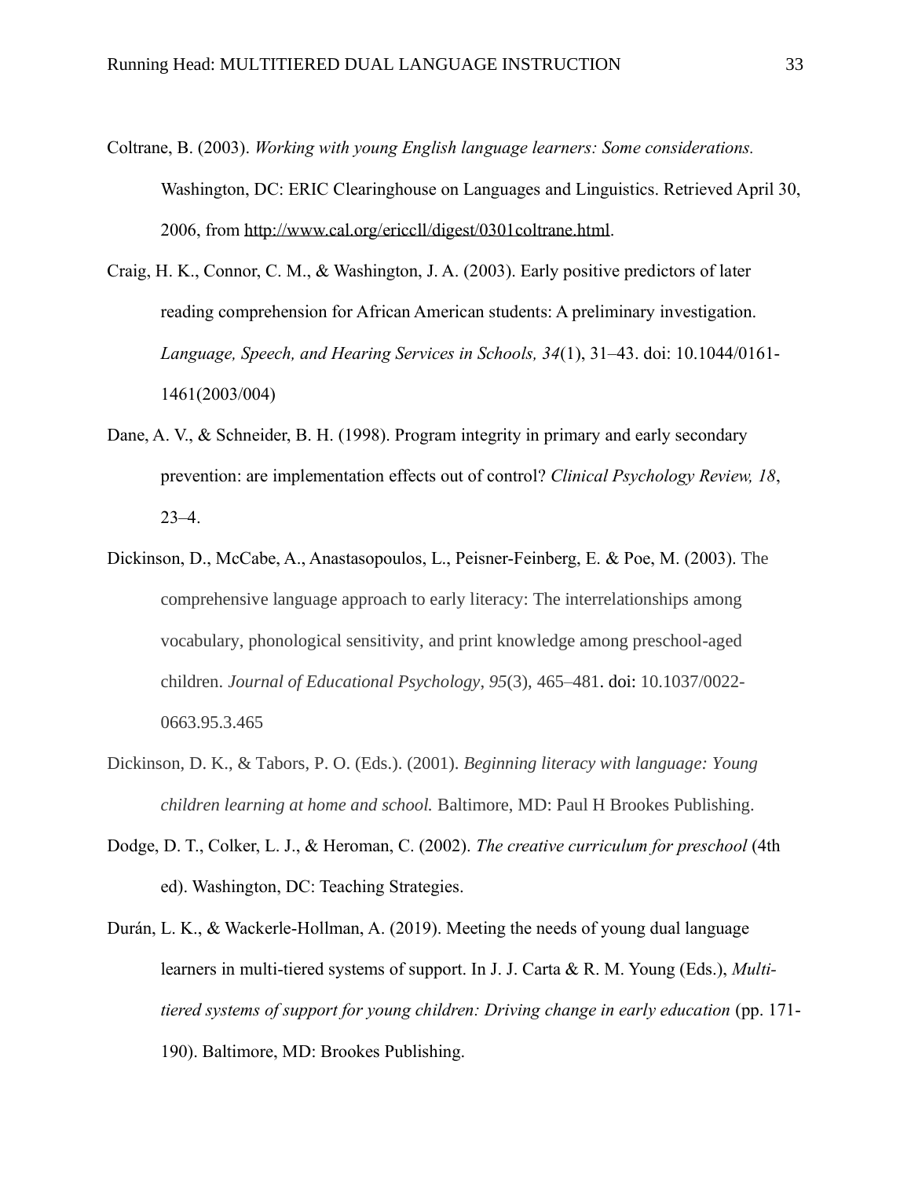Coltrane, B. (2003). *Working with young English language learners: Some considerations.* Washington, DC: ERIC Clearinghouse on Languages and Linguistics. Retrieved April 30, 2006, from http://www.cal.org/ericcll/digest/0301coltrane.html.

Craig, H. K., Connor, C. M., & Washington, J. A. (2003). Early positive predictors of later reading comprehension for African American students: A preliminary investigation. *Language, Speech, and Hearing Services in Schools, 34*(1), 31–43. doi: 10.1044/0161-1461(2003/004)

Dane, A. V., & Schneider, B. H. (1998). Program integrity in primary and early secondary prevention: are implementation effects out of control? *Clinical Psychology Review, 18*, 23–4.

Dickinson, D., McCabe, A., Anastasopoulos, L., Peisner-Feinberg, E. & Poe, M. (2003). The comprehensive language approach to early literacy: The interrelationships among vocabulary, phonological sensitivity, and print knowledge among preschool-aged children. *Journal of Educational Psychology, 95*(3), 465–481. doi: 10.1037/0022-0663.95.3.465

Dickinson, D. K., & Tabors, P. O. (Eds.). (2001). *Beginning literacy with language: Young children learning at home and school.* Baltimore, MD: Paul H Brookes Publishing.

Dodge, D. T., Colker, L. J., & Heroman, C. (2002). *The creative curriculum for preschool* (4th ed). Washington, DC: Teaching Strategies.

Durán, L. K., & Wackerle-Hollman, A. (2019). Meeting the needs of young dual language learners in multi-tiered systems of support. In J. J. Carta & R. M. Young (Eds.), *Multi-tiered systems of support for young children: Driving change in early education* (pp. 171-190). Baltimore, MD: Brookes Publishing.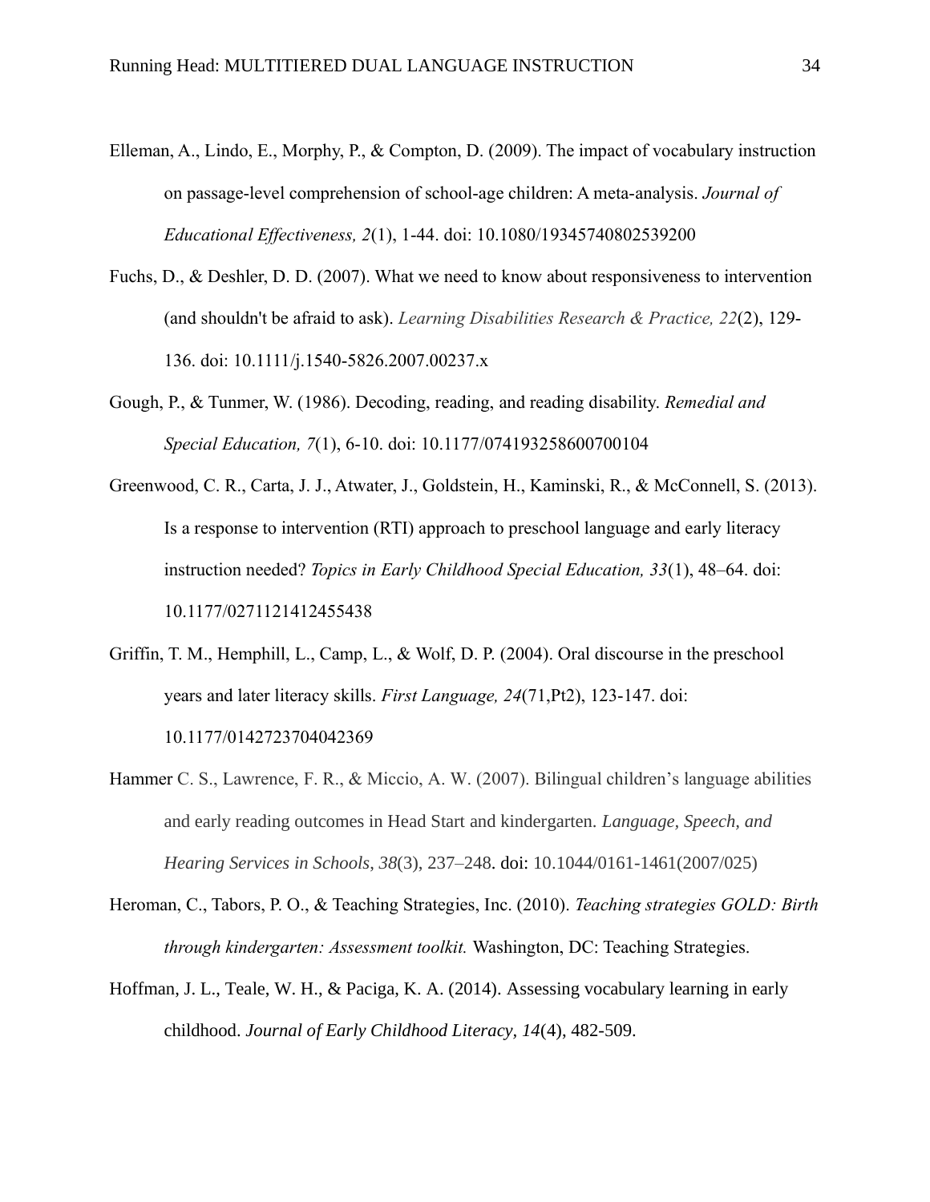Elleman, A., Lindo, E., Morphy, P., & Compton, D. (2009). The impact of vocabulary instruction on passage-level comprehension of school-age children: A meta-analysis. *Journal of Educational Effectiveness, 2*(1), 1-44. doi: 10.1080/19345740802539200

Fuchs, D., & Deshler, D. D. (2007). What we need to know about responsiveness to intervention (and shouldn't be afraid to ask). *Learning Disabilities Research & Practice, 22*(2), 129-136. doi: 10.1111/j.1540-5826.2007.00237.x

Gough, P., & Tunmer, W. (1986). Decoding, reading, and reading disability. *Remedial and Special Education, 7*(1), 6-10. doi: 10.1177/074193258600700104

Greenwood, C. R., Carta, J. J., Atwater, J., Goldstein, H., Kaminski, R., & McConnell, S. (2013). Is a response to intervention (RTI) approach to preschool language and early literacy instruction needed? *Topics in Early Childhood Special Education, 33*(1), 48–64. doi: 10.1177/0271121412455438

Griffin, T. M., Hemphill, L., Camp, L., & Wolf, D. P. (2004). Oral discourse in the preschool years and later literacy skills. *First Language, 24*(71,Pt2), 123-147. doi: 10.1177/0142723704042369

Hammer C. S., Lawrence, F. R., & Miccio, A. W. (2007). Bilingual children's language abilities and early reading outcomes in Head Start and kindergarten. *Language, Speech, and Hearing Services in Schools, 38*(3), 237–248. doi: 10.1044/0161-1461(2007/025)

Heroman, C., Tabors, P. O., & Teaching Strategies, Inc. (2010). *Teaching strategies GOLD: Birth through kindergarten: Assessment toolkit.* Washington, DC: Teaching Strategies.

Hoffman, J. L., Teale, W. H., & Paciga, K. A. (2014). Assessing vocabulary learning in early childhood. *Journal of Early Childhood Literacy, 14*(4), 482-509.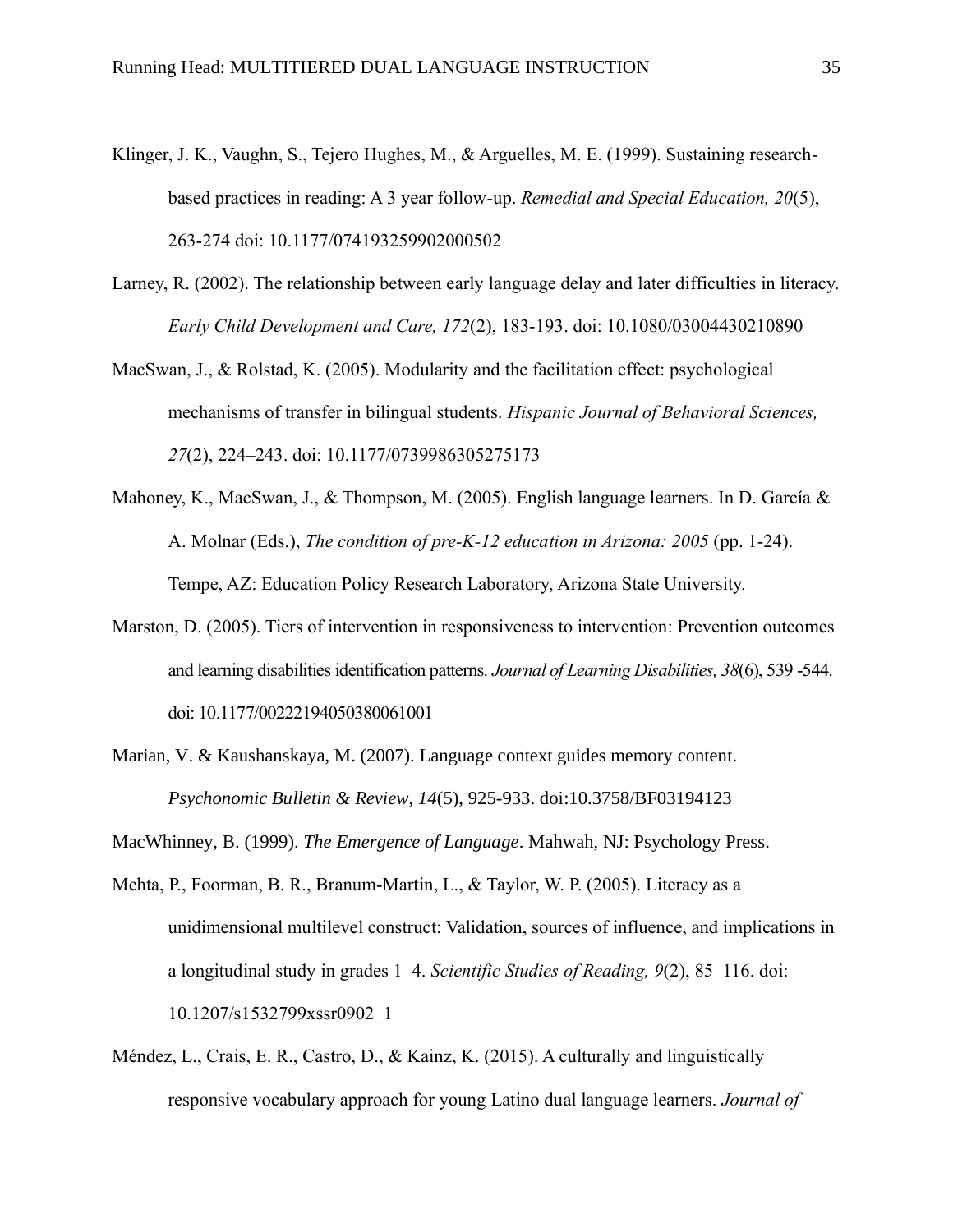Klinger, J. K., Vaughn, S., Tejero Hughes, M., & Arguelles, M. E. (1999). Sustaining research-based practices in reading: A 3 year follow-up. *Remedial and Special Education, 20*(5), 263-274 doi: 10.1177/074193259902000502

Larney, R. (2002). The relationship between early language delay and later difficulties in literacy. *Early Child Development and Care, 172*(2), 183-193. doi: 10.1080/03004430210890

MacSwan, J., & Rolstad, K. (2005). Modularity and the facilitation effect: psychological mechanisms of transfer in bilingual students. *Hispanic Journal of Behavioral Sciences, 27*(2), 224–243. doi: 10.1177/0739986305275173

Mahoney, K., MacSwan, J., & Thompson, M. (2005). English language learners. In D. García & A. Molnar (Eds.), *The condition of pre-K-12 education in Arizona: 2005* (pp. 1-24). Tempe, AZ: Education Policy Research Laboratory, Arizona State University.

Marston, D. (2005). Tiers of intervention in responsiveness to intervention: Prevention outcomes and learning disabilities identification patterns. *Journal of Learning Disabilities, 38*(6), 539 -544. doi: 10.1177/00222194050380061001

Marian, V. & Kaushanskaya, M. (2007). Language context guides memory content. *Psychonomic Bulletin & Review, 14*(5), 925-933. doi:10.3758/BF03194123

MacWhinney, B. (1999). *The Emergence of Language*. Mahwah, NJ: Psychology Press.

Mehta, P., Foorman, B. R., Branum-Martin, L., & Taylor, W. P. (2005). Literacy as a unidimensional multilevel construct: Validation, sources of influence, and implications in a longitudinal study in grades 1–4. *Scientific Studies of Reading, 9*(2), 85–116. doi: 10.1207/s1532799xssr0902_1

Méndez, L., Crais, E. R., Castro, D., & Kainz, K. (2015). A culturally and linguistically responsive vocabulary approach for young Latino dual language learners. *Journal of*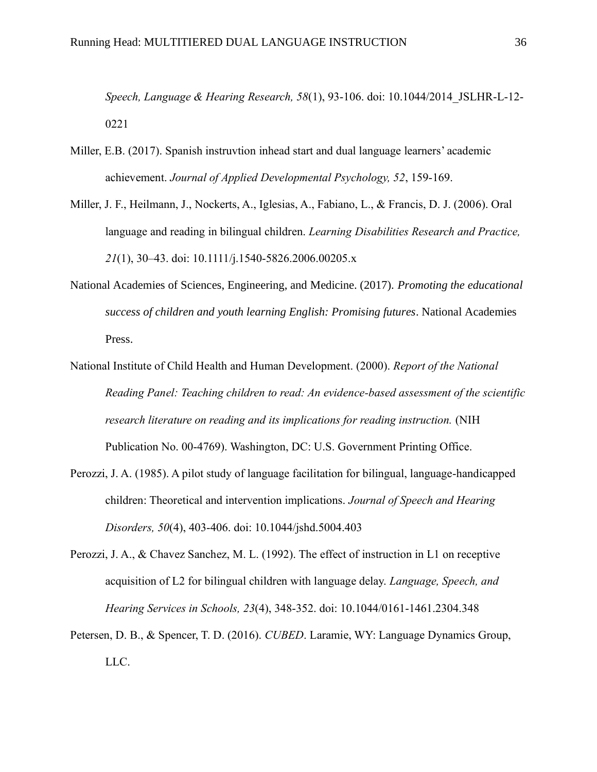*Speech, Language & Hearing Research, 58*(1), 93-106. doi: 10.1044/2014_JSLHR-L-12-0221

Miller, E.B. (2017). Spanish instruvtion inhead start and dual language learners' academic achievement. *Journal of Applied Developmental Psychology, 52*, 159-169.

Miller, J. F., Heilmann, J., Nockerts, A., Iglesias, A., Fabiano, L., & Francis, D. J. (2006). Oral language and reading in bilingual children. *Learning Disabilities Research and Practice, 21*(1), 30–43. doi: 10.1111/j.1540-5826.2006.00205.x

National Academies of Sciences, Engineering, and Medicine. (2017). *Promoting the educational success of children and youth learning English: Promising futures*. National Academies Press.

National Institute of Child Health and Human Development. (2000). *Report of the National Reading Panel: Teaching children to read: An evidence-based assessment of the scientific research literature on reading and its implications for reading instruction.* (NIH Publication No. 00-4769). Washington, DC: U.S. Government Printing Office.

Perozzi, J. A. (1985). A pilot study of language facilitation for bilingual, language-handicapped children: Theoretical and intervention implications. *Journal of Speech and Hearing Disorders, 50*(4), 403-406. doi: 10.1044/jshd.5004.403

Perozzi, J. A., & Chavez Sanchez, M. L. (1992). The effect of instruction in L1 on receptive acquisition of L2 for bilingual children with language delay. *Language, Speech, and Hearing Services in Schools, 23*(4), 348-352. doi: 10.1044/0161-1461.2304.348

Petersen, D. B., & Spencer, T. D. (2016). *CUBED*. Laramie, WY: Language Dynamics Group, LLC.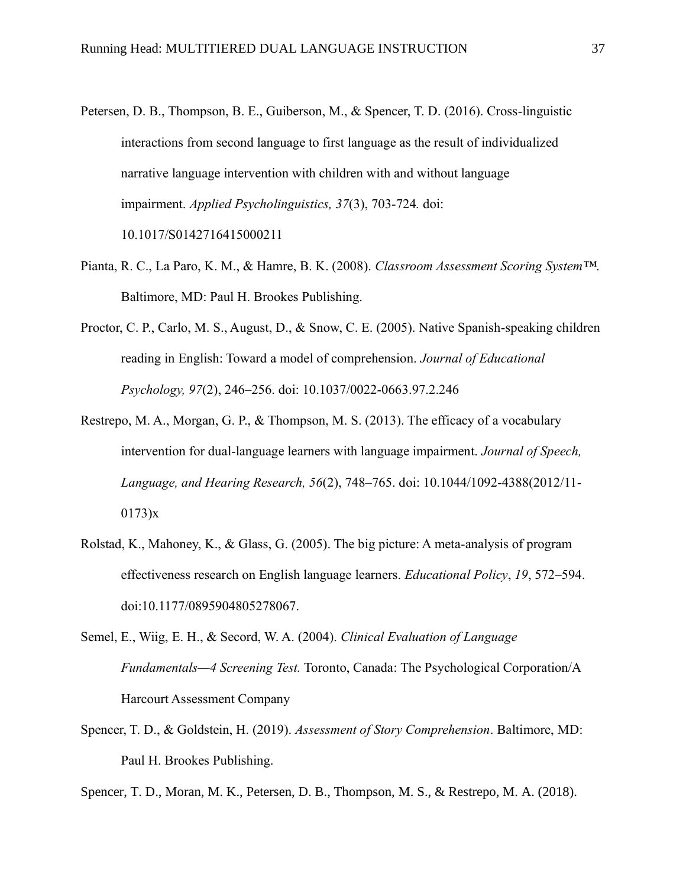Petersen, D. B., Thompson, B. E., Guiberson, M., & Spencer, T. D. (2016). Cross-linguistic interactions from second language to first language as the result of individualized narrative language intervention with children with and without language impairment. *Applied Psycholinguistics, 37*(3), 703-724. doi: 10.1017/S0142716415000211

Pianta, R. C., La Paro, K. M., & Hamre, B. K. (2008). *Classroom Assessment Scoring System™.* Baltimore, MD: Paul H. Brookes Publishing.

Proctor, C. P., Carlo, M. S., August, D., & Snow, C. E. (2005). Native Spanish-speaking children reading in English: Toward a model of comprehension. *Journal of Educational Psychology, 97*(2), 246–256. doi: 10.1037/0022-0663.97.2.246

Restrepo, M. A., Morgan, G. P., & Thompson, M. S. (2013). The efficacy of a vocabulary intervention for dual-language learners with language impairment. *Journal of Speech, Language, and Hearing Research, 56*(2), 748–765. doi: 10.1044/1092-4388(2012/11-0173)x

Rolstad, K., Mahoney, K., & Glass, G. (2005). The big picture: A meta-analysis of program effectiveness research on English language learners. *Educational Policy*, *19*, 572–594. doi:10.1177/0895904805278067.

Semel, E., Wiig, E. H., & Secord, W. A. (2004). *Clinical Evaluation of Language Fundamentals—4 Screening Test.* Toronto, Canada: The Psychological Corporation/A Harcourt Assessment Company

Spencer, T. D., & Goldstein, H. (2019). *Assessment of Story Comprehension*. Baltimore, MD: Paul H. Brookes Publishing.

Spencer, T. D., Moran, M. K., Petersen, D. B., Thompson, M. S., & Restrepo, M. A. (2018).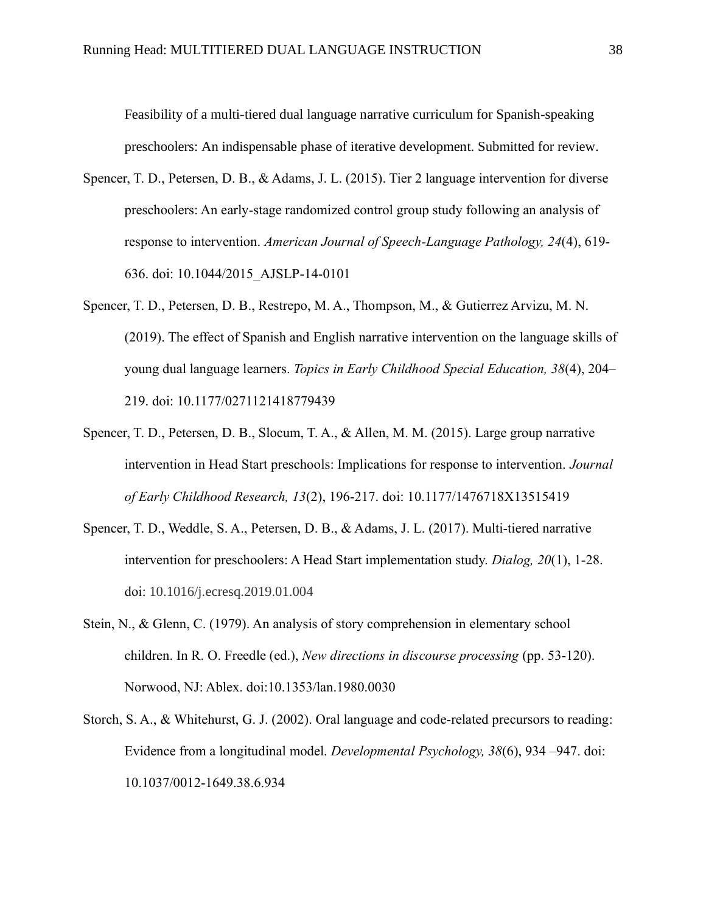Feasibility of a multi-tiered dual language narrative curriculum for Spanish-speaking preschoolers: An indispensable phase of iterative development. Submitted for review.

Spencer, T. D., Petersen, D. B., & Adams, J. L. (2015). Tier 2 language intervention for diverse preschoolers: An early-stage randomized control group study following an analysis of response to intervention. *American Journal of Speech-Language Pathology, 24*(4), 619-636. doi: 10.1044/2015_AJSLP-14-0101

Spencer, T. D., Petersen, D. B., Restrepo, M. A., Thompson, M., & Gutierrez Arvizu, M. N. (2019). The effect of Spanish and English narrative intervention on the language skills of young dual language learners. *Topics in Early Childhood Special Education, 38*(4), 204–219. doi: 10.1177/0271121418779439

Spencer, T. D., Petersen, D. B., Slocum, T. A., & Allen, M. M. (2015). Large group narrative intervention in Head Start preschools: Implications for response to intervention. *Journal of Early Childhood Research, 13*(2), 196-217. doi: 10.1177/1476718X13515419

Spencer, T. D., Weddle, S. A., Petersen, D. B., & Adams, J. L. (2017). Multi-tiered narrative intervention for preschoolers: A Head Start implementation study. *Dialog, 20*(1), 1-28. doi: 10.1016/j.ecresq.2019.01.004

Stein, N., & Glenn, C. (1979). An analysis of story comprehension in elementary school children. In R. O. Freedle (ed.), *New directions in discourse processing* (pp. 53-120). Norwood, NJ: Ablex. doi:10.1353/lan.1980.0030

Storch, S. A., & Whitehurst, G. J. (2002). Oral language and code-related precursors to reading: Evidence from a longitudinal model. *Developmental Psychology, 38*(6), 934 –947. doi: 10.1037/0012-1649.38.6.934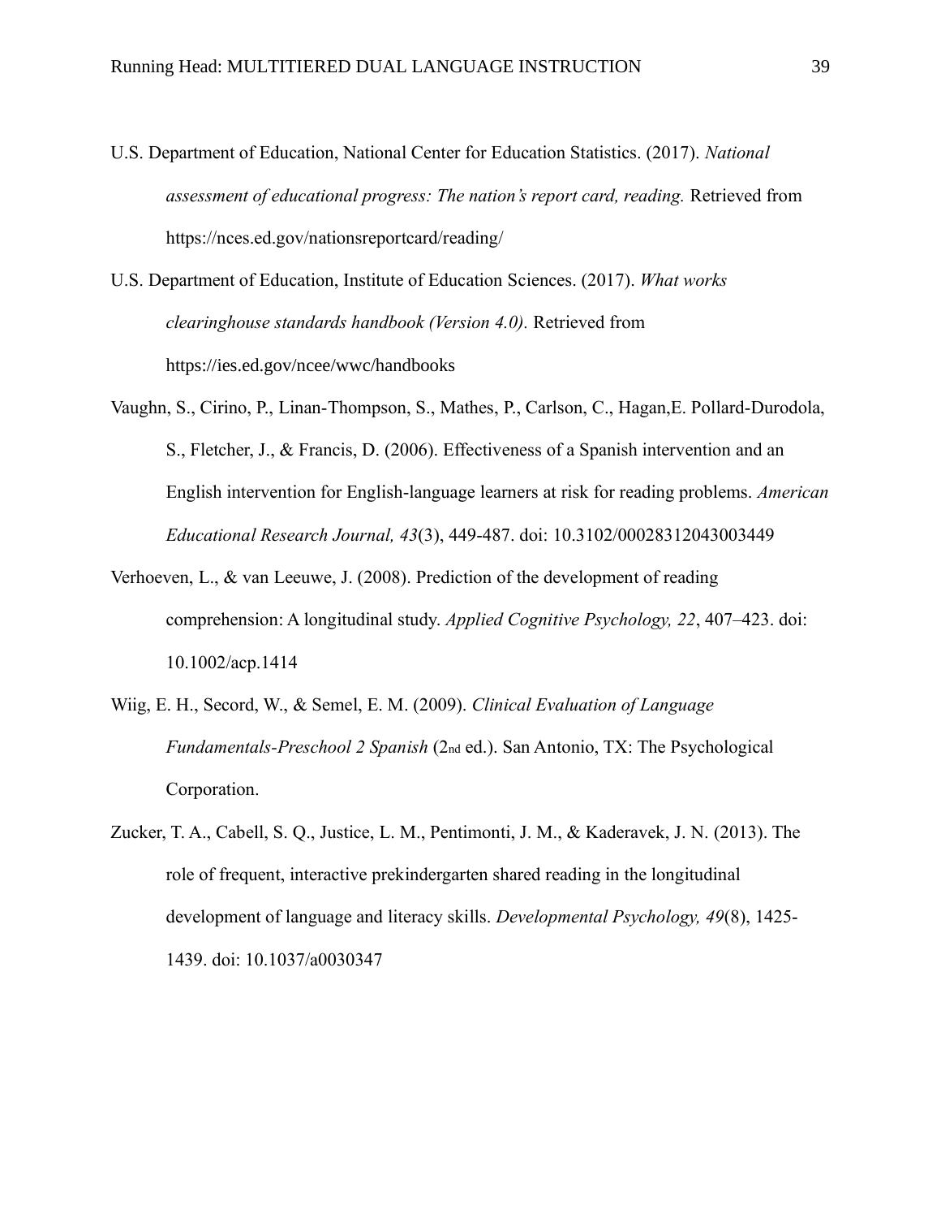U.S. Department of Education, National Center for Education Statistics. (2017). *National assessment of educational progress: The nation's report card, reading.* Retrieved from https://nces.ed.gov/nationsreportcard/reading/

U.S. Department of Education, Institute of Education Sciences. (2017). *What works clearinghouse standards handbook (Version 4.0).* Retrieved from https://ies.ed.gov/ncee/wwc/handbooks

Vaughn, S., Cirino, P., Linan-Thompson, S., Mathes, P., Carlson, C., Hagan,E. Pollard-Durodola, S., Fletcher, J., & Francis, D. (2006). Effectiveness of a Spanish intervention and an English intervention for English-language learners at risk for reading problems. *American Educational Research Journal, 43*(3), 449-487. doi: 10.3102/00028312043003449

Verhoeven, L., & van Leeuwe, J. (2008). Prediction of the development of reading comprehension: A longitudinal study. *Applied Cognitive Psychology, 22*, 407–423. doi: 10.1002/acp.1414

Wiig, E. H., Secord, W., & Semel, E. M. (2009). *Clinical Evaluation of Language Fundamentals-Preschool 2 Spanish* (2nd ed.). San Antonio, TX: The Psychological Corporation.

Zucker, T. A., Cabell, S. Q., Justice, L. M., Pentimonti, J. M., & Kaderavek, J. N. (2013). The role of frequent, interactive prekindergarten shared reading in the longitudinal development of language and literacy skills. *Developmental Psychology, 49*(8), 1425-1439. doi: 10.1037/a0030347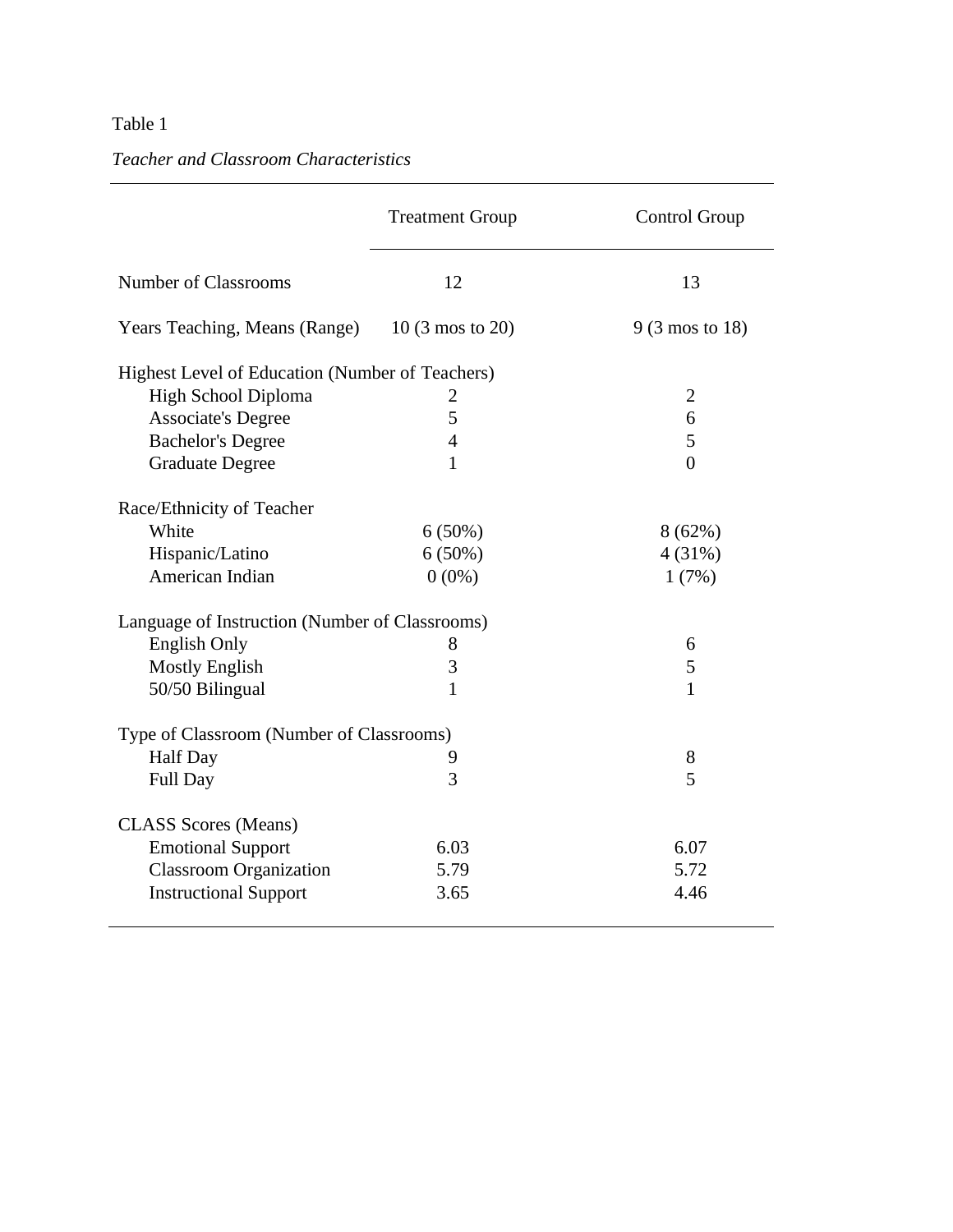Table 1

*Teacher and Classroom Characteristics*

| | Treatment Group | Control Group |
|---|---|---|
| Number of Classrooms | 12 | 13 |
| Years Teaching, Means (Range) | 10 (3 mos to 20) | 9 (3 mos to 18) |
| Highest Level of Education (Number of Teachers) | | |
| High School Diploma | 2 | 2 |
| Associate's Degree | 5 | 6 |
| Bachelor's Degree | 4 | 5 |
| Graduate Degree | 1 | 0 |
| Race/Ethnicity of Teacher | | |
| White | 6 (50%) | 8 (62%) |
| Hispanic/Latino | 6 (50%) | 4 (31%) |
| American Indian | 0 (0%) | 1 (7%) |
| Language of Instruction (Number of Classrooms) | | |
| English Only | 8 | 6 |
| Mostly English | 3 | 5 |
| 50/50 Bilingual | 1 | 1 |
| Type of Classroom (Number of Classrooms) | | |
| Half Day | 9 | 8 |
| Full Day | 3 | 5 |
| CLASS Scores (Means) | | |
| Emotional Support | 6.03 | 6.07 |
| Classroom Organization | 5.79 | 5.72 |
| Instructional Support | 3.65 | 4.46 |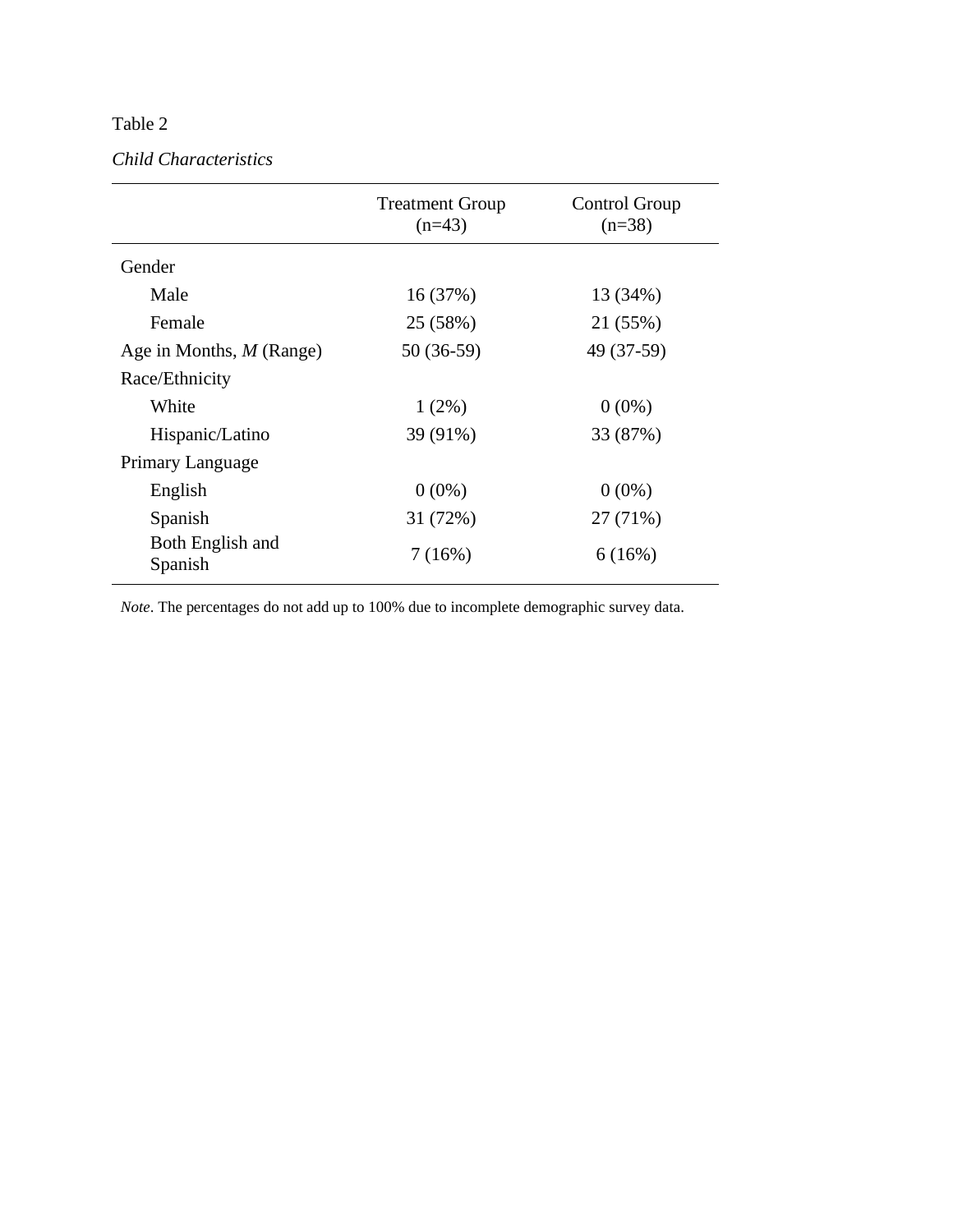Table 2

*Child Characteristics*

| | Treatment Group (n=43) | Control Group (n=38) |
|---|---|---|
| Gender | | |
| Male | 16 (37%) | 13 (34%) |
| Female | 25 (58%) | 21 (55%) |
| Age in Months, *M* (Range) | 50 (36-59) | 49 (37-59) |
| Race/Ethnicity | | |
| White | 1 (2%) | 0 (0%) |
| Hispanic/Latino | 39 (91%) | 33 (87%) |
| Primary Language | | |
| English | 0 (0%) | 0 (0%) |
| Spanish | 31 (72%) | 27 (71%) |
| Both English and Spanish | 7 (16%) | 6 (16%) |

*Note*. The percentages do not add up to 100% due to incomplete demographic survey data.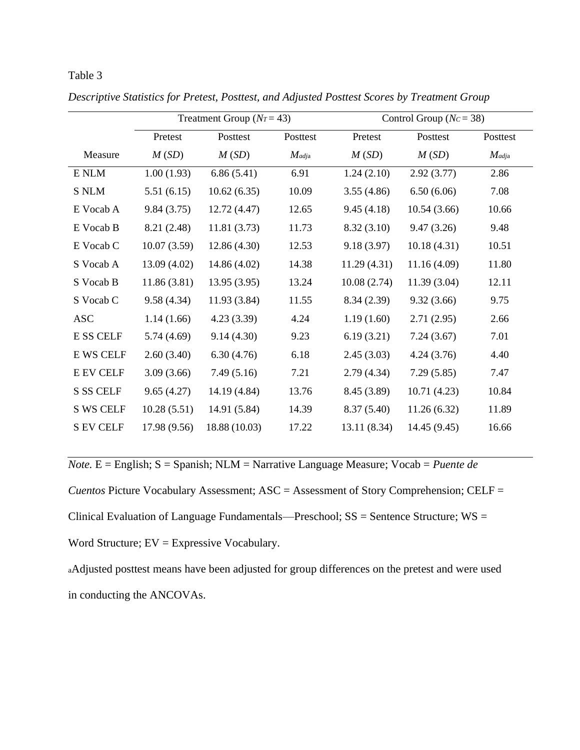Table 3

*Descriptive Statistics for Pretest, Posttest, and Adjusted Posttest Scores by Treatment Group*

| | Treatment Group ($N_T = 43$) | | | Control Group ($N_C = 38$) | | |
|---|---|---|---|---|---|---|
| | Pretest | Posttest | Posttest | Pretest | Posttest | Posttest |
| Measure | *M* (*SD*) | *M* (*SD*) | $M_{adj}$[a] | *M* (*SD*) | *M* (*SD*) | $M_{adj}$[a] |
| E NLM | 1.00 (1.93) | 6.86 (5.41) | 6.91 | 1.24 (2.10) | 2.92 (3.77) | 2.86 |
| S NLM | 5.51 (6.15) | 10.62 (6.35) | 10.09 | 3.55 (4.86) | 6.50 (6.06) | 7.08 |
| E Vocab A | 9.84 (3.75) | 12.72 (4.47) | 12.65 | 9.45 (4.18) | 10.54 (3.66) | 10.66 |
| E Vocab B | 8.21 (2.48) | 11.81 (3.73) | 11.73 | 8.32 (3.10) | 9.47 (3.26) | 9.48 |
| E Vocab C | 10.07 (3.59) | 12.86 (4.30) | 12.53 | 9.18 (3.97) | 10.18 (4.31) | 10.51 |
| S Vocab A | 13.09 (4.02) | 14.86 (4.02) | 14.38 | 11.29 (4.31) | 11.16 (4.09) | 11.80 |
| S Vocab B | 11.86 (3.81) | 13.95 (3.95) | 13.24 | 10.08 (2.74) | 11.39 (3.04) | 12.11 |
| S Vocab C | 9.58 (4.34) | 11.93 (3.84) | 11.55 | 8.34 (2.39) | 9.32 (3.66) | 9.75 |
| ASC | 1.14 (1.66) | 4.23 (3.39) | 4.24 | 1.19 (1.60) | 2.71 (2.95) | 2.66 |
| E SS CELF | 5.74 (4.69) | 9.14 (4.30) | 9.23 | 6.19 (3.21) | 7.24 (3.67) | 7.01 |
| E WS CELF | 2.60 (3.40) | 6.30 (4.76) | 6.18 | 2.45 (3.03) | 4.24 (3.76) | 4.40 |
| E EV CELF | 3.09 (3.66) | 7.49 (5.16) | 7.21 | 2.79 (4.34) | 7.29 (5.85) | 7.47 |
| S SS CELF | 9.65 (4.27) | 14.19 (4.84) | 13.76 | 8.45 (3.89) | 10.71 (4.23) | 10.84 |
| S WS CELF | 10.28 (5.51) | 14.91 (5.84) | 14.39 | 8.37 (5.40) | 11.26 (6.32) | 11.89 |
| S EV CELF | 17.98 (9.56) | 18.88 (10.03) | 17.22 | 13.11 (8.34) | 14.45 (9.45) | 16.66 |

*Note.* E = English; S = Spanish; NLM = Narrative Language Measure; Vocab = *Puente de Cuentos* Picture Vocabulary Assessment; ASC = Assessment of Story Comprehension; CELF = Clinical Evaluation of Language Fundamentals—Preschool; SS = Sentence Structure; WS = Word Structure; EV = Expressive Vocabulary.

[a]Adjusted posttest means have been adjusted for group differences on the pretest and were used in conducting the ANCOVAs.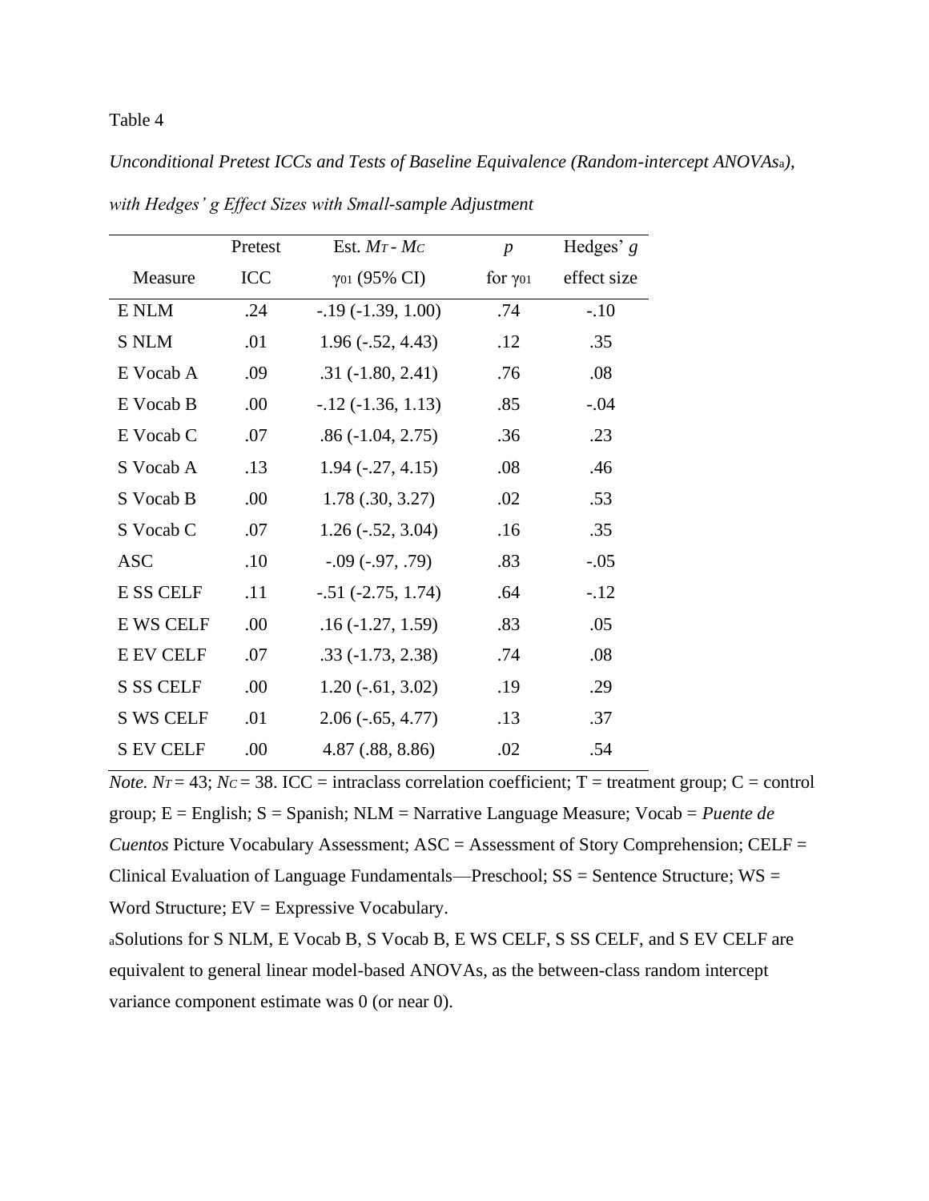Table 4

*Unconditional Pretest ICCs and Tests of Baseline Equivalence (Random-intercept ANOVAs*[a]*), with Hedges' g Effect Sizes with Small-sample Adjustment*

| Measure | Pretest ICC | Est. $M_T$ - $M_C$ $\gamma_{01}$ (95% CI) | *p* for $\gamma_{01}$ | Hedges' *g* effect size |
|---|---|---|---|---|
| E NLM | .24 | -.19 (-1.39, 1.00) | .74 | -.10 |
| S NLM | .01 | 1.96 (-.52, 4.43) | .12 | .35 |
| E Vocab A | .09 | .31 (-1.80, 2.41) | .76 | .08 |
| E Vocab B | .00 | -.12 (-1.36, 1.13) | .85 | -.04 |
| E Vocab C | .07 | .86 (-1.04, 2.75) | .36 | .23 |
| S Vocab A | .13 | 1.94 (-.27, 4.15) | .08 | .46 |
| S Vocab B | .00 | 1.78 (.30, 3.27) | .02 | .53 |
| S Vocab C | .07 | 1.26 (-.52, 3.04) | .16 | .35 |
| ASC | .10 | -.09 (-.97, .79) | .83 | -.05 |
| E SS CELF | .11 | -.51 (-2.75, 1.74) | .64 | -.12 |
| E WS CELF | .00 | .16 (-1.27, 1.59) | .83 | .05 |
| E EV CELF | .07 | .33 (-1.73, 2.38) | .74 | .08 |
| S SS CELF | .00 | 1.20 (-.61, 3.02) | .19 | .29 |
| S WS CELF | .01 | 2.06 (-.65, 4.77) | .13 | .37 |
| S EV CELF | .00 | 4.87 (.88, 8.86) | .02 | .54 |

*Note.* $N_T = 43$; $N_C = 38$. ICC = intraclass correlation coefficient; T = treatment group; C = control group; E = English; S = Spanish; NLM = Narrative Language Measure; Vocab = *Puente de Cuentos* Picture Vocabulary Assessment; ASC = Assessment of Story Comprehension; CELF = Clinical Evaluation of Language Fundamentals—Preschool; SS = Sentence Structure; WS = Word Structure; EV = Expressive Vocabulary.

[a]Solutions for S NLM, E Vocab B, S Vocab B, E WS CELF, S SS CELF, and S EV CELF are equivalent to general linear model-based ANOVAs, as the between-class random intercept variance component estimate was 0 (or near 0).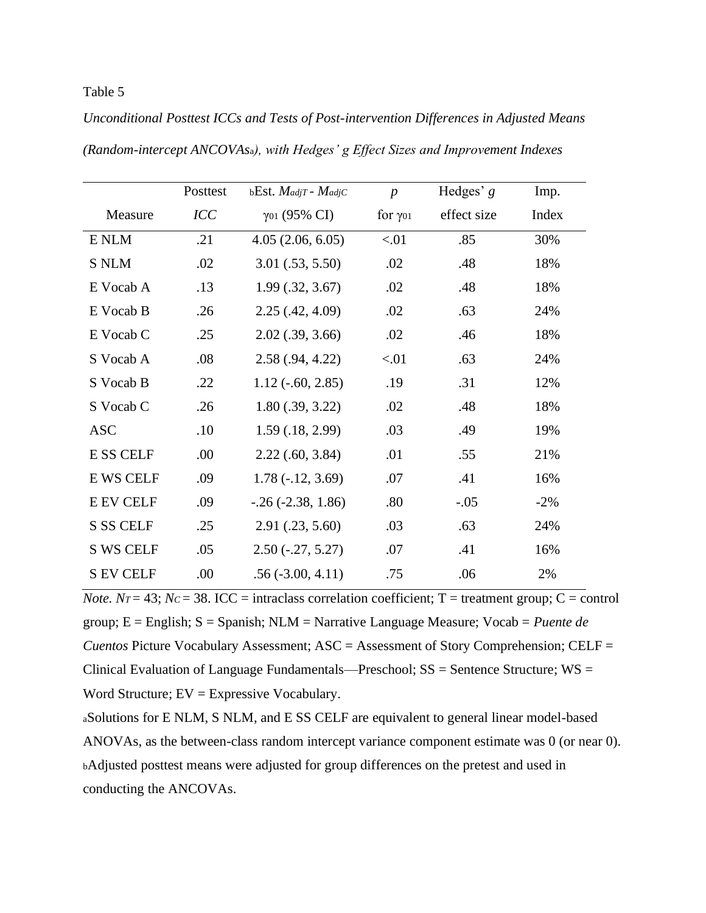Table 5

*Unconditional Posttest ICCs and Tests of Post-intervention Differences in Adjusted Means (Random-intercept ANCOVAs[a]), with Hedges' g Effect Sizes and Improvement Indexes*

| Measure | Posttest *ICC* | [b]Est. $M_{adjT}$ - $M_{adjC}$ $\gamma_{01}$ (95% CI) | *p* for $\gamma_{01}$ | Hedges' *g* effect size | Imp. Index |
|---|---|---|---|---|---|
| E NLM | .21 | 4.05 (2.06, 6.05) | <.01 | .85 | 30% |
| S NLM | .02 | 3.01 (.53, 5.50) | .02 | .48 | 18% |
| E Vocab A | .13 | 1.99 (.32, 3.67) | .02 | .48 | 18% |
| E Vocab B | .26 | 2.25 (.42, 4.09) | .02 | .63 | 24% |
| E Vocab C | .25 | 2.02 (.39, 3.66) | .02 | .46 | 18% |
| S Vocab A | .08 | 2.58 (.94, 4.22) | <.01 | .63 | 24% |
| S Vocab B | .22 | 1.12 (-.60, 2.85) | .19 | .31 | 12% |
| S Vocab C | .26 | 1.80 (.39, 3.22) | .02 | .48 | 18% |
| ASC | .10 | 1.59 (.18, 2.99) | .03 | .49 | 19% |
| E SS CELF | .00 | 2.22 (.60, 3.84) | .01 | .55 | 21% |
| E WS CELF | .09 | 1.78 (-.12, 3.69) | .07 | .41 | 16% |
| E EV CELF | .09 | -.26 (-2.38, 1.86) | .80 | -.05 | -2% |
| S SS CELF | .25 | 2.91 (.23, 5.60) | .03 | .63 | 24% |
| S WS CELF | .05 | 2.50 (-.27, 5.27) | .07 | .41 | 16% |
| S EV CELF | .00 | .56 (-3.00, 4.11) | .75 | .06 | 2% |

*Note.* $N_T = 43$; $N_C = 38$. ICC = intraclass correlation coefficient; T = treatment group; C = control group; E = English; S = Spanish; NLM = Narrative Language Measure; Vocab = *Puente de Cuentos* Picture Vocabulary Assessment; ASC = Assessment of Story Comprehension; CELF = Clinical Evaluation of Language Fundamentals—Preschool; SS = Sentence Structure; WS = Word Structure; EV = Expressive Vocabulary.

[a]Solutions for E NLM, S NLM, and E SS CELF are equivalent to general linear model-based ANOVAs, as the between-class random intercept variance component estimate was 0 (or near 0).

[b]Adjusted posttest means were adjusted for group differences on the pretest and used in conducting the ANCOVAs.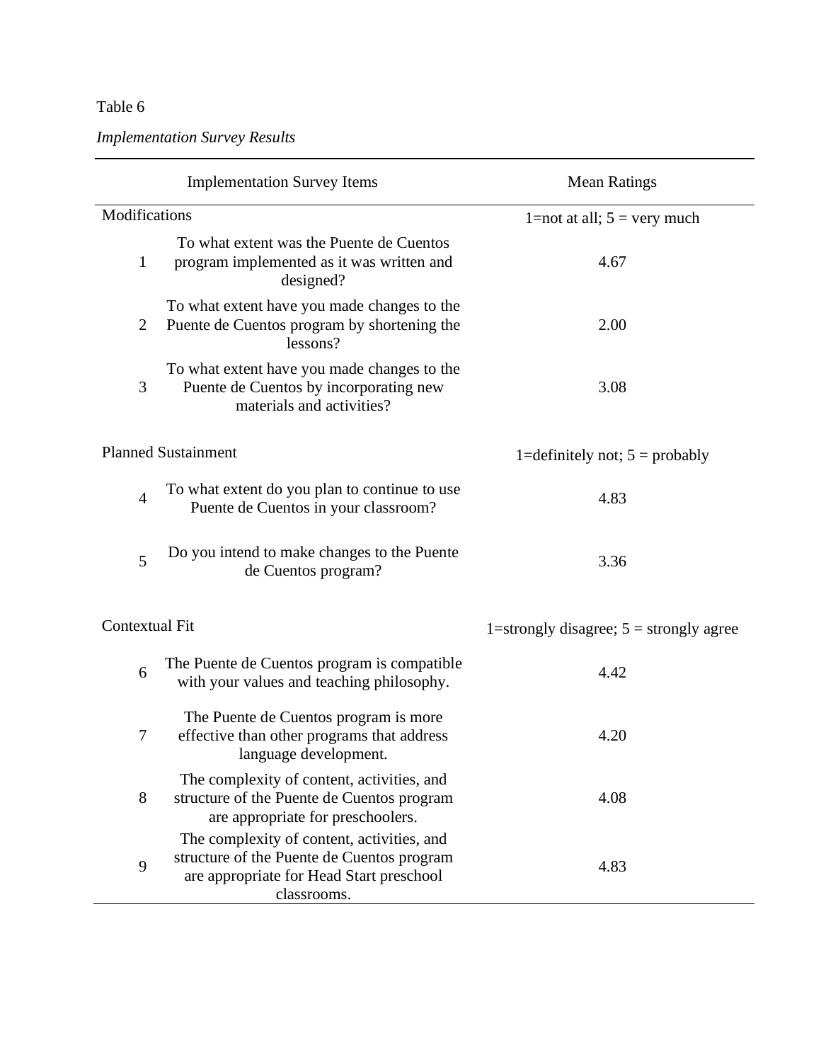Table 6

*Implementation Survey Results*

| | Implementation Survey Items | Mean Ratings |
|---|---|---|
| Modifications | | 1=not at all; 5 = very much |
| 1 | To what extent was the Puente de Cuentos program implemented as it was written and designed? | 4.67 |
| 2 | To what extent have you made changes to the Puente de Cuentos program by shortening the lessons? | 2.00 |
| 3 | To what extent have you made changes to the Puente de Cuentos by incorporating new materials and activities? | 3.08 |
| Planned Sustainment | | 1=definitely not; 5 = probably |
| 4 | To what extent do you plan to continue to use Puente de Cuentos in your classroom? | 4.83 |
| 5 | Do you intend to make changes to the Puente de Cuentos program? | 3.36 |
| Contextual Fit | | 1=strongly disagree; 5 = strongly agree |
| 6 | The Puente de Cuentos program is compatible with your values and teaching philosophy. | 4.42 |
| 7 | The Puente de Cuentos program is more effective than other programs that address language development. | 4.20 |
| 8 | The complexity of content, activities, and structure of the Puente de Cuentos program are appropriate for preschoolers. | 4.08 |
| 9 | The complexity of content, activities, and structure of the Puente de Cuentos program are appropriate for Head Start preschool classrooms. | 4.83 |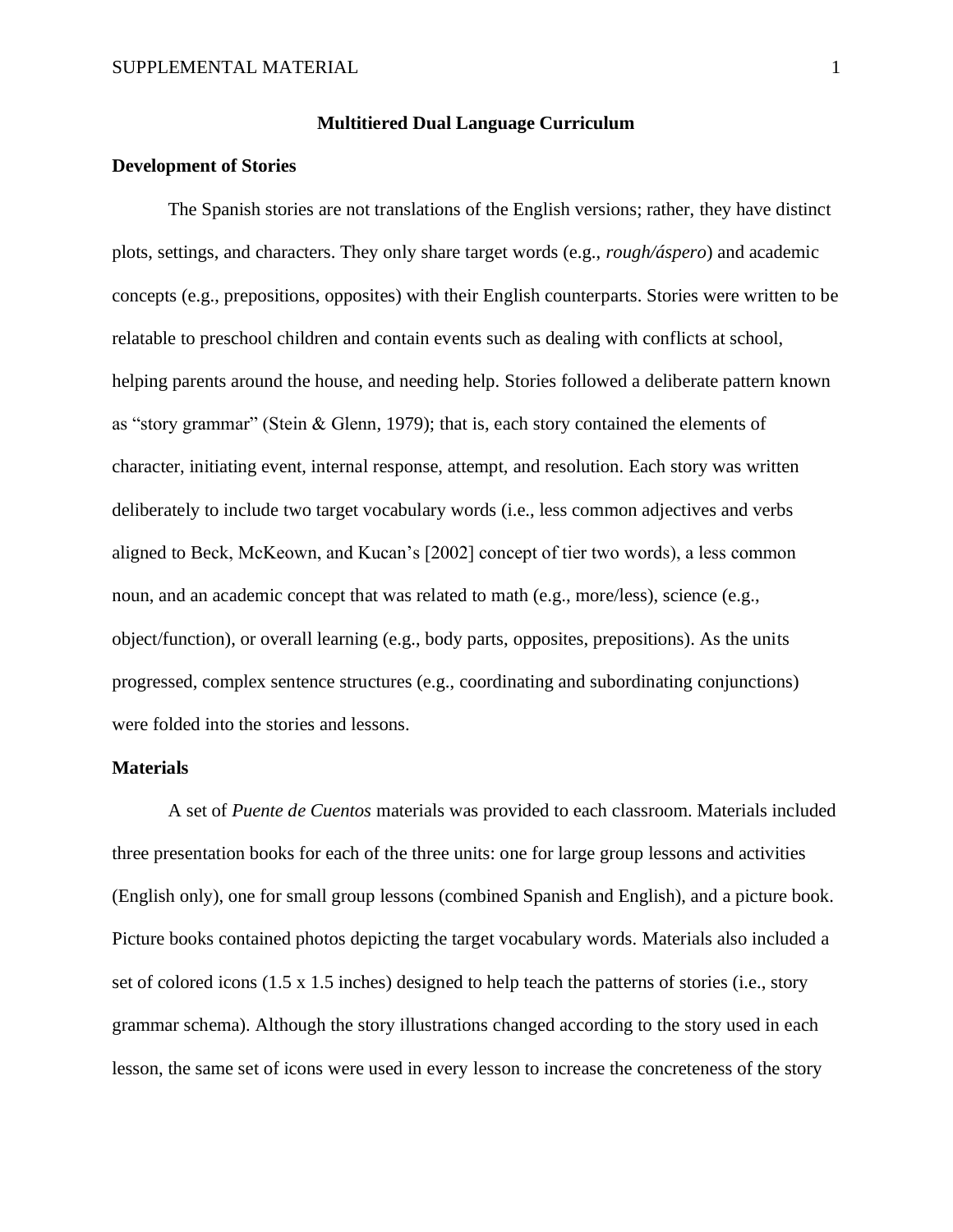# Multitiered Dual Language Curriculum

## Development of Stories

The Spanish stories are not translations of the English versions; rather, they have distinct plots, settings, and characters. They only share target words (e.g., *rough/áspero*) and academic concepts (e.g., prepositions, opposites) with their English counterparts. Stories were written to be relatable to preschool children and contain events such as dealing with conflicts at school, helping parents around the house, and needing help. Stories followed a deliberate pattern known as "story grammar" (Stein & Glenn, 1979); that is, each story contained the elements of character, initiating event, internal response, attempt, and resolution. Each story was written deliberately to include two target vocabulary words (i.e., less common adjectives and verbs aligned to Beck, McKeown, and Kucan's [2002] concept of tier two words), a less common noun, and an academic concept that was related to math (e.g., more/less), science (e.g., object/function), or overall learning (e.g., body parts, opposites, prepositions). As the units progressed, complex sentence structures (e.g., coordinating and subordinating conjunctions) were folded into the stories and lessons.

## Materials

A set of *Puente de Cuentos* materials was provided to each classroom. Materials included three presentation books for each of the three units: one for large group lessons and activities (English only), one for small group lessons (combined Spanish and English), and a picture book. Picture books contained photos depicting the target vocabulary words. Materials also included a set of colored icons (1.5 x 1.5 inches) designed to help teach the patterns of stories (i.e., story grammar schema). Although the story illustrations changed according to the story used in each lesson, the same set of icons were used in every lesson to increase the concreteness of the story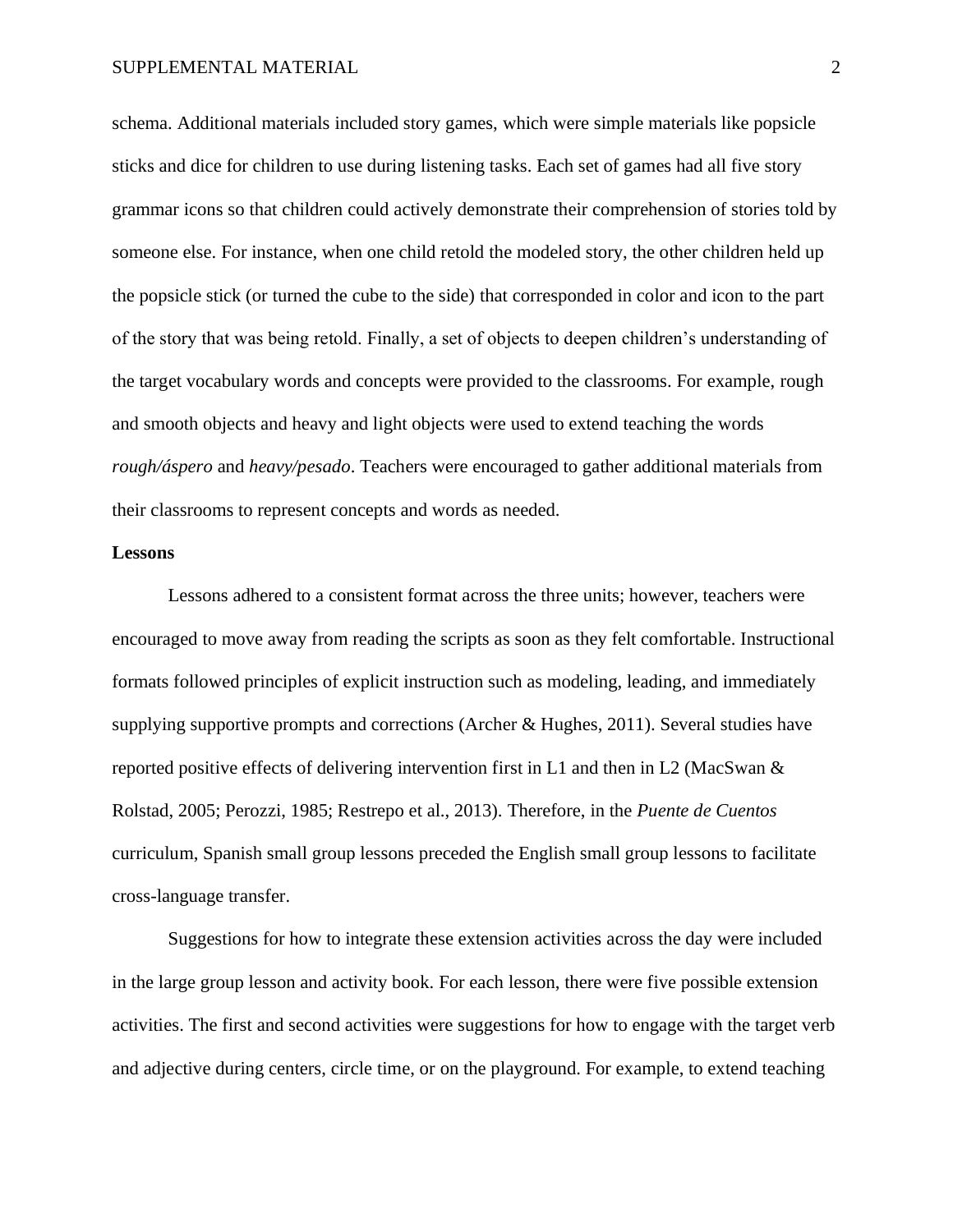schema. Additional materials included story games, which were simple materials like popsicle sticks and dice for children to use during listening tasks. Each set of games had all five story grammar icons so that children could actively demonstrate their comprehension of stories told by someone else. For instance, when one child retold the modeled story, the other children held up the popsicle stick (or turned the cube to the side) that corresponded in color and icon to the part of the story that was being retold. Finally, a set of objects to deepen children's understanding of the target vocabulary words and concepts were provided to the classrooms. For example, rough and smooth objects and heavy and light objects were used to extend teaching the words *rough/áspero* and *heavy/pesado*. Teachers were encouraged to gather additional materials from their classrooms to represent concepts and words as needed.

**Lessons**

Lessons adhered to a consistent format across the three units; however, teachers were encouraged to move away from reading the scripts as soon as they felt comfortable. Instructional formats followed principles of explicit instruction such as modeling, leading, and immediately supplying supportive prompts and corrections (Archer & Hughes, 2011). Several studies have reported positive effects of delivering intervention first in L1 and then in L2 (MacSwan & Rolstad, 2005; Perozzi, 1985; Restrepo et al., 2013). Therefore, in the *Puente de Cuentos* curriculum, Spanish small group lessons preceded the English small group lessons to facilitate cross-language transfer.

Suggestions for how to integrate these extension activities across the day were included in the large group lesson and activity book. For each lesson, there were five possible extension activities. The first and second activities were suggestions for how to engage with the target verb and adjective during centers, circle time, or on the playground. For example, to extend teaching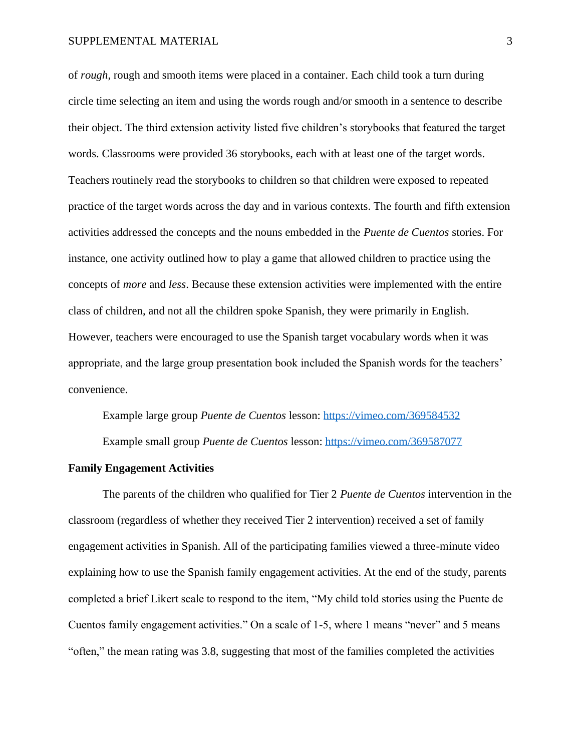of *rough*, rough and smooth items were placed in a container. Each child took a turn during circle time selecting an item and using the words rough and/or smooth in a sentence to describe their object. The third extension activity listed five children's storybooks that featured the target words. Classrooms were provided 36 storybooks, each with at least one of the target words. Teachers routinely read the storybooks to children so that children were exposed to repeated practice of the target words across the day and in various contexts. The fourth and fifth extension activities addressed the concepts and the nouns embedded in the *Puente de Cuentos* stories. For instance, one activity outlined how to play a game that allowed children to practice using the concepts of *more* and *less*. Because these extension activities were implemented with the entire class of children, and not all the children spoke Spanish, they were primarily in English. However, teachers were encouraged to use the Spanish target vocabulary words when it was appropriate, and the large group presentation book included the Spanish words for the teachers' convenience.

Example large group *Puente de Cuentos* lesson: https://vimeo.com/369584532

Example small group *Puente de Cuentos* lesson: https://vimeo.com/369587077

**Family Engagement Activities**

The parents of the children who qualified for Tier 2 *Puente de Cuentos* intervention in the classroom (regardless of whether they received Tier 2 intervention) received a set of family engagement activities in Spanish. All of the participating families viewed a three-minute video explaining how to use the Spanish family engagement activities. At the end of the study, parents completed a brief Likert scale to respond to the item, "My child told stories using the Puente de Cuentos family engagement activities." On a scale of 1-5, where 1 means "never" and 5 means "often," the mean rating was 3.8, suggesting that most of the families completed the activities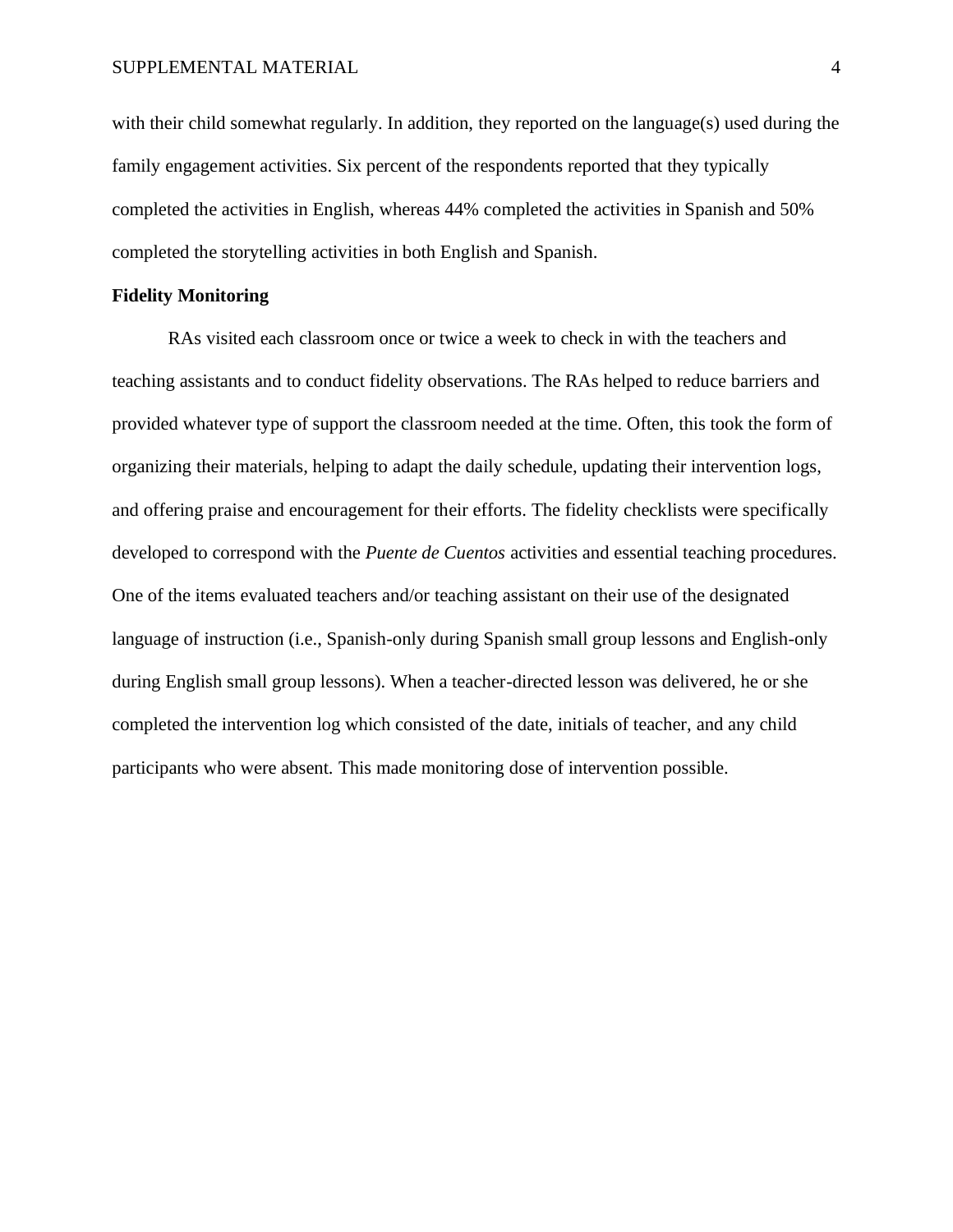with their child somewhat regularly. In addition, they reported on the language(s) used during the family engagement activities. Six percent of the respondents reported that they typically completed the activities in English, whereas 44% completed the activities in Spanish and 50% completed the storytelling activities in both English and Spanish.

**Fidelity Monitoring**

RAs visited each classroom once or twice a week to check in with the teachers and teaching assistants and to conduct fidelity observations. The RAs helped to reduce barriers and provided whatever type of support the classroom needed at the time. Often, this took the form of organizing their materials, helping to adapt the daily schedule, updating their intervention logs, and offering praise and encouragement for their efforts. The fidelity checklists were specifically developed to correspond with the *Puente de Cuentos* activities and essential teaching procedures. One of the items evaluated teachers and/or teaching assistant on their use of the designated language of instruction (i.e., Spanish-only during Spanish small group lessons and English-only during English small group lessons). When a teacher-directed lesson was delivered, he or she completed the intervention log which consisted of the date, initials of teacher, and any child participants who were absent. This made monitoring dose of intervention possible.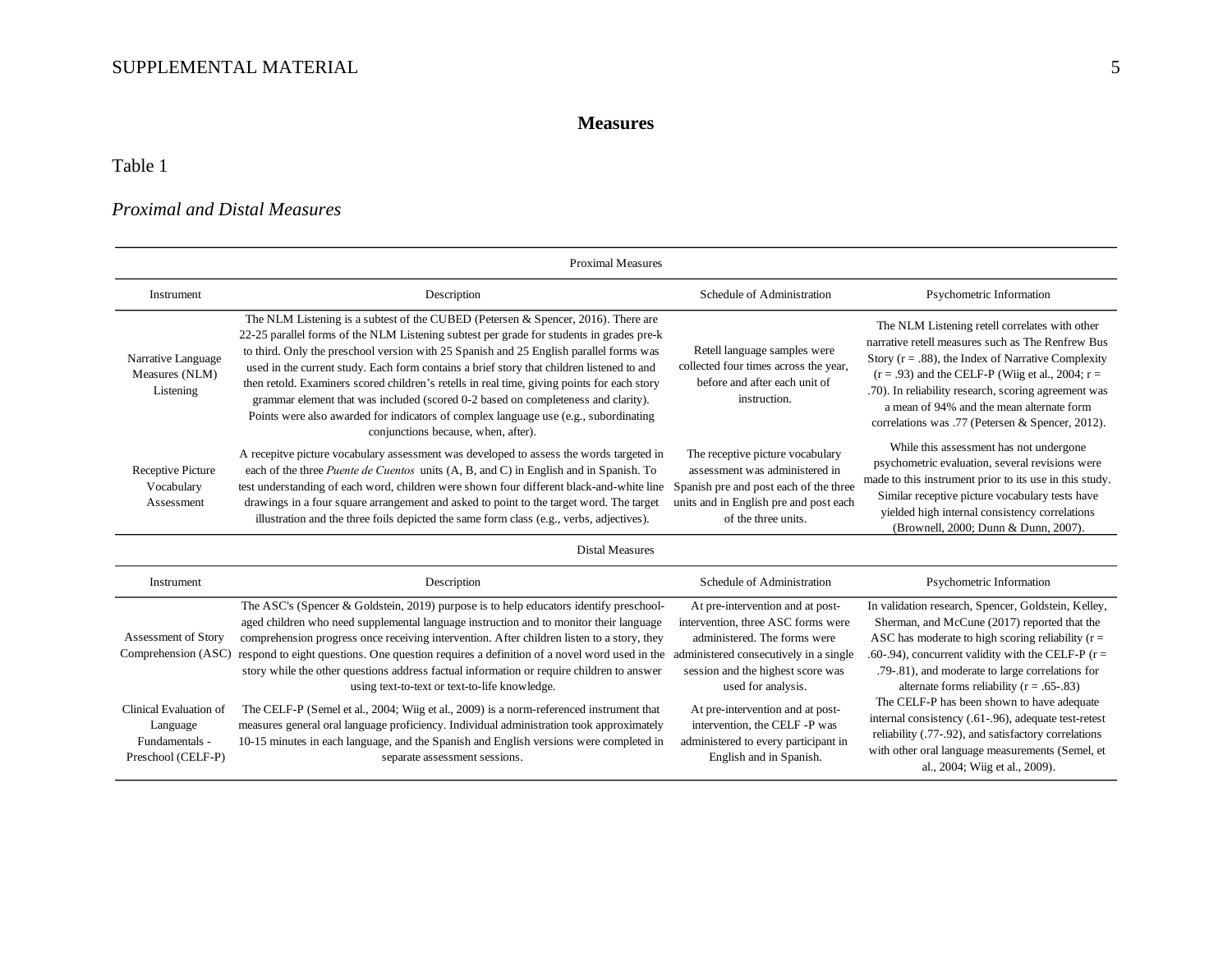## Measures

Table 1

*Proximal and Distal Measures*

| Instrument | Description | Schedule of Administration | Psychometric Information |
|---|---|---|---|
| **Proximal Measures** | | | |
| Narrative Language Measures (NLM) Listening | The NLM Listening is a subtest of the CUBED (Petersen & Spencer, 2016). There are 22-25 parallel forms of the NLM Listening subtest per grade for students in grades pre-k to third. Only the preschool version with 25 Spanish and 25 English parallel forms was used in the current study. Each form contains a brief story that children listened to and then retold. Examiners scored children's retells in real time, giving points for each story grammar element that was included (scored 0-2 based on completeness and clarity). Points were also awarded for indicators of complex language use (e.g., subordinating conjunctions because, when, after). | Retell language samples were collected four times across the year, before and after each unit of instruction. | The NLM Listening retell correlates with other narrative retell measures such as The Renfrew Bus Story (r = .88), the Index of Narrative Complexity (r = .93) and the CELF-P (Wiig et al., 2004; r = .70). In reliability research, scoring agreement was a mean of 94% and the mean alternate form correlations was .77 (Petersen & Spencer, 2012). |
| Receptive Picture Vocabulary Assessment | A recepitve picture vocabulary assessment was developed to assess the words targeted in each of the three *Puente de Cuentos* units (A, B, and C) in English and in Spanish. To test understanding of each word, children were shown four different black-and-white line drawings in a four square arrangement and asked to point to the target word. The target illustration and the three foils depicted the same form class (e.g., verbs, adjectives). | The receptive picture vocabulary assessment was administered in Spanish pre and post each of the three units and in English pre and post each of the three units. | While this assessment has not undergone psychometric evaluation, several revisions were made to this instrument prior to its use in this study. Similar receptive picture vocabulary tests have yielded high internal consistency correlations (Brownell, 2000; Dunn & Dunn, 2007). |
| **Distal Measures** | | | |
| Assessment of Story Comprehension (ASC) | The ASC's (Spencer & Goldstein, 2019) purpose is to help educators identify preschool-aged children who need supplemental language instruction and to monitor their language comprehension progress once receiving intervention. After children listen to a story, they respond to eight questions. One question requires a definition of a novel word used in the story while the other questions address factual information or require children to answer using text-to-text or text-to-life knowledge. | At pre-intervention and at post-intervention, three ASC forms were administered. The forms were administered consecutively in a single session and the highest score was used for analysis. | In validation research, Spencer, Goldstein, Kelley, Sherman, and McCune (2017) reported that the ASC has moderate to high scoring reliability (r = .60-.94), concurrent validity with the CELF-P (r = .79-.81), and moderate to large correlations for alternate forms reliability (r = .65-.83) |
| Clinical Evaluation of Language Fundamentals - Preschool (CELF-P) | The CELF-P (Semel et al., 2004; Wiig et al., 2009) is a norm-referenced instrument that measures general oral language proficiency. Individual administration took approximately 10-15 minutes in each language, and the Spanish and English versions were completed in separate assessment sessions. | At pre-intervention and at post-intervention, the CELF -P was administered to every participant in English and in Spanish. | The CELF-P has been shown to have adequate internal consistency (.61-.96), adequate test-retest reliability (.77-.92), and satisfactory correlations with other oral language measurements (Semel, et al., 2004; Wiig et al., 2009). |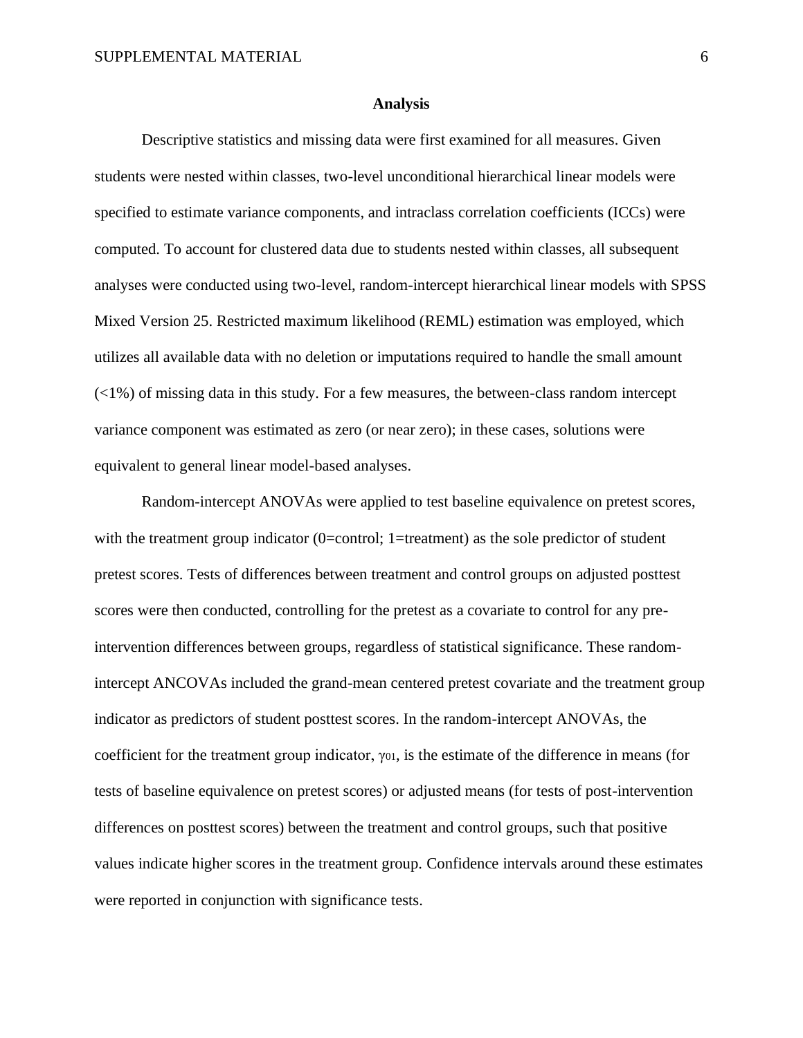## Analysis

Descriptive statistics and missing data were first examined for all measures. Given students were nested within classes, two-level unconditional hierarchical linear models were specified to estimate variance components, and intraclass correlation coefficients (ICCs) were computed. To account for clustered data due to students nested within classes, all subsequent analyses were conducted using two-level, random-intercept hierarchical linear models with SPSS Mixed Version 25. Restricted maximum likelihood (REML) estimation was employed, which utilizes all available data with no deletion or imputations required to handle the small amount (<1%) of missing data in this study. For a few measures, the between-class random intercept variance component was estimated as zero (or near zero); in these cases, solutions were equivalent to general linear model-based analyses.

Random-intercept ANOVAs were applied to test baseline equivalence on pretest scores, with the treatment group indicator (0=control; 1=treatment) as the sole predictor of student pretest scores. Tests of differences between treatment and control groups on adjusted posttest scores were then conducted, controlling for the pretest as a covariate to control for any pre-intervention differences between groups, regardless of statistical significance. These random-intercept ANCOVAs included the grand-mean centered pretest covariate and the treatment group indicator as predictors of student posttest scores. In the random-intercept ANOVAs, the coefficient for the treatment group indicator, $\gamma_{01}$, is the estimate of the difference in means (for tests of baseline equivalence on pretest scores) or adjusted means (for tests of post-intervention differences on posttest scores) between the treatment and control groups, such that positive values indicate higher scores in the treatment group. Confidence intervals around these estimates were reported in conjunction with significance tests.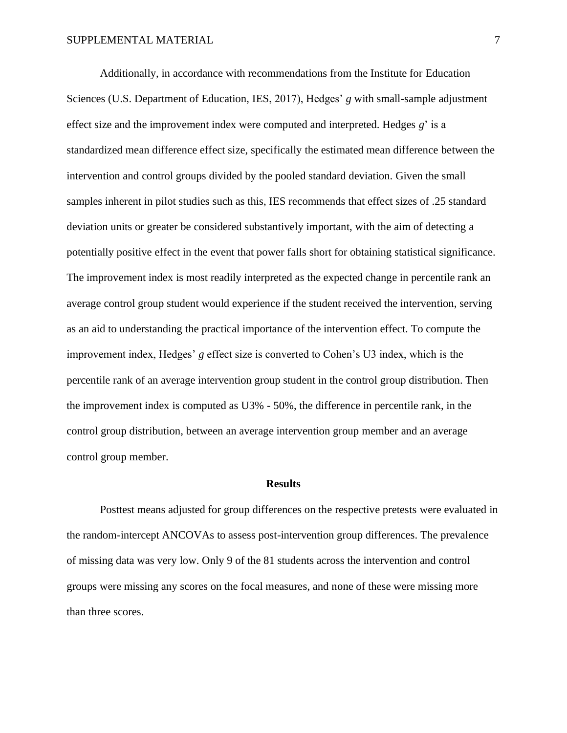Additionally, in accordance with recommendations from the Institute for Education Sciences (U.S. Department of Education, IES, 2017), Hedges' *g* with small-sample adjustment effect size and the improvement index were computed and interpreted. Hedges *g*' is a standardized mean difference effect size, specifically the estimated mean difference between the intervention and control groups divided by the pooled standard deviation. Given the small samples inherent in pilot studies such as this, IES recommends that effect sizes of .25 standard deviation units or greater be considered substantively important, with the aim of detecting a potentially positive effect in the event that power falls short for obtaining statistical significance. The improvement index is most readily interpreted as the expected change in percentile rank an average control group student would experience if the student received the intervention, serving as an aid to understanding the practical importance of the intervention effect. To compute the improvement index, Hedges' *g* effect size is converted to Cohen's U3 index, which is the percentile rank of an average intervention group student in the control group distribution. Then the improvement index is computed as U3% - 50%, the difference in percentile rank, in the control group distribution, between an average intervention group member and an average control group member.

## Results

Posttest means adjusted for group differences on the respective pretests were evaluated in the random-intercept ANCOVAs to assess post-intervention group differences. The prevalence of missing data was very low. Only 9 of the 81 students across the intervention and control groups were missing any scores on the focal measures, and none of these were missing more than three scores.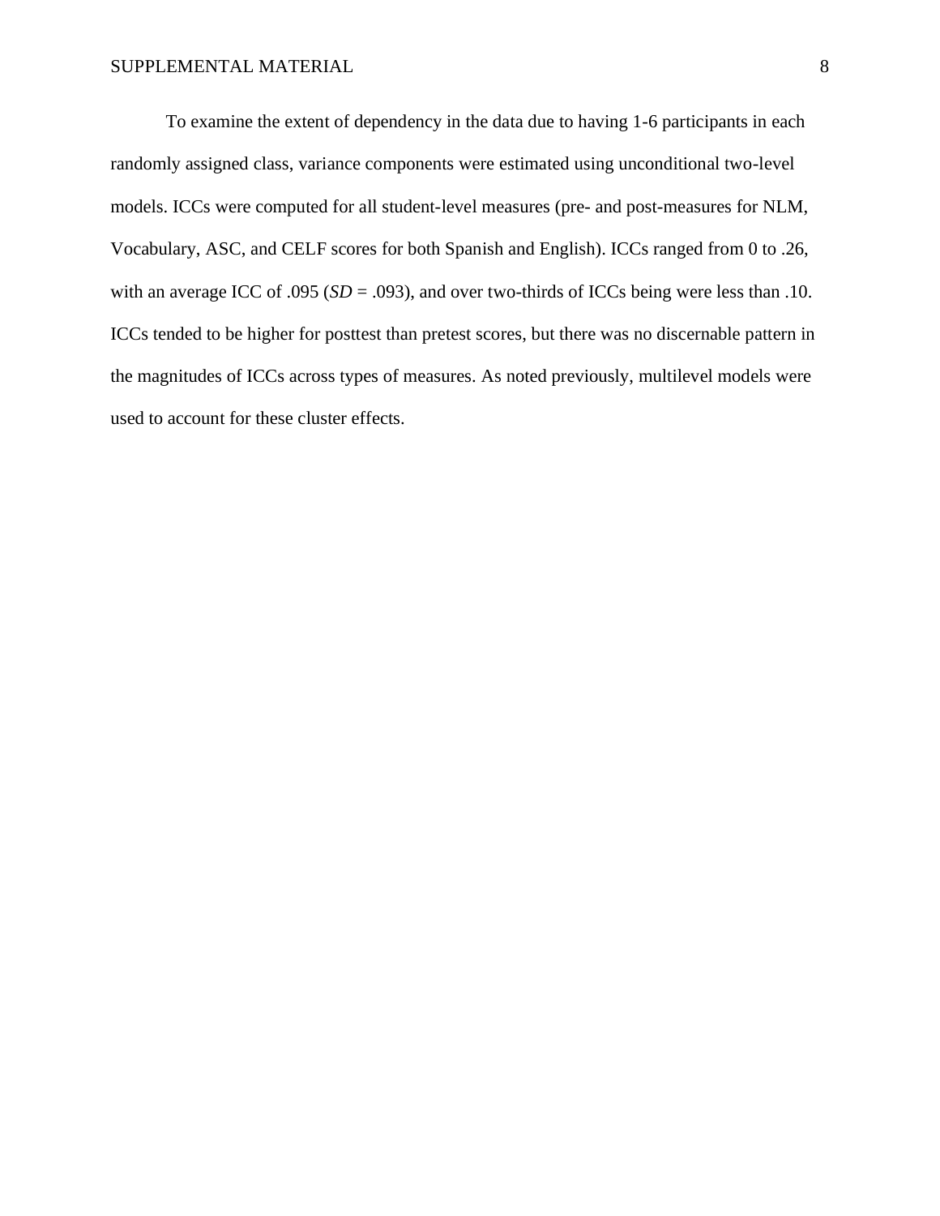To examine the extent of dependency in the data due to having 1-6 participants in each randomly assigned class, variance components were estimated using unconditional two-level models. ICCs were computed for all student-level measures (pre- and post-measures for NLM, Vocabulary, ASC, and CELF scores for both Spanish and English). ICCs ranged from 0 to .26, with an average ICC of .095 (*SD* = .093), and over two-thirds of ICCs being were less than .10. ICCs tended to be higher for posttest than pretest scores, but there was no discernable pattern in the magnitudes of ICCs across types of measures. As noted previously, multilevel models were used to account for these cluster effects.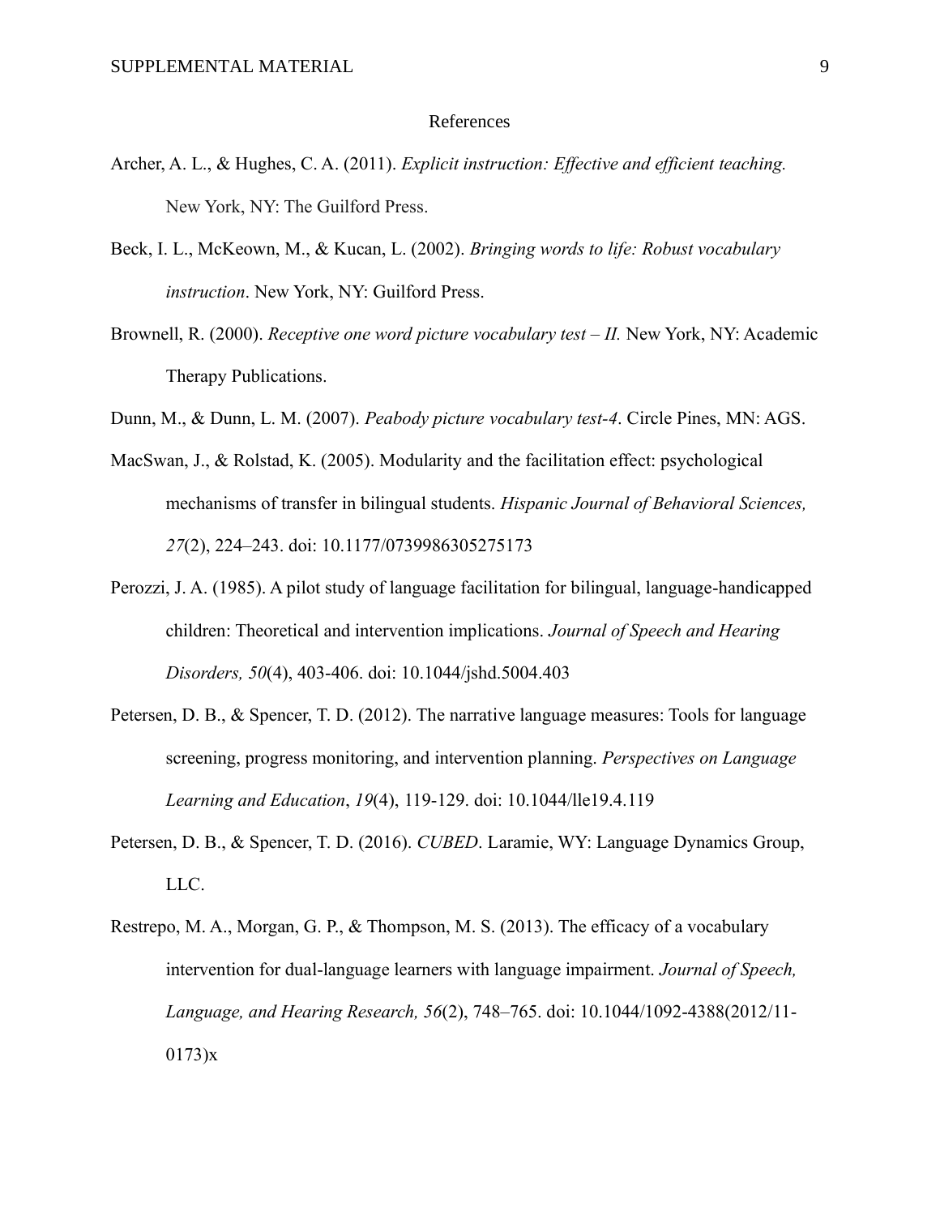# References

Archer, A. L., & Hughes, C. A. (2011). *Explicit instruction: Effective and efficient teaching.* New York, NY: The Guilford Press.

Beck, I. L., McKeown, M., & Kucan, L. (2002). *Bringing words to life: Robust vocabulary instruction*. New York, NY: Guilford Press.

Brownell, R. (2000). *Receptive one word picture vocabulary test – II.* New York, NY: Academic Therapy Publications.

Dunn, M., & Dunn, L. M. (2007). *Peabody picture vocabulary test-4*. Circle Pines, MN: AGS.

MacSwan, J., & Rolstad, K. (2005). Modularity and the facilitation effect: psychological mechanisms of transfer in bilingual students. *Hispanic Journal of Behavioral Sciences, 27*(2), 224–243. doi: 10.1177/0739986305275173

Perozzi, J. A. (1985). A pilot study of language facilitation for bilingual, language-handicapped children: Theoretical and intervention implications. *Journal of Speech and Hearing Disorders, 50*(4), 403-406. doi: 10.1044/jshd.5004.403

Petersen, D. B., & Spencer, T. D. (2012). The narrative language measures: Tools for language screening, progress monitoring, and intervention planning. *Perspectives on Language Learning and Education*, *19*(4), 119-129. doi: 10.1044/lle19.4.119

Petersen, D. B., & Spencer, T. D. (2016). *CUBED*. Laramie, WY: Language Dynamics Group, LLC.

Restrepo, M. A., Morgan, G. P., & Thompson, M. S. (2013). The efficacy of a vocabulary intervention for dual-language learners with language impairment. *Journal of Speech, Language, and Hearing Research, 56*(2), 748–765. doi: 10.1044/1092-4388(2012/11-0173)x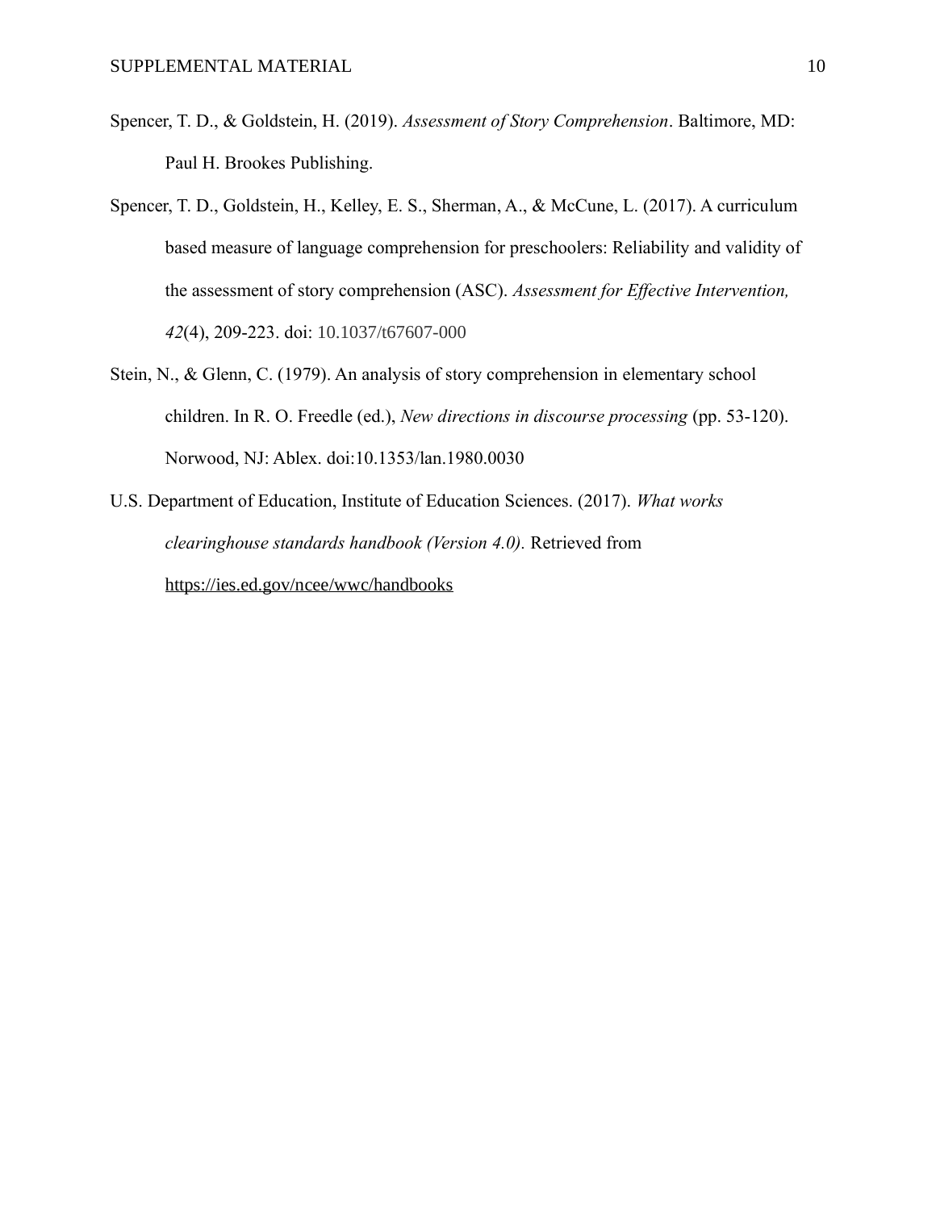Spencer, T. D., & Goldstein, H. (2019). *Assessment of Story Comprehension*. Baltimore, MD: Paul H. Brookes Publishing.

Spencer, T. D., Goldstein, H., Kelley, E. S., Sherman, A., & McCune, L. (2017). A curriculum based measure of language comprehension for preschoolers: Reliability and validity of the assessment of story comprehension (ASC). *Assessment for Effective Intervention, 42*(4), 209-223. doi: 10.1037/t67607-000

Stein, N., & Glenn, C. (1979). An analysis of story comprehension in elementary school children. In R. O. Freedle (ed.), *New directions in discourse processing* (pp. 53-120). Norwood, NJ: Ablex. doi:10.1353/lan.1980.0030

U.S. Department of Education, Institute of Education Sciences. (2017). *What works clearinghouse standards handbook (Version 4.0)*. Retrieved from https://ies.ed.gov/ncee/wwc/handbooks